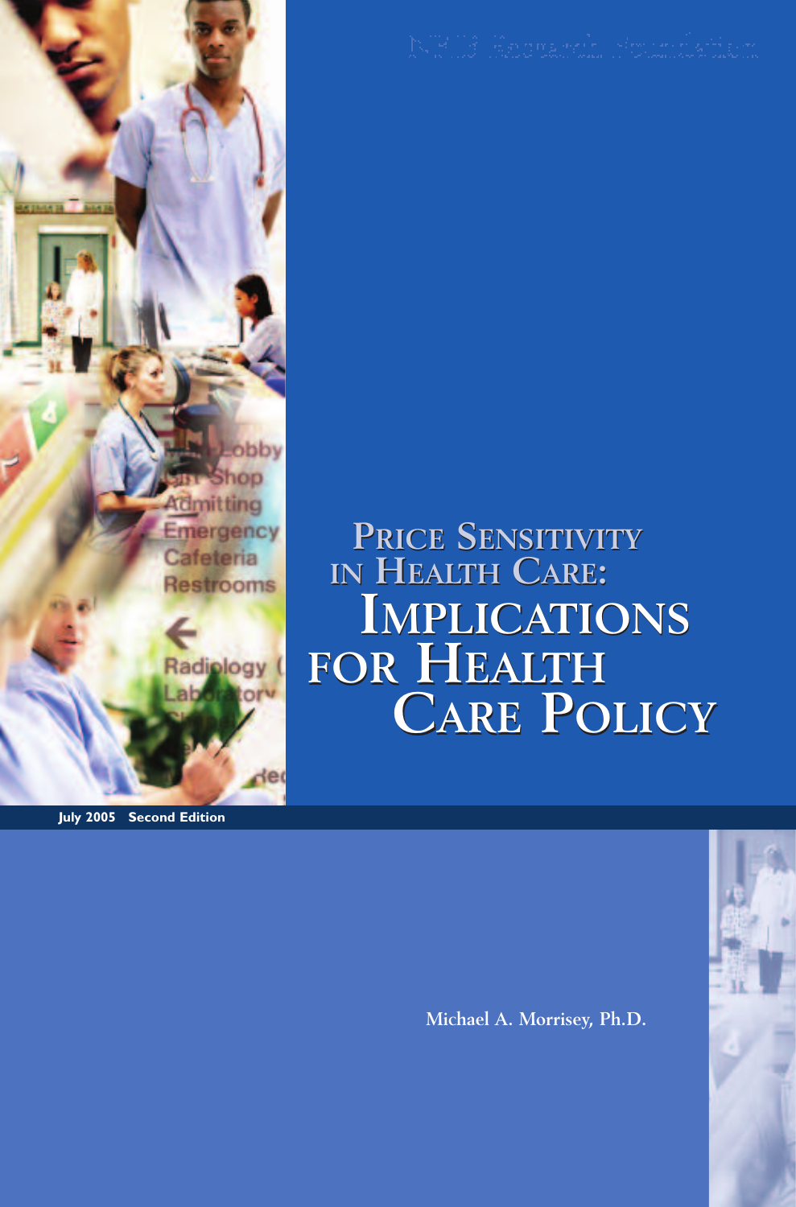NFIB Research Foundation

# Price Sensitivity in Health Care: Implications for Health Care Policy

**July 2005 Second Edition**

**Michael A. Morrisey, Ph.D.**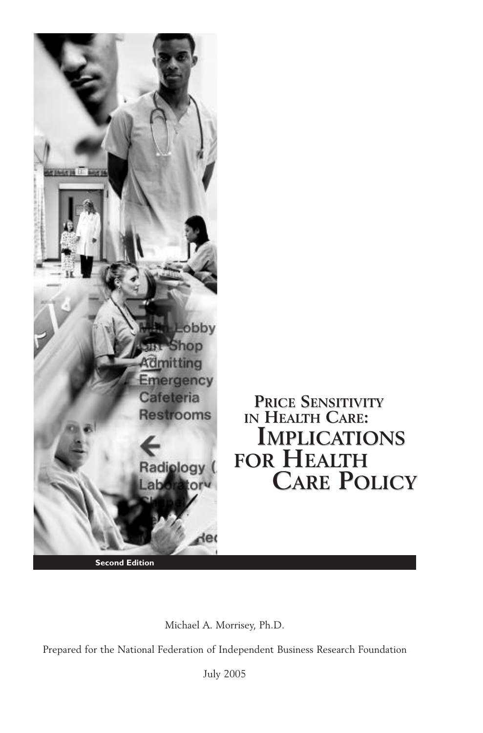# Price Sensitivity in Health Care: Implications for Health Care Policy

**Second Edition**

Michael A. Morrisey, Ph.D.

Prepared for the National Federation of Independent Business Research Foundation

July 2005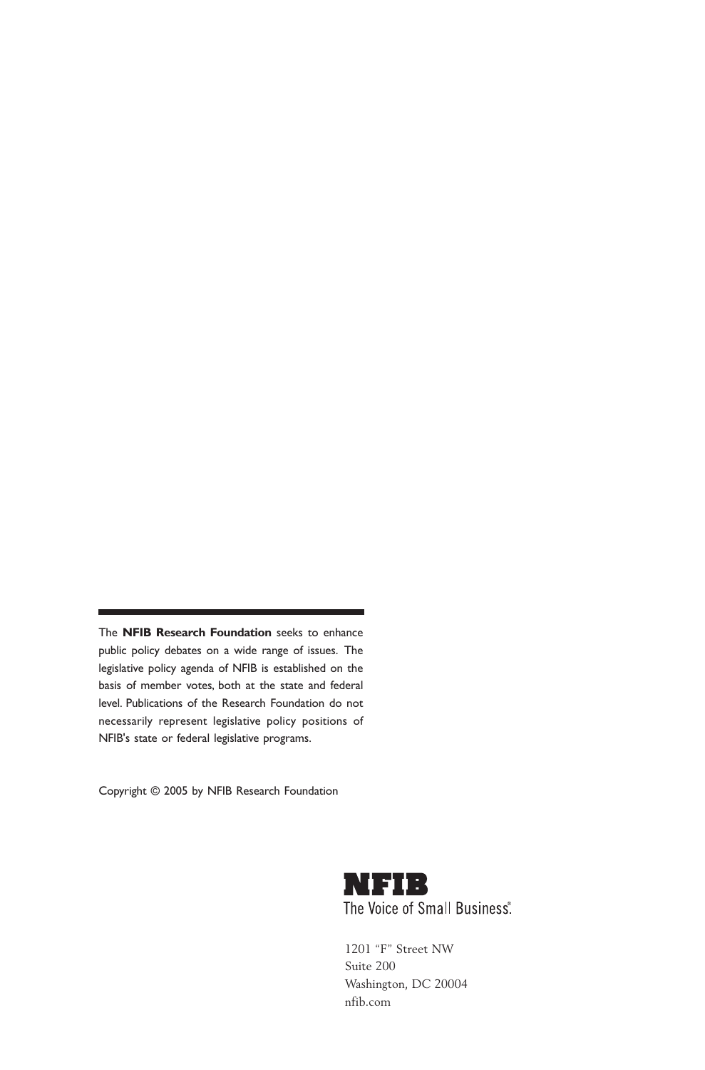The **NFIB Research Foundation** seeks to enhance public policy debates on a wide range of issues. The legislative policy agenda of NFIB is established on the basis of member votes, both at the state and federal level. Publications of the Research Foundation do not necessarily represent legislative policy positions of NFIB's state or federal legislative programs.

Copyright © 2005 by NFIB Research Foundation

**NFIB**
The Voice of Small Business®

1201 "F" Street NW
Suite 200
Washington, DC 20004
nfib.com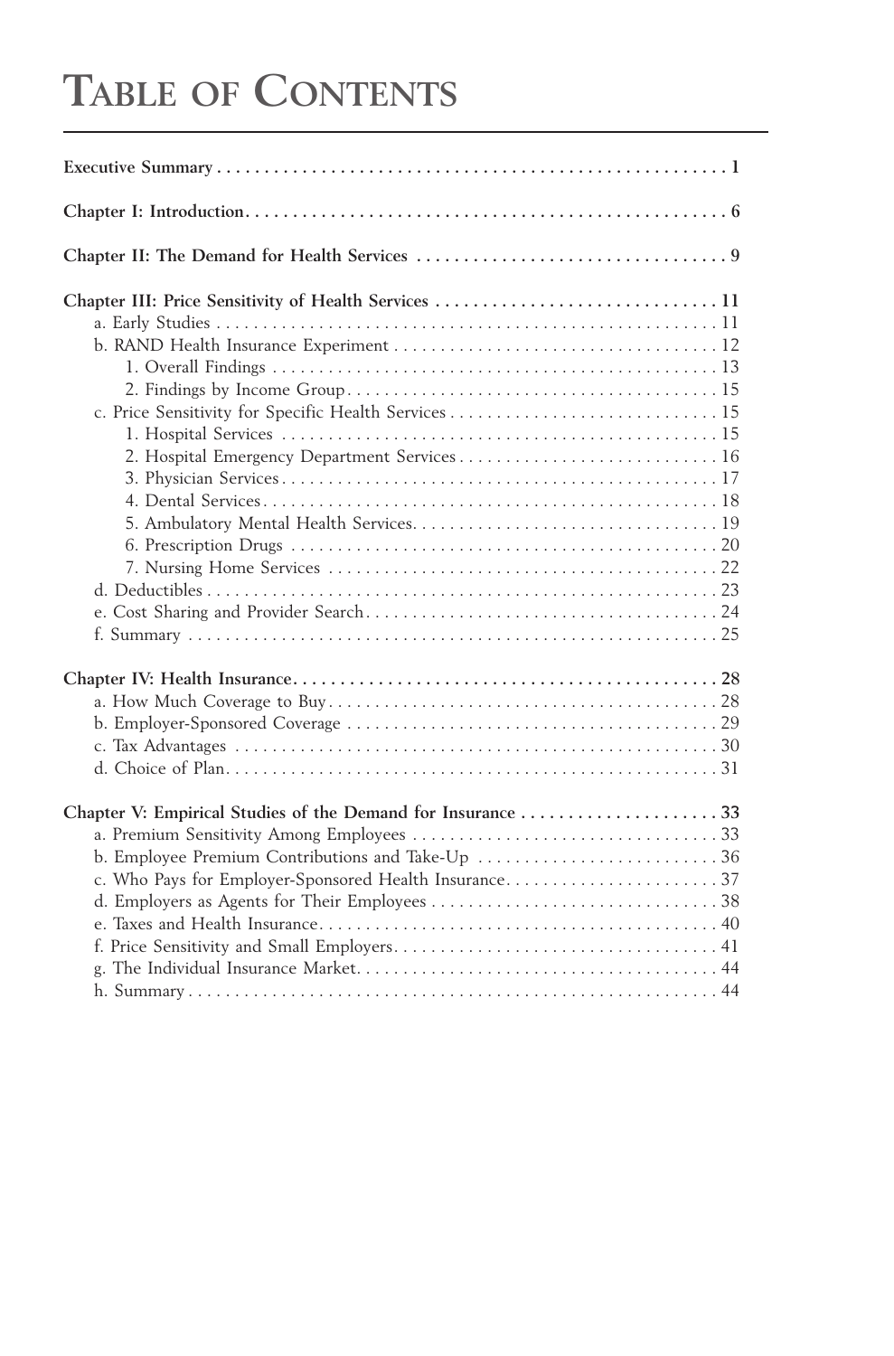# TABLE OF CONTENTS

**Executive Summary** . . . . . . . . . . . . . . . . . . . . . . . . . . . . . . . . . . . . . . . . . . . . . . . . . . . . **1**

**Chapter I: Introduction** . . . . . . . . . . . . . . . . . . . . . . . . . . . . . . . . . . . . . . . . . . . . . . . . . . . **6**

**Chapter II: The Demand for Health Services** . . . . . . . . . . . . . . . . . . . . . . . . . . . . . . . . . **9**

**Chapter III: Price Sensitivity of Health Services** . . . . . . . . . . . . . . . . . . . . . . . . . . . . . . **11**

- a. Early Studies . . . . . . . . . . . . . . . . . . . . . . . . . . . . . . . . . . . . . . . . . . . . . . . . . . . . . . 11
- b. RAND Health Insurance Experiment . . . . . . . . . . . . . . . . . . . . . . . . . . . . . . . . . . . 12
  - 1. Overall Findings . . . . . . . . . . . . . . . . . . . . . . . . . . . . . . . . . . . . . . . . . . . . . . . . 13
  - 2. Findings by Income Group . . . . . . . . . . . . . . . . . . . . . . . . . . . . . . . . . . . . . . . . 15
- c. Price Sensitivity for Specific Health Services . . . . . . . . . . . . . . . . . . . . . . . . . . . . . 15
  - 1. Hospital Services . . . . . . . . . . . . . . . . . . . . . . . . . . . . . . . . . . . . . . . . . . . . . . . 15
  - 2. Hospital Emergency Department Services . . . . . . . . . . . . . . . . . . . . . . . . . . . . 16
  - 3. Physician Services . . . . . . . . . . . . . . . . . . . . . . . . . . . . . . . . . . . . . . . . . . . . . . . 17
  - 4. Dental Services . . . . . . . . . . . . . . . . . . . . . . . . . . . . . . . . . . . . . . . . . . . . . . . . 18
  - 5. Ambulatory Mental Health Services . . . . . . . . . . . . . . . . . . . . . . . . . . . . . . . . . 19
  - 6. Prescription Drugs . . . . . . . . . . . . . . . . . . . . . . . . . . . . . . . . . . . . . . . . . . . . . . 20
  - 7. Nursing Home Services . . . . . . . . . . . . . . . . . . . . . . . . . . . . . . . . . . . . . . . . . . 22
- d. Deductibles . . . . . . . . . . . . . . . . . . . . . . . . . . . . . . . . . . . . . . . . . . . . . . . . . . . . . . . 23
- e. Cost Sharing and Provider Search . . . . . . . . . . . . . . . . . . . . . . . . . . . . . . . . . . . . . . 24
- f. Summary . . . . . . . . . . . . . . . . . . . . . . . . . . . . . . . . . . . . . . . . . . . . . . . . . . . . . . . . . 25

**Chapter IV: Health Insurance** . . . . . . . . . . . . . . . . . . . . . . . . . . . . . . . . . . . . . . . . . . . . . **28**

- a. How Much Coverage to Buy . . . . . . . . . . . . . . . . . . . . . . . . . . . . . . . . . . . . . . . . . . 28
- b. Employer-Sponsored Coverage . . . . . . . . . . . . . . . . . . . . . . . . . . . . . . . . . . . . . . . . 29
- c. Tax Advantages . . . . . . . . . . . . . . . . . . . . . . . . . . . . . . . . . . . . . . . . . . . . . . . . . . . . 30
- d. Choice of Plan . . . . . . . . . . . . . . . . . . . . . . . . . . . . . . . . . . . . . . . . . . . . . . . . . . . . . 31

**Chapter V: Empirical Studies of the Demand for Insurance** . . . . . . . . . . . . . . . . . . . . . **33**

- a. Premium Sensitivity Among Employees . . . . . . . . . . . . . . . . . . . . . . . . . . . . . . . . . 33
- b. Employee Premium Contributions and Take-Up . . . . . . . . . . . . . . . . . . . . . . . . . . 36
- c. Who Pays for Employer-Sponsored Health Insurance . . . . . . . . . . . . . . . . . . . . . . . 37
- d. Employers as Agents for Their Employees . . . . . . . . . . . . . . . . . . . . . . . . . . . . . . . 38
- e. Taxes and Health Insurance . . . . . . . . . . . . . . . . . . . . . . . . . . . . . . . . . . . . . . . . . . 40
- f. Price Sensitivity and Small Employers . . . . . . . . . . . . . . . . . . . . . . . . . . . . . . . . . . 41
- g. The Individual Insurance Market . . . . . . . . . . . . . . . . . . . . . . . . . . . . . . . . . . . . . . 44
- h. Summary . . . . . . . . . . . . . . . . . . . . . . . . . . . . . . . . . . . . . . . . . . . . . . . . . . . . . . . . . 44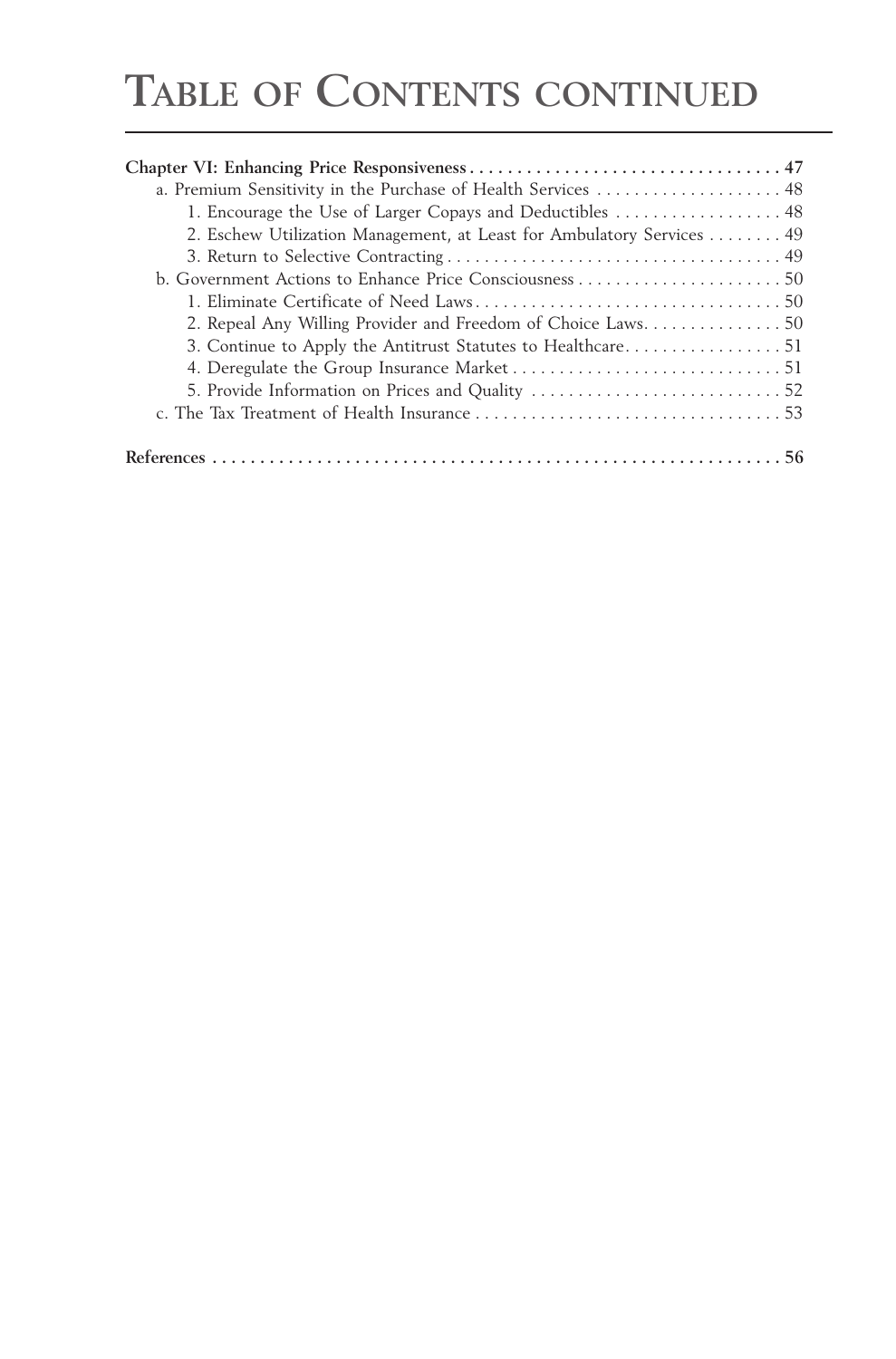# Table of Contents continued

**Chapter VI: Enhancing Price Responsiveness** . . . . . . . . . . . . . . . . . . . . . . . . . . . . . . . . . 47

- a. Premium Sensitivity in the Purchase of Health Services . . . . . . . . . . . . . . . . . . . . 48
  - 1. Encourage the Use of Larger Copays and Deductibles . . . . . . . . . . . . . . . . . . 48
  - 2. Eschew Utilization Management, at Least for Ambulatory Services . . . . . . . . 49
  - 3. Return to Selective Contracting . . . . . . . . . . . . . . . . . . . . . . . . . . . . . . . . . . . . 49
- b. Government Actions to Enhance Price Consciousness . . . . . . . . . . . . . . . . . . . . . . 50
  - 1. Eliminate Certificate of Need Laws . . . . . . . . . . . . . . . . . . . . . . . . . . . . . . . . . 50
  - 2. Repeal Any Willing Provider and Freedom of Choice Laws. . . . . . . . . . . . . . . 50
  - 3. Continue to Apply the Antitrust Statutes to Healthcare. . . . . . . . . . . . . . . . . 51
  - 4. Deregulate the Group Insurance Market . . . . . . . . . . . . . . . . . . . . . . . . . . . . . 51
  - 5. Provide Information on Prices and Quality . . . . . . . . . . . . . . . . . . . . . . . . . . . 52
- c. The Tax Treatment of Health Insurance . . . . . . . . . . . . . . . . . . . . . . . . . . . . . . . . . 53

**References** . . . . . . . . . . . . . . . . . . . . . . . . . . . . . . . . . . . . . . . . . . . . . . . . . . . . . . . . . . . . . 56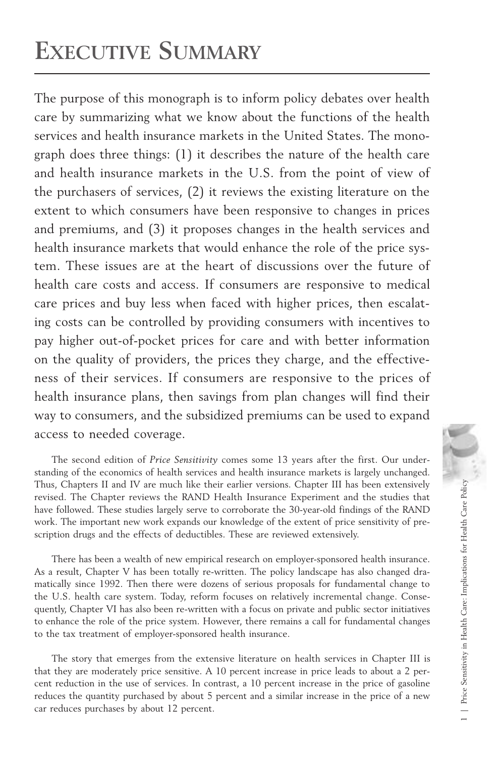# Executive Summary

The purpose of this monograph is to inform policy debates over health care by summarizing what we know about the functions of the health services and health insurance markets in the United States. The monograph does three things: (1) it describes the nature of the health care and health insurance markets in the U.S. from the point of view of the purchasers of services, (2) it reviews the existing literature on the extent to which consumers have been responsive to changes in prices and premiums, and (3) it proposes changes in the health services and health insurance markets that would enhance the role of the price system. These issues are at the heart of discussions over the future of health care costs and access. If consumers are responsive to medical care prices and buy less when faced with higher prices, then escalating costs can be controlled by providing consumers with incentives to pay higher out-of-pocket prices for care and with better information on the quality of providers, the prices they charge, and the effectiveness of their services. If consumers are responsive to the prices of health insurance plans, then savings from plan changes will find their way to consumers, and the subsidized premiums can be used to expand access to needed coverage.

The second edition of *Price Sensitivity* comes some 13 years after the first. Our understanding of the economics of health services and health insurance markets is largely unchanged. Thus, Chapters II and IV are much like their earlier versions. Chapter III has been extensively revised. The Chapter reviews the RAND Health Insurance Experiment and the studies that have followed. These studies largely serve to corroborate the 30-year-old findings of the RAND work. The important new work expands our knowledge of the extent of price sensitivity of prescription drugs and the effects of deductibles. These are reviewed extensively.

There has been a wealth of new empirical research on employer-sponsored health insurance. As a result, Chapter V has been totally re-written. The policy landscape has also changed dramatically since 1992. Then there were dozens of serious proposals for fundamental change to the U.S. health care system. Today, reform focuses on relatively incremental change. Consequently, Chapter VI has also been re-written with a focus on private and public sector initiatives to enhance the role of the price system. However, there remains a call for fundamental changes to the tax treatment of employer-sponsored health insurance.

The story that emerges from the extensive literature on health services in Chapter III is that they are moderately price sensitive. A 10 percent increase in price leads to about a 2 percent reduction in the use of services. In contrast, a 10 percent increase in the price of gasoline reduces the quantity purchased by about 5 percent and a similar increase in the price of a new car reduces purchases by about 12 percent.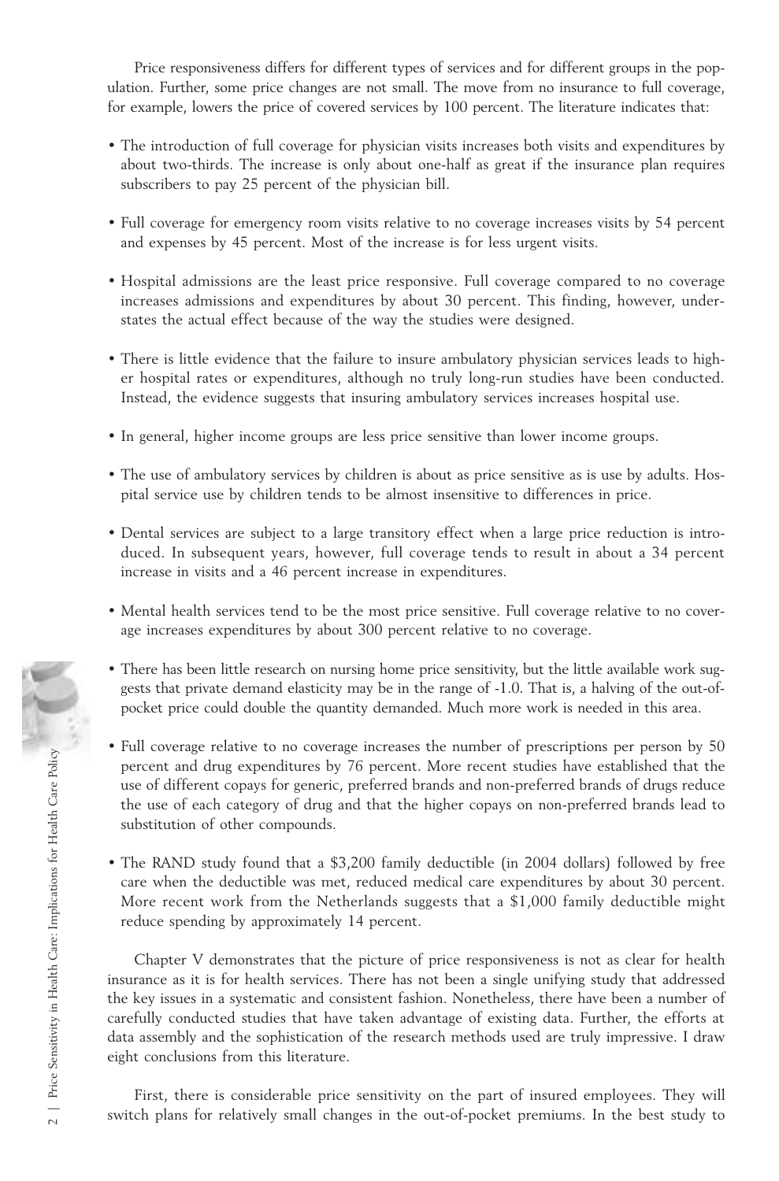Price responsiveness differs for different types of services and for different groups in the population. Further, some price changes are not small. The move from no insurance to full coverage, for example, lowers the price of covered services by 100 percent. The literature indicates that:

- The introduction of full coverage for physician visits increases both visits and expenditures by about two-thirds. The increase is only about one-half as great if the insurance plan requires subscribers to pay 25 percent of the physician bill.
- Full coverage for emergency room visits relative to no coverage increases visits by 54 percent and expenses by 45 percent. Most of the increase is for less urgent visits.
- Hospital admissions are the least price responsive. Full coverage compared to no coverage increases admissions and expenditures by about 30 percent. This finding, however, understates the actual effect because of the way the studies were designed.
- There is little evidence that the failure to insure ambulatory physician services leads to higher hospital rates or expenditures, although no truly long-run studies have been conducted. Instead, the evidence suggests that insuring ambulatory services increases hospital use.
- In general, higher income groups are less price sensitive than lower income groups.
- The use of ambulatory services by children is about as price sensitive as is use by adults. Hospital service use by children tends to be almost insensitive to differences in price.
- Dental services are subject to a large transitory effect when a large price reduction is introduced. In subsequent years, however, full coverage tends to result in about a 34 percent increase in visits and a 46 percent increase in expenditures.
- Mental health services tend to be the most price sensitive. Full coverage relative to no coverage increases expenditures by about 300 percent relative to no coverage.
- There has been little research on nursing home price sensitivity, but the little available work suggests that private demand elasticity may be in the range of -1.0. That is, a halving of the out-of-pocket price could double the quantity demanded. Much more work is needed in this area.
- Full coverage relative to no coverage increases the number of prescriptions per person by 50 percent and drug expenditures by 76 percent. More recent studies have established that the use of different copays for generic, preferred brands and non-preferred brands of drugs reduce the use of each category of drug and that the higher copays on non-preferred brands lead to substitution of other compounds.
- The RAND study found that a $3,200 family deductible (in 2004 dollars) followed by free care when the deductible was met, reduced medical care expenditures by about 30 percent. More recent work from the Netherlands suggests that a $1,000 family deductible might reduce spending by approximately 14 percent.

Chapter V demonstrates that the picture of price responsiveness is not as clear for health insurance as it is for health services. There has not been a single unifying study that addressed the key issues in a systematic and consistent fashion. Nonetheless, there have been a number of carefully conducted studies that have taken advantage of existing data. Further, the efforts at data assembly and the sophistication of the research methods used are truly impressive. I draw eight conclusions from this literature.

First, there is considerable price sensitivity on the part of insured employees. They will switch plans for relatively small changes in the out-of-pocket premiums. In the best study to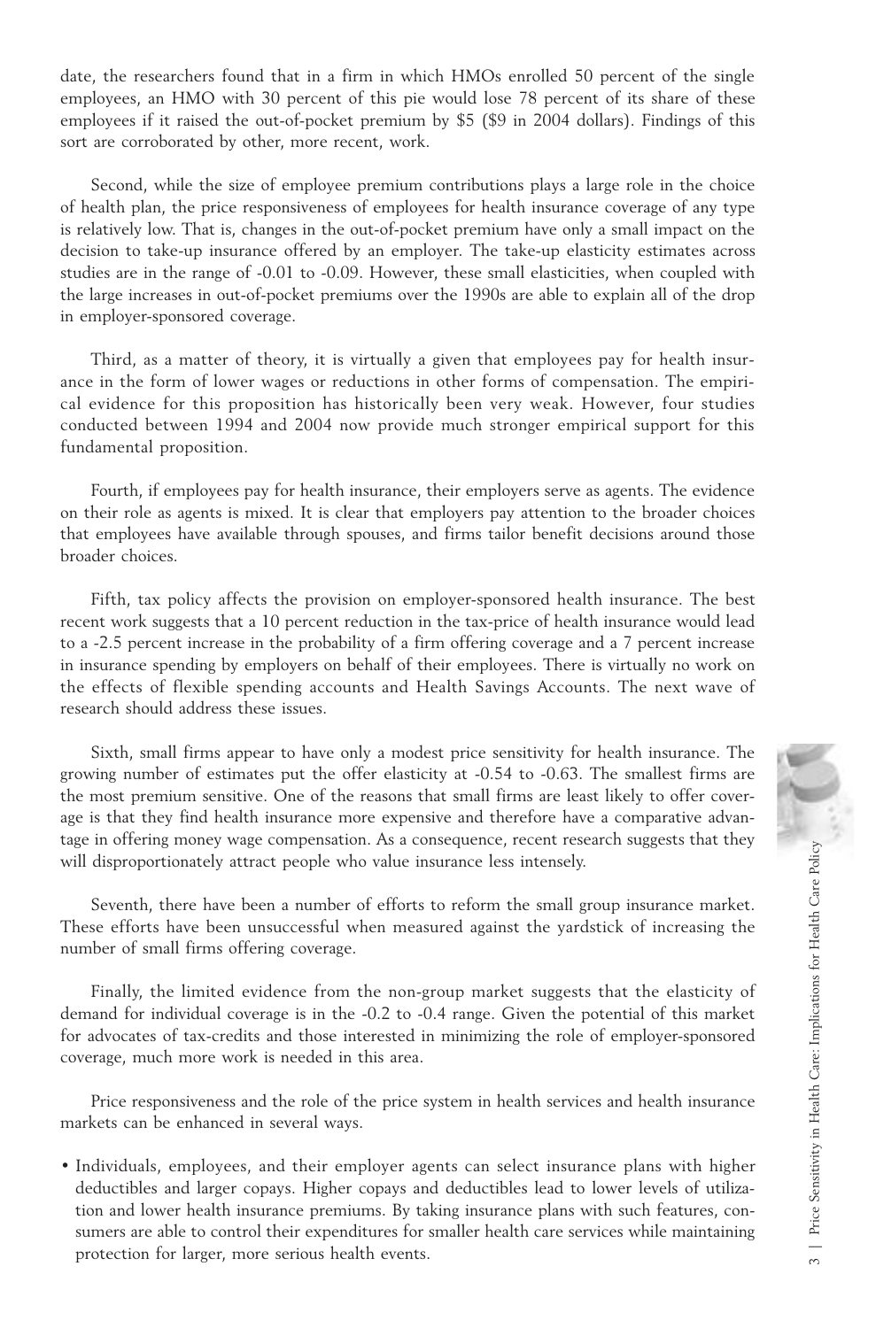date, the researchers found that in a firm in which HMOs enrolled 50 percent of the single employees, an HMO with 30 percent of this pie would lose 78 percent of its share of these employees if it raised the out-of-pocket premium by $5 ($9 in 2004 dollars). Findings of this sort are corroborated by other, more recent, work.

Second, while the size of employee premium contributions plays a large role in the choice of health plan, the price responsiveness of employees for health insurance coverage of any type is relatively low. That is, changes in the out-of-pocket premium have only a small impact on the decision to take-up insurance offered by an employer. The take-up elasticity estimates across studies are in the range of -0.01 to -0.09. However, these small elasticities, when coupled with the large increases in out-of-pocket premiums over the 1990s are able to explain all of the drop in employer-sponsored coverage.

Third, as a matter of theory, it is virtually a given that employees pay for health insurance in the form of lower wages or reductions in other forms of compensation. The empirical evidence for this proposition has historically been very weak. However, four studies conducted between 1994 and 2004 now provide much stronger empirical support for this fundamental proposition.

Fourth, if employees pay for health insurance, their employers serve as agents. The evidence on their role as agents is mixed. It is clear that employers pay attention to the broader choices that employees have available through spouses, and firms tailor benefit decisions around those broader choices.

Fifth, tax policy affects the provision on employer-sponsored health insurance. The best recent work suggests that a 10 percent reduction in the tax-price of health insurance would lead to a -2.5 percent increase in the probability of a firm offering coverage and a 7 percent increase in insurance spending by employers on behalf of their employees. There is virtually no work on the effects of flexible spending accounts and Health Savings Accounts. The next wave of research should address these issues.

Sixth, small firms appear to have only a modest price sensitivity for health insurance. The growing number of estimates put the offer elasticity at -0.54 to -0.63. The smallest firms are the most premium sensitive. One of the reasons that small firms are least likely to offer coverage is that they find health insurance more expensive and therefore have a comparative advantage in offering money wage compensation. As a consequence, recent research suggests that they will disproportionately attract people who value insurance less intensely.

Seventh, there have been a number of efforts to reform the small group insurance market. These efforts have been unsuccessful when measured against the yardstick of increasing the number of small firms offering coverage.

Finally, the limited evidence from the non-group market suggests that the elasticity of demand for individual coverage is in the -0.2 to -0.4 range. Given the potential of this market for advocates of tax-credits and those interested in minimizing the role of employer-sponsored coverage, much more work is needed in this area.

Price responsiveness and the role of the price system in health services and health insurance markets can be enhanced in several ways.

- Individuals, employees, and their employer agents can select insurance plans with higher deductibles and larger copays. Higher copays and deductibles lead to lower levels of utilization and lower health insurance premiums. By taking insurance plans with such features, consumers are able to control their expenditures for smaller health care services while maintaining protection for larger, more serious health events.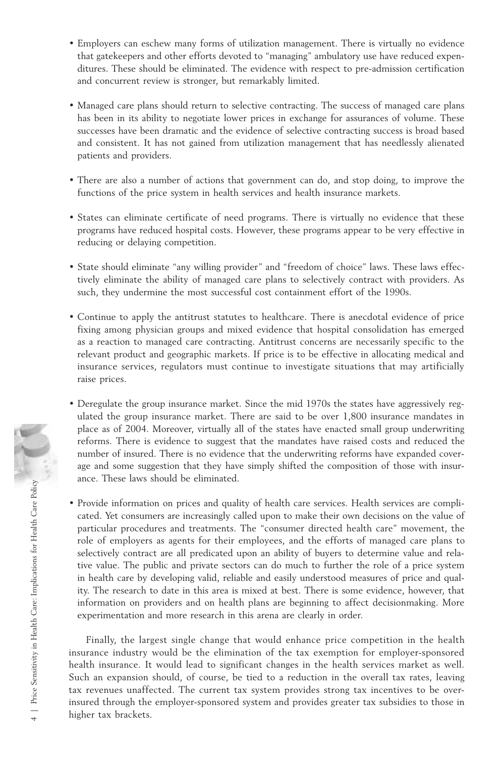- Employers can eschew many forms of utilization management. There is virtually no evidence that gatekeepers and other efforts devoted to "managing" ambulatory use have reduced expenditures. These should be eliminated. The evidence with respect to pre-admission certification and concurrent review is stronger, but remarkably limited.

- Managed care plans should return to selective contracting. The success of managed care plans has been in its ability to negotiate lower prices in exchange for assurances of volume. These successes have been dramatic and the evidence of selective contracting success is broad based and consistent. It has not gained from utilization management that has needlessly alienated patients and providers.

- There are also a number of actions that government can do, and stop doing, to improve the functions of the price system in health services and health insurance markets.

- States can eliminate certificate of need programs. There is virtually no evidence that these programs have reduced hospital costs. However, these programs appear to be very effective in reducing or delaying competition.

- State should eliminate "any willing provider" and "freedom of choice" laws. These laws effectively eliminate the ability of managed care plans to selectively contract with providers. As such, they undermine the most successful cost containment effort of the 1990s.

- Continue to apply the antitrust statutes to healthcare. There is anecdotal evidence of price fixing among physician groups and mixed evidence that hospital consolidation has emerged as a reaction to managed care contracting. Antitrust concerns are necessarily specific to the relevant product and geographic markets. If price is to be effective in allocating medical and insurance services, regulators must continue to investigate situations that may artificially raise prices.

- Deregulate the group insurance market. Since the mid 1970s the states have aggressively regulated the group insurance market. There are said to be over 1,800 insurance mandates in place as of 2004. Moreover, virtually all of the states have enacted small group underwriting reforms. There is evidence to suggest that the mandates have raised costs and reduced the number of insured. There is no evidence that the underwriting reforms have expanded coverage and some suggestion that they have simply shifted the composition of those with insurance. These laws should be eliminated.

- Provide information on prices and quality of health care services. Health services are complicated. Yet consumers are increasingly called upon to make their own decisions on the value of particular procedures and treatments. The "consumer directed health care" movement, the role of employers as agents for their employees, and the efforts of managed care plans to selectively contract are all predicated upon an ability of buyers to determine value and relative value. The public and private sectors can do much to further the role of a price system in health care by developing valid, reliable and easily understood measures of price and quality. The research to date in this area is mixed at best. There is some evidence, however, that information on providers and on health plans are beginning to affect decisionmaking. More experimentation and more research in this arena are clearly in order.

Finally, the largest single change that would enhance price competition in the health insurance industry would be the elimination of the tax exemption for employer-sponsored health insurance. It would lead to significant changes in the health services market as well. Such an expansion should, of course, be tied to a reduction in the overall tax rates, leaving tax revenues unaffected. The current tax system provides strong tax incentives to be over-insured through the employer-sponsored system and provides greater tax subsidies to those in higher tax brackets.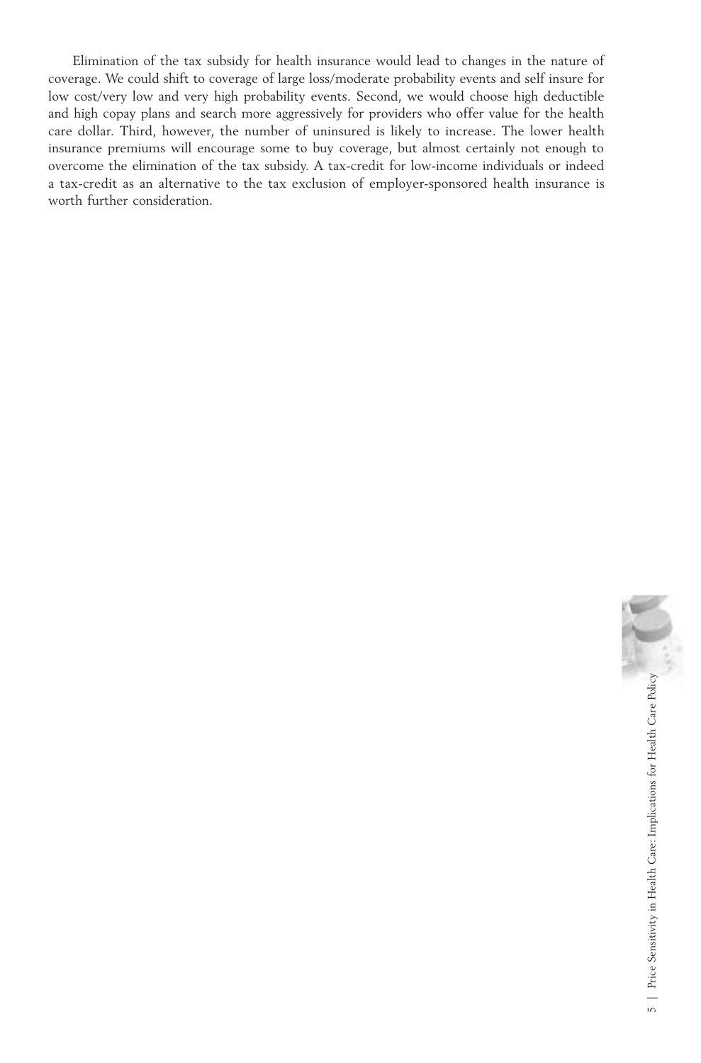Elimination of the tax subsidy for health insurance would lead to changes in the nature of coverage. We could shift to coverage of large loss/moderate probability events and self insure for low cost/very low and very high probability events. Second, we would choose high deductible and high copay plans and search more aggressively for providers who offer value for the health care dollar. Third, however, the number of uninsured is likely to increase. The lower health insurance premiums will encourage some to buy coverage, but almost certainly not enough to overcome the elimination of the tax subsidy. A tax-credit for low-income individuals or indeed a tax-credit as an alternative to the tax exclusion of employer-sponsored health insurance is worth further consideration.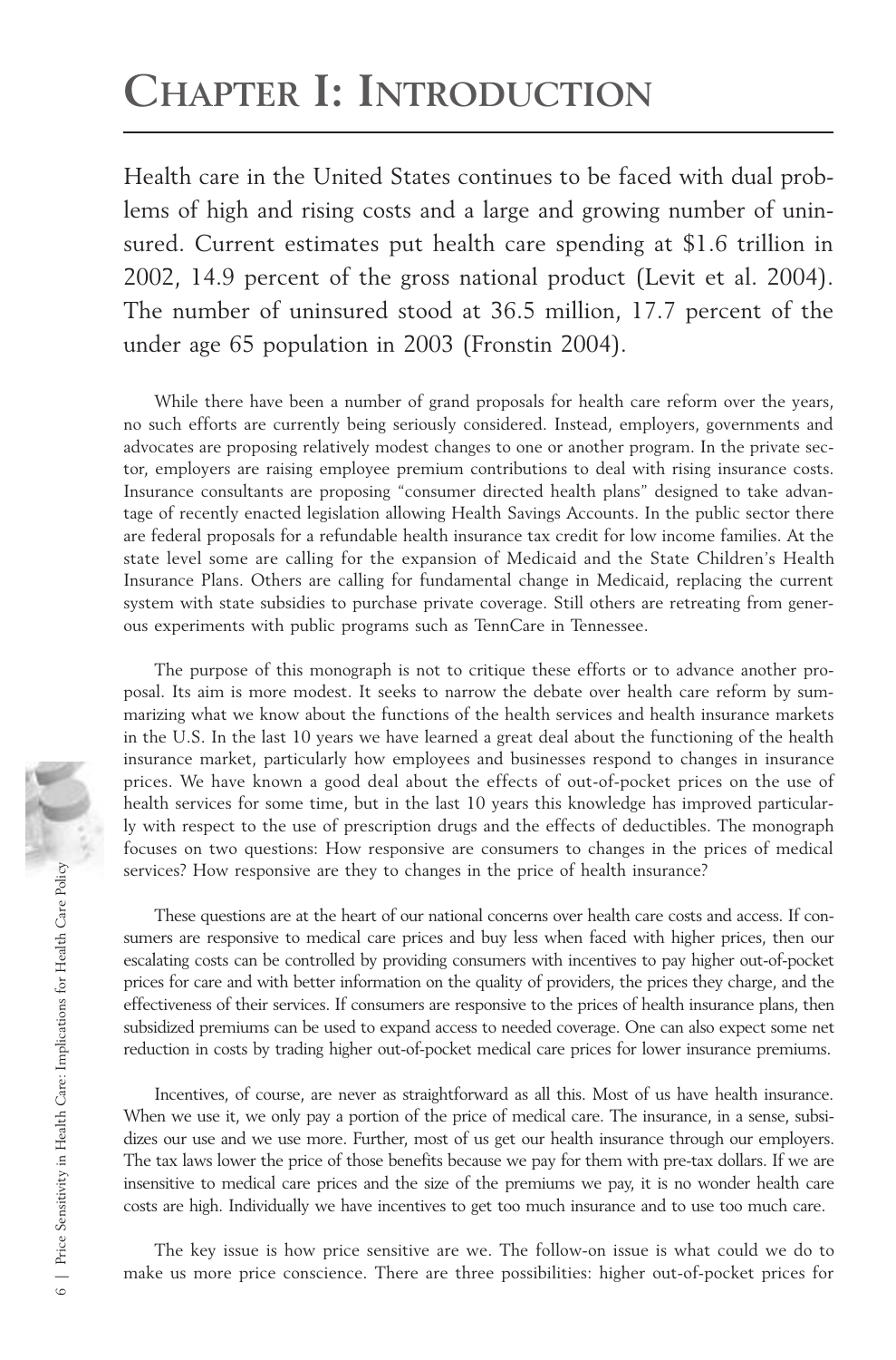# CHAPTER I: INTRODUCTION

Health care in the United States continues to be faced with dual problems of high and rising costs and a large and growing number of uninsured. Current estimates put health care spending at $1.6 trillion in 2002, 14.9 percent of the gross national product (Levit et al. 2004). The number of uninsured stood at 36.5 million, 17.7 percent of the under age 65 population in 2003 (Fronstin 2004).

While there have been a number of grand proposals for health care reform over the years, no such efforts are currently being seriously considered. Instead, employers, governments and advocates are proposing relatively modest changes to one or another program. In the private sector, employers are raising employee premium contributions to deal with rising insurance costs. Insurance consultants are proposing "consumer directed health plans" designed to take advantage of recently enacted legislation allowing Health Savings Accounts. In the public sector there are federal proposals for a refundable health insurance tax credit for low income families. At the state level some are calling for the expansion of Medicaid and the State Children's Health Insurance Plans. Others are calling for fundamental change in Medicaid, replacing the current system with state subsidies to purchase private coverage. Still others are retreating from generous experiments with public programs such as TennCare in Tennessee.

The purpose of this monograph is not to critique these efforts or to advance another proposal. Its aim is more modest. It seeks to narrow the debate over health care reform by summarizing what we know about the functions of the health services and health insurance markets in the U.S. In the last 10 years we have learned a great deal about the functioning of the health insurance market, particularly how employees and businesses respond to changes in insurance prices. We have known a good deal about the effects of out-of-pocket prices on the use of health services for some time, but in the last 10 years this knowledge has improved particularly with respect to the use of prescription drugs and the effects of deductibles. The monograph focuses on two questions: How responsive are consumers to changes in the prices of medical services? How responsive are they to changes in the price of health insurance?

These questions are at the heart of our national concerns over health care costs and access. If consumers are responsive to medical care prices and buy less when faced with higher prices, then our escalating costs can be controlled by providing consumers with incentives to pay higher out-of-pocket prices for care and with better information on the quality of providers, the prices they charge, and the effectiveness of their services. If consumers are responsive to the prices of health insurance plans, then subsidized premiums can be used to expand access to needed coverage. One can also expect some net reduction in costs by trading higher out-of-pocket medical care prices for lower insurance premiums.

Incentives, of course, are never as straightforward as all this. Most of us have health insurance. When we use it, we only pay a portion of the price of medical care. The insurance, in a sense, subsidizes our use and we use more. Further, most of us get our health insurance through our employers. The tax laws lower the price of those benefits because we pay for them with pre-tax dollars. If we are insensitive to medical care prices and the size of the premiums we pay, it is no wonder health care costs are high. Individually we have incentives to get too much insurance and to use too much care.

The key issue is how price sensitive are we. The follow-on issue is what could we do to make us more price conscience. There are three possibilities: higher out-of-pocket prices for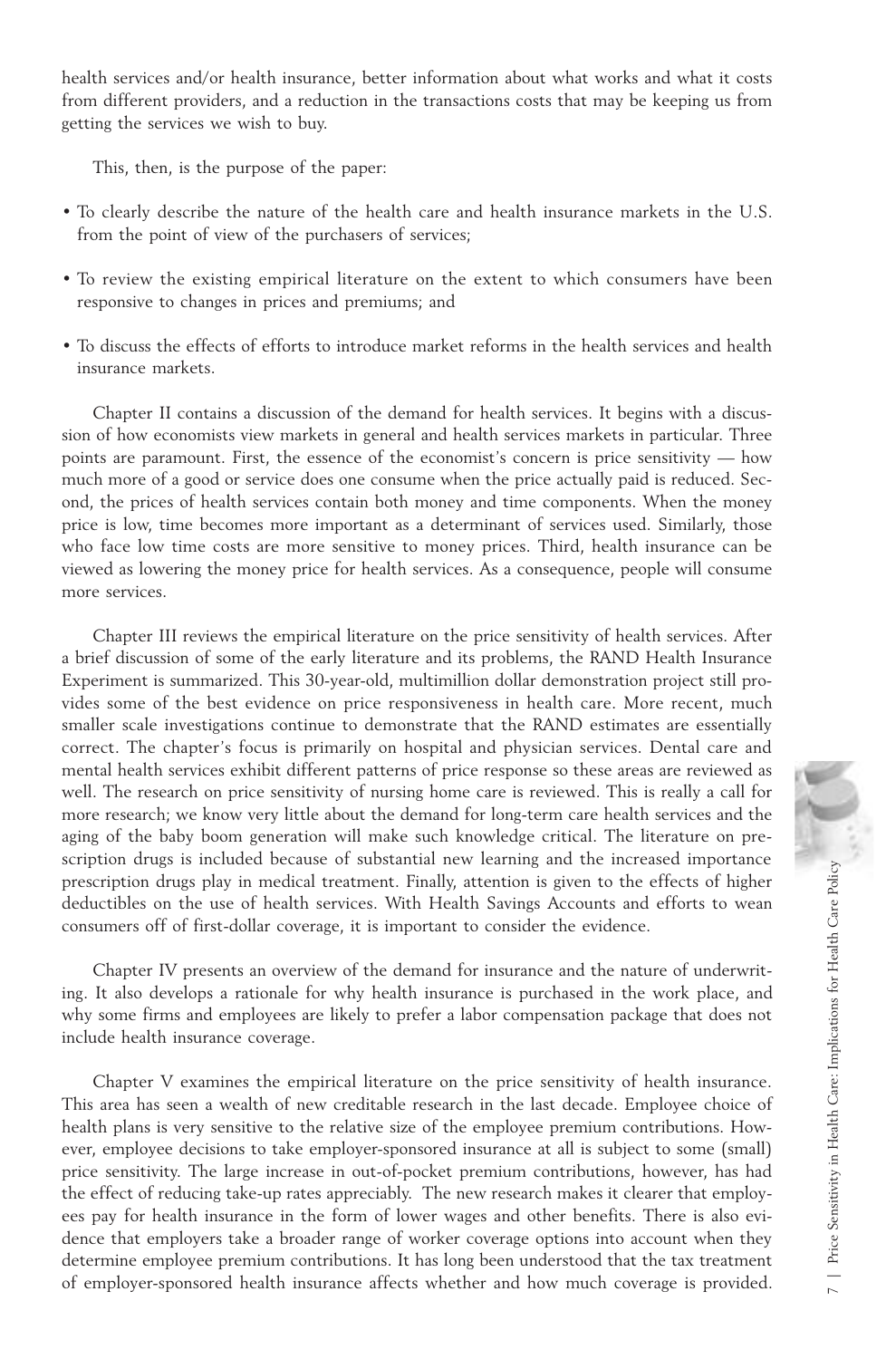health services and/or health insurance, better information about what works and what it costs from different providers, and a reduction in the transactions costs that may be keeping us from getting the services we wish to buy.

This, then, is the purpose of the paper:

- To clearly describe the nature of the health care and health insurance markets in the U.S. from the point of view of the purchasers of services;
- To review the existing empirical literature on the extent to which consumers have been responsive to changes in prices and premiums; and
- To discuss the effects of efforts to introduce market reforms in the health services and health insurance markets.

Chapter II contains a discussion of the demand for health services. It begins with a discussion of how economists view markets in general and health services markets in particular. Three points are paramount. First, the essence of the economist's concern is price sensitivity — how much more of a good or service does one consume when the price actually paid is reduced. Second, the prices of health services contain both money and time components. When the money price is low, time becomes more important as a determinant of services used. Similarly, those who face low time costs are more sensitive to money prices. Third, health insurance can be viewed as lowering the money price for health services. As a consequence, people will consume more services.

Chapter III reviews the empirical literature on the price sensitivity of health services. After a brief discussion of some of the early literature and its problems, the RAND Health Insurance Experiment is summarized. This 30-year-old, multimillion dollar demonstration project still provides some of the best evidence on price responsiveness in health care. More recent, much smaller scale investigations continue to demonstrate that the RAND estimates are essentially correct. The chapter's focus is primarily on hospital and physician services. Dental care and mental health services exhibit different patterns of price response so these areas are reviewed as well. The research on price sensitivity of nursing home care is reviewed. This is really a call for more research; we know very little about the demand for long-term care health services and the aging of the baby boom generation will make such knowledge critical. The literature on prescription drugs is included because of substantial new learning and the increased importance prescription drugs play in medical treatment. Finally, attention is given to the effects of higher deductibles on the use of health services. With Health Savings Accounts and efforts to wean consumers off of first-dollar coverage, it is important to consider the evidence.

Chapter IV presents an overview of the demand for insurance and the nature of underwriting. It also develops a rationale for why health insurance is purchased in the work place, and why some firms and employees are likely to prefer a labor compensation package that does not include health insurance coverage.

Chapter V examines the empirical literature on the price sensitivity of health insurance. This area has seen a wealth of new creditable research in the last decade. Employee choice of health plans is very sensitive to the relative size of the employee premium contributions. However, employee decisions to take employer-sponsored insurance at all is subject to some (small) price sensitivity. The large increase in out-of-pocket premium contributions, however, has had the effect of reducing take-up rates appreciably. The new research makes it clearer that employees pay for health insurance in the form of lower wages and other benefits. There is also evidence that employers take a broader range of worker coverage options into account when they determine employee premium contributions. It has long been understood that the tax treatment of employer-sponsored health insurance affects whether and how much coverage is provided.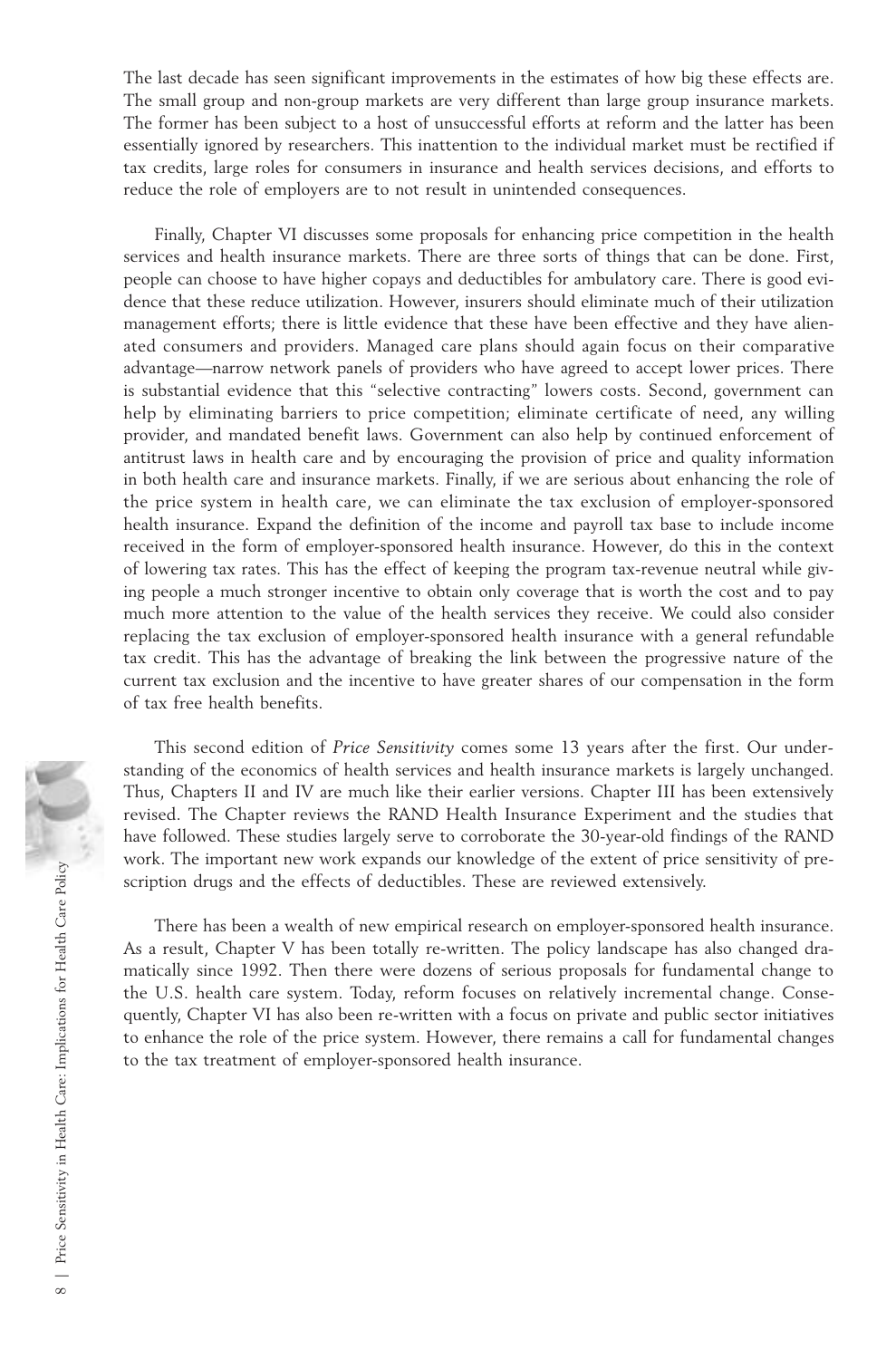The last decade has seen significant improvements in the estimates of how big these effects are. The small group and non-group markets are very different than large group insurance markets. The former has been subject to a host of unsuccessful efforts at reform and the latter has been essentially ignored by researchers. This inattention to the individual market must be rectified if tax credits, large roles for consumers in insurance and health services decisions, and efforts to reduce the role of employers are to not result in unintended consequences.

Finally, Chapter VI discusses some proposals for enhancing price competition in the health services and health insurance markets. There are three sorts of things that can be done. First, people can choose to have higher copays and deductibles for ambulatory care. There is good evidence that these reduce utilization. However, insurers should eliminate much of their utilization management efforts; there is little evidence that these have been effective and they have alienated consumers and providers. Managed care plans should again focus on their comparative advantage—narrow network panels of providers who have agreed to accept lower prices. There is substantial evidence that this "selective contracting" lowers costs. Second, government can help by eliminating barriers to price competition; eliminate certificate of need, any willing provider, and mandated benefit laws. Government can also help by continued enforcement of antitrust laws in health care and by encouraging the provision of price and quality information in both health care and insurance markets. Finally, if we are serious about enhancing the role of the price system in health care, we can eliminate the tax exclusion of employer-sponsored health insurance. Expand the definition of the income and payroll tax base to include income received in the form of employer-sponsored health insurance. However, do this in the context of lowering tax rates. This has the effect of keeping the program tax-revenue neutral while giving people a much stronger incentive to obtain only coverage that is worth the cost and to pay much more attention to the value of the health services they receive. We could also consider replacing the tax exclusion of employer-sponsored health insurance with a general refundable tax credit. This has the advantage of breaking the link between the progressive nature of the current tax exclusion and the incentive to have greater shares of our compensation in the form of tax free health benefits.

This second edition of *Price Sensitivity* comes some 13 years after the first. Our understanding of the economics of health services and health insurance markets is largely unchanged. Thus, Chapters II and IV are much like their earlier versions. Chapter III has been extensively revised. The Chapter reviews the RAND Health Insurance Experiment and the studies that have followed. These studies largely serve to corroborate the 30-year-old findings of the RAND work. The important new work expands our knowledge of the extent of price sensitivity of prescription drugs and the effects of deductibles. These are reviewed extensively.

There has been a wealth of new empirical research on employer-sponsored health insurance. As a result, Chapter V has been totally re-written. The policy landscape has also changed dramatically since 1992. Then there were dozens of serious proposals for fundamental change to the U.S. health care system. Today, reform focuses on relatively incremental change. Consequently, Chapter VI has also been re-written with a focus on private and public sector initiatives to enhance the role of the price system. However, there remains a call for fundamental changes to the tax treatment of employer-sponsored health insurance.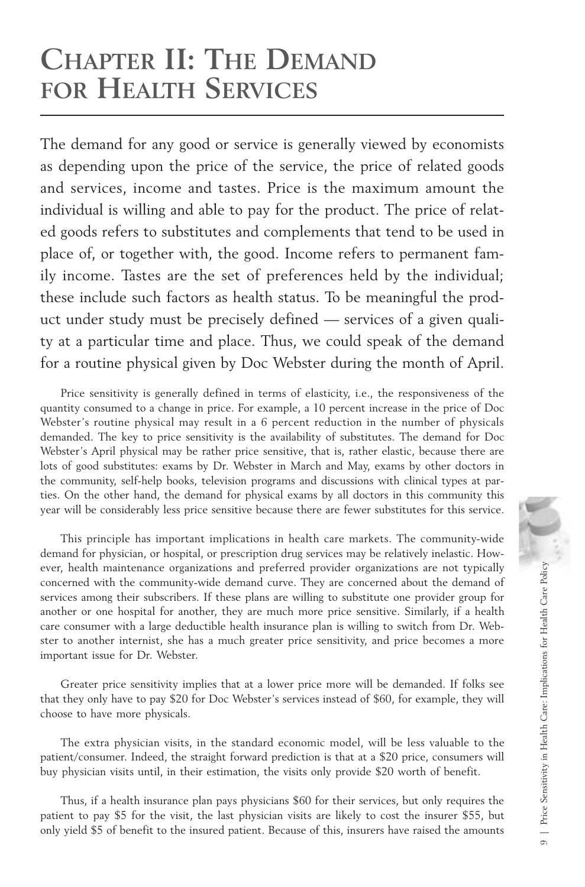# Chapter II: The Demand for Health Services

The demand for any good or service is generally viewed by economists as depending upon the price of the service, the price of related goods and services, income and tastes. Price is the maximum amount the individual is willing and able to pay for the product. The price of related goods refers to substitutes and complements that tend to be used in place of, or together with, the good. Income refers to permanent family income. Tastes are the set of preferences held by the individual; these include such factors as health status. To be meaningful the product under study must be precisely defined — services of a given quality at a particular time and place. Thus, we could speak of the demand for a routine physical given by Doc Webster during the month of April.

Price sensitivity is generally defined in terms of elasticity, i.e., the responsiveness of the quantity consumed to a change in price. For example, a 10 percent increase in the price of Doc Webster's routine physical may result in a 6 percent reduction in the number of physicals demanded. The key to price sensitivity is the availability of substitutes. The demand for Doc Webster's April physical may be rather price sensitive, that is, rather elastic, because there are lots of good substitutes: exams by Dr. Webster in March and May, exams by other doctors in the community, self-help books, television programs and discussions with clinical types at parties. On the other hand, the demand for physical exams by all doctors in this community this year will be considerably less price sensitive because there are fewer substitutes for this service.

This principle has important implications in health care markets. The community-wide demand for physician, or hospital, or prescription drug services may be relatively inelastic. However, health maintenance organizations and preferred provider organizations are not typically concerned with the community-wide demand curve. They are concerned about the demand of services among their subscribers. If these plans are willing to substitute one provider group for another or one hospital for another, they are much more price sensitive. Similarly, if a health care consumer with a large deductible health insurance plan is willing to switch from Dr. Webster to another internist, she has a much greater price sensitivity, and price becomes a more important issue for Dr. Webster.

Greater price sensitivity implies that at a lower price more will be demanded. If folks see that they only have to pay $20 for Doc Webster's services instead of $60, for example, they will choose to have more physicals.

The extra physician visits, in the standard economic model, will be less valuable to the patient/consumer. Indeed, the straight forward prediction is that at a $20 price, consumers will buy physician visits until, in their estimation, the visits only provide $20 worth of benefit.

Thus, if a health insurance plan pays physicians $60 for their services, but only requires the patient to pay $5 for the visit, the last physician visits are likely to cost the insurer $55, but only yield $5 of benefit to the insured patient. Because of this, insurers have raised the amounts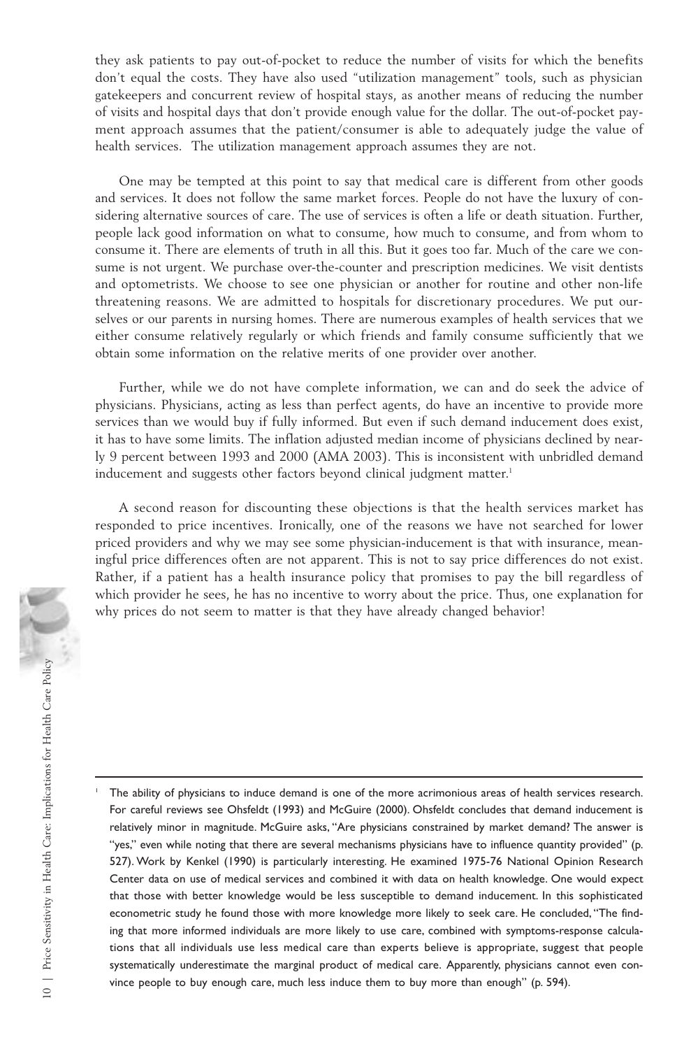they ask patients to pay out-of-pocket to reduce the number of visits for which the benefits don't equal the costs. They have also used "utilization management" tools, such as physician gatekeepers and concurrent review of hospital stays, as another means of reducing the number of visits and hospital days that don't provide enough value for the dollar. The out-of-pocket payment approach assumes that the patient/consumer is able to adequately judge the value of health services. The utilization management approach assumes they are not.

One may be tempted at this point to say that medical care is different from other goods and services. It does not follow the same market forces. People do not have the luxury of considering alternative sources of care. The use of services is often a life or death situation. Further, people lack good information on what to consume, how much to consume, and from whom to consume it. There are elements of truth in all this. But it goes too far. Much of the care we consume is not urgent. We purchase over-the-counter and prescription medicines. We visit dentists and optometrists. We choose to see one physician or another for routine and other non-life threatening reasons. We are admitted to hospitals for discretionary procedures. We put ourselves or our parents in nursing homes. There are numerous examples of health services that we either consume relatively regularly or which friends and family consume sufficiently that we obtain some information on the relative merits of one provider over another.

Further, while we do not have complete information, we can and do seek the advice of physicians. Physicians, acting as less than perfect agents, do have an incentive to provide more services than we would buy if fully informed. But even if such demand inducement does exist, it has to have some limits. The inflation adjusted median income of physicians declined by nearly 9 percent between 1993 and 2000 (AMA 2003). This is inconsistent with unbridled demand inducement and suggests other factors beyond clinical judgment matter.[1]

A second reason for discounting these objections is that the health services market has responded to price incentives. Ironically, one of the reasons we have not searched for lower priced providers and why we may see some physician-inducement is that with insurance, meaningful price differences often are not apparent. This is not to say price differences do not exist. Rather, if a patient has a health insurance policy that promises to pay the bill regardless of which provider he sees, he has no incentive to worry about the price. Thus, one explanation for why prices do not seem to matter is that they have already changed behavior!

---

[1] The ability of physicians to induce demand is one of the more acrimonious areas of health services research. For careful reviews see Ohsfeldt (1993) and McGuire (2000). Ohsfeldt concludes that demand inducement is relatively minor in magnitude. McGuire asks, "Are physicians constrained by market demand? The answer is "yes," even while noting that there are several mechanisms physicians have to influence quantity provided" (p. 527). Work by Kenkel (1990) is particularly interesting. He examined 1975-76 National Opinion Research Center data on use of medical services and combined it with data on health knowledge. One would expect that those with better knowledge would be less susceptible to demand inducement. In this sophisticated econometric study he found those with more knowledge more likely to seek care. He concluded, "The finding that more informed individuals are more likely to use care, combined with symptoms-response calculations that all individuals use less medical care than experts believe is appropriate, suggest that people systematically underestimate the marginal product of medical care. Apparently, physicians cannot even convince people to buy enough care, much less induce them to buy more than enough" (p. 594).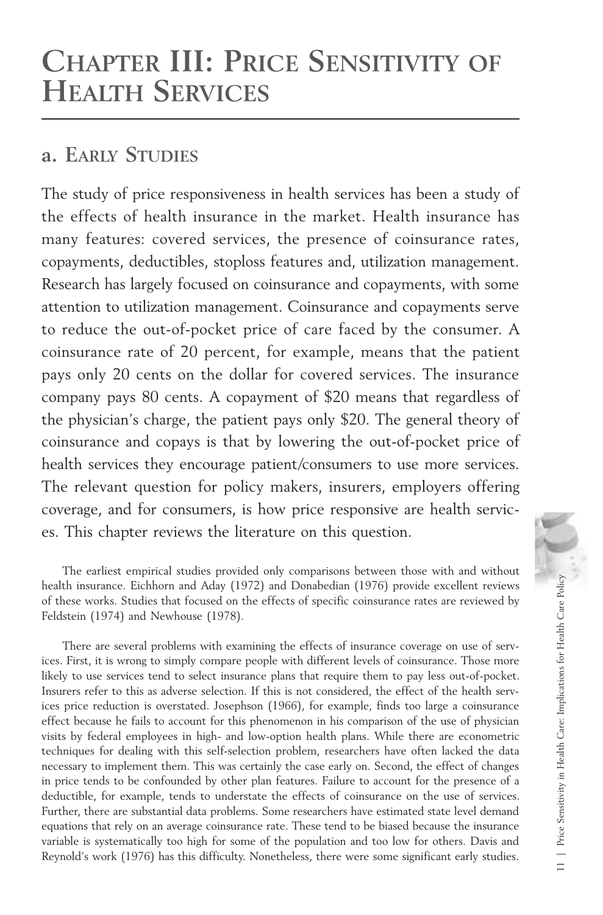# Chapter III: Price Sensitivity of Health Services

## a. Early Studies

The study of price responsiveness in health services has been a study of the effects of health insurance in the market. Health insurance has many features: covered services, the presence of coinsurance rates, copayments, deductibles, stoploss features and, utilization management. Research has largely focused on coinsurance and copayments, with some attention to utilization management. Coinsurance and copayments serve to reduce the out-of-pocket price of care faced by the consumer. A coinsurance rate of 20 percent, for example, means that the patient pays only 20 cents on the dollar for covered services. The insurance company pays 80 cents. A copayment of $20 means that regardless of the physician's charge, the patient pays only $20. The general theory of coinsurance and copays is that by lowering the out-of-pocket price of health services they encourage patient/consumers to use more services. The relevant question for policy makers, insurers, employers offering coverage, and for consumers, is how price responsive are health services. This chapter reviews the literature on this question.

The earliest empirical studies provided only comparisons between those with and without health insurance. Eichhorn and Aday (1972) and Donabedian (1976) provide excellent reviews of these works. Studies that focused on the effects of specific coinsurance rates are reviewed by Feldstein (1974) and Newhouse (1978).

There are several problems with examining the effects of insurance coverage on use of services. First, it is wrong to simply compare people with different levels of coinsurance. Those more likely to use services tend to select insurance plans that require them to pay less out-of-pocket. Insurers refer to this as adverse selection. If this is not considered, the effect of the health services price reduction is overstated. Josephson (1966), for example, finds too large a coinsurance effect because he fails to account for this phenomenon in his comparison of the use of physician visits by federal employees in high- and low-option health plans. While there are econometric techniques for dealing with this self-selection problem, researchers have often lacked the data necessary to implement them. This was certainly the case early on. Second, the effect of changes in price tends to be confounded by other plan features. Failure to account for the presence of a deductible, for example, tends to understate the effects of coinsurance on the use of services. Further, there are substantial data problems. Some researchers have estimated state level demand equations that rely on an average coinsurance rate. These tend to be biased because the insurance variable is systematically too high for some of the population and too low for others. Davis and Reynold's work (1976) has this difficulty. Nonetheless, there were some significant early studies.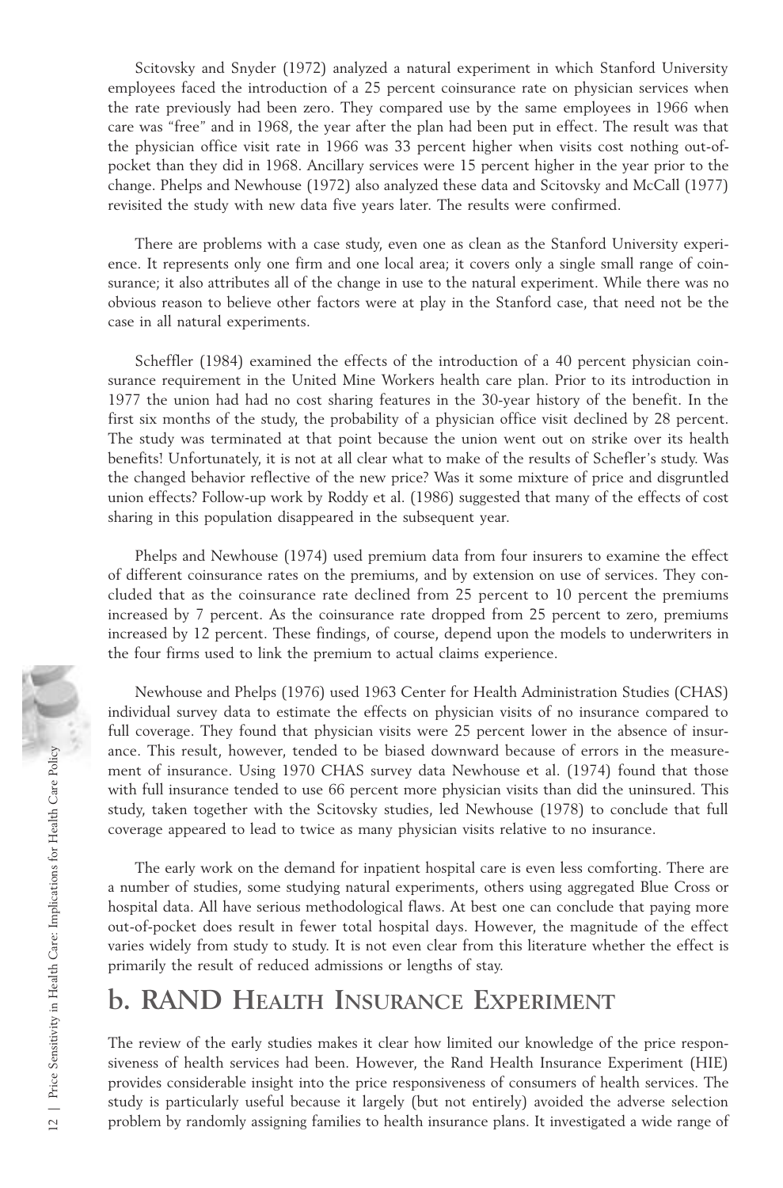Scitovsky and Snyder (1972) analyzed a natural experiment in which Stanford University employees faced the introduction of a 25 percent coinsurance rate on physician services when the rate previously had been zero. They compared use by the same employees in 1966 when care was "free" and in 1968, the year after the plan had been put in effect. The result was that the physician office visit rate in 1966 was 33 percent higher when visits cost nothing out-of-pocket than they did in 1968. Ancillary services were 15 percent higher in the year prior to the change. Phelps and Newhouse (1972) also analyzed these data and Scitovsky and McCall (1977) revisited the study with new data five years later. The results were confirmed.

There are problems with a case study, even one as clean as the Stanford University experience. It represents only one firm and one local area; it covers only a single small range of coinsurance; it also attributes all of the change in use to the natural experiment. While there was no obvious reason to believe other factors were at play in the Stanford case, that need not be the case in all natural experiments.

Scheffler (1984) examined the effects of the introduction of a 40 percent physician coinsurance requirement in the United Mine Workers health care plan. Prior to its introduction in 1977 the union had had no cost sharing features in the 30-year history of the benefit. In the first six months of the study, the probability of a physician office visit declined by 28 percent. The study was terminated at that point because the union went out on strike over its health benefits! Unfortunately, it is not at all clear what to make of the results of Schefler's study. Was the changed behavior reflective of the new price? Was it some mixture of price and disgruntled union effects? Follow-up work by Roddy et al. (1986) suggested that many of the effects of cost sharing in this population disappeared in the subsequent year.

Phelps and Newhouse (1974) used premium data from four insurers to examine the effect of different coinsurance rates on the premiums, and by extension on use of services. They concluded that as the coinsurance rate declined from 25 percent to 10 percent the premiums increased by 7 percent. As the coinsurance rate dropped from 25 percent to zero, premiums increased by 12 percent. These findings, of course, depend upon the models to underwriters in the four firms used to link the premium to actual claims experience.

Newhouse and Phelps (1976) used 1963 Center for Health Administration Studies (CHAS) individual survey data to estimate the effects on physician visits of no insurance compared to full coverage. They found that physician visits were 25 percent lower in the absence of insurance. This result, however, tended to be biased downward because of errors in the measurement of insurance. Using 1970 CHAS survey data Newhouse et al. (1974) found that those with full insurance tended to use 66 percent more physician visits than did the uninsured. This study, taken together with the Scitovsky studies, led Newhouse (1978) to conclude that full coverage appeared to lead to twice as many physician visits relative to no insurance.

The early work on the demand for inpatient hospital care is even less comforting. There are a number of studies, some studying natural experiments, others using aggregated Blue Cross or hospital data. All have serious methodological flaws. At best one can conclude that paying more out-of-pocket does result in fewer total hospital days. However, the magnitude of the effect varies widely from study to study. It is not even clear from this literature whether the effect is primarily the result of reduced admissions or lengths of stay.

## b. RAND Health Insurance Experiment

The review of the early studies makes it clear how limited our knowledge of the price responsiveness of health services had been. However, the Rand Health Insurance Experiment (HIE) provides considerable insight into the price responsiveness of consumers of health services. The study is particularly useful because it largely (but not entirely) avoided the adverse selection problem by randomly assigning families to health insurance plans. It investigated a wide range of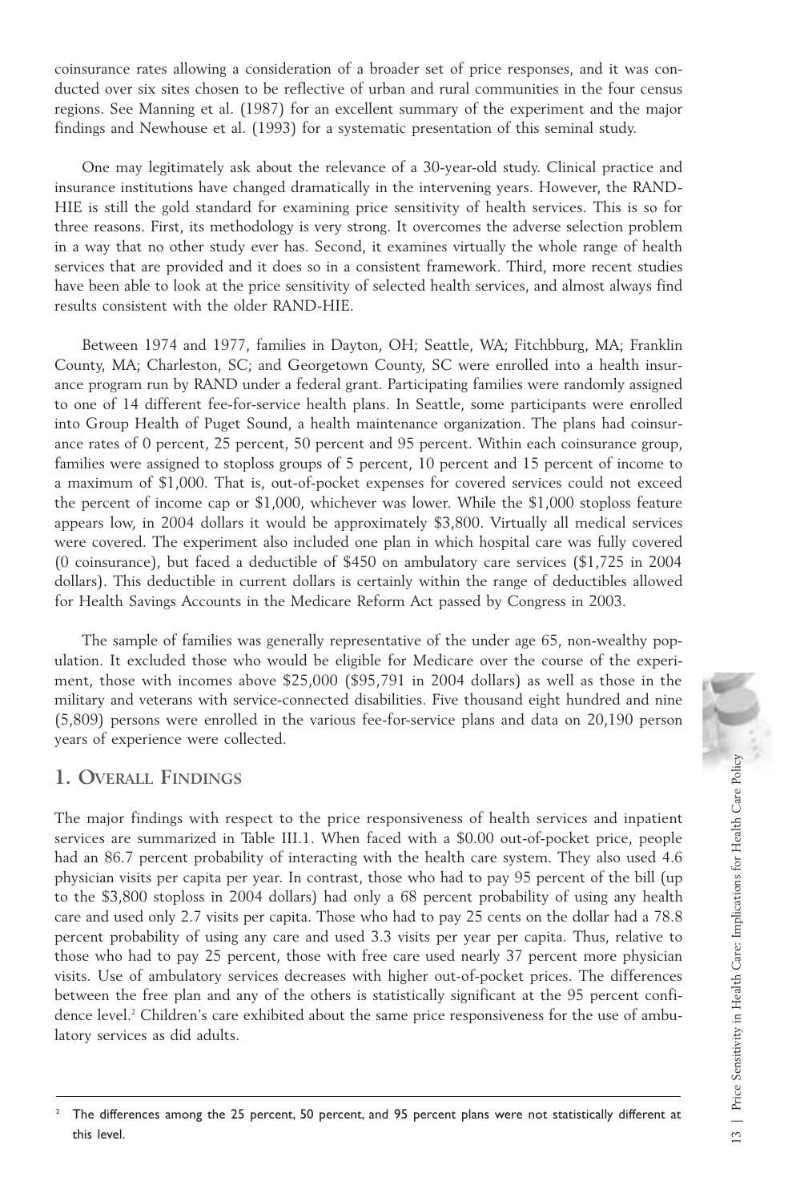coinsurance rates allowing a consideration of a broader set of price responses, and it was conducted over six sites chosen to be reflective of urban and rural communities in the four census regions. See Manning et al. (1987) for an excellent summary of the experiment and the major findings and Newhouse et al. (1993) for a systematic presentation of this seminal study.

One may legitimately ask about the relevance of a 30-year-old study. Clinical practice and insurance institutions have changed dramatically in the intervening years. However, the RAND-HIE is still the gold standard for examining price sensitivity of health services. This is so for three reasons. First, its methodology is very strong. It overcomes the adverse selection problem in a way that no other study ever has. Second, it examines virtually the whole range of health services that are provided and it does so in a consistent framework. Third, more recent studies have been able to look at the price sensitivity of selected health services, and almost always find results consistent with the older RAND-HIE.

Between 1974 and 1977, families in Dayton, OH; Seattle, WA; Fitchbburg, MA; Franklin County, MA; Charleston, SC; and Georgetown County, SC were enrolled into a health insurance program run by RAND under a federal grant. Participating families were randomly assigned to one of 14 different fee-for-service health plans. In Seattle, some participants were enrolled into Group Health of Puget Sound, a health maintenance organization. The plans had coinsurance rates of 0 percent, 25 percent, 50 percent and 95 percent. Within each coinsurance group, families were assigned to stoploss groups of 5 percent, 10 percent and 15 percent of income to a maximum of $1,000. That is, out-of-pocket expenses for covered services could not exceed the percent of income cap or $1,000, whichever was lower. While the $1,000 stoploss feature appears low, in 2004 dollars it would be approximately $3,800. Virtually all medical services were covered. The experiment also included one plan in which hospital care was fully covered (0 coinsurance), but faced a deductible of $450 on ambulatory care services ($1,725 in 2004 dollars). This deductible in current dollars is certainly within the range of deductibles allowed for Health Savings Accounts in the Medicare Reform Act passed by Congress in 2003.

The sample of families was generally representative of the under age 65, non-wealthy population. It excluded those who would be eligible for Medicare over the course of the experiment, those with incomes above $25,000 ($95,791 in 2004 dollars) as well as those in the military and veterans with service-connected disabilities. Five thousand eight hundred and nine (5,809) persons were enrolled in the various fee-for-service plans and data on 20,190 person years of experience were collected.

## 1. Overall Findings

The major findings with respect to the price responsiveness of health services and inpatient services are summarized in Table III.1. When faced with a $0.00 out-of-pocket price, people had an 86.7 percent probability of interacting with the health care system. They also used 4.6 physician visits per capita per year. In contrast, those who had to pay 95 percent of the bill (up to the $3,800 stoploss in 2004 dollars) had only a 68 percent probability of using any health care and used only 2.7 visits per capita. Those who had to pay 25 cents on the dollar had a 78.8 percent probability of using any care and used 3.3 visits per year per capita. Thus, relative to those who had to pay 25 percent, those with free care used nearly 37 percent more physician visits. Use of ambulatory services decreases with higher out-of-pocket prices. The differences between the free plan and any of the others is statistically significant at the 95 percent confidence level.[2] Children's care exhibited about the same price responsiveness for the use of ambulatory services as did adults.

[2] The differences among the 25 percent, 50 percent, and 95 percent plans were not statistically different at this level.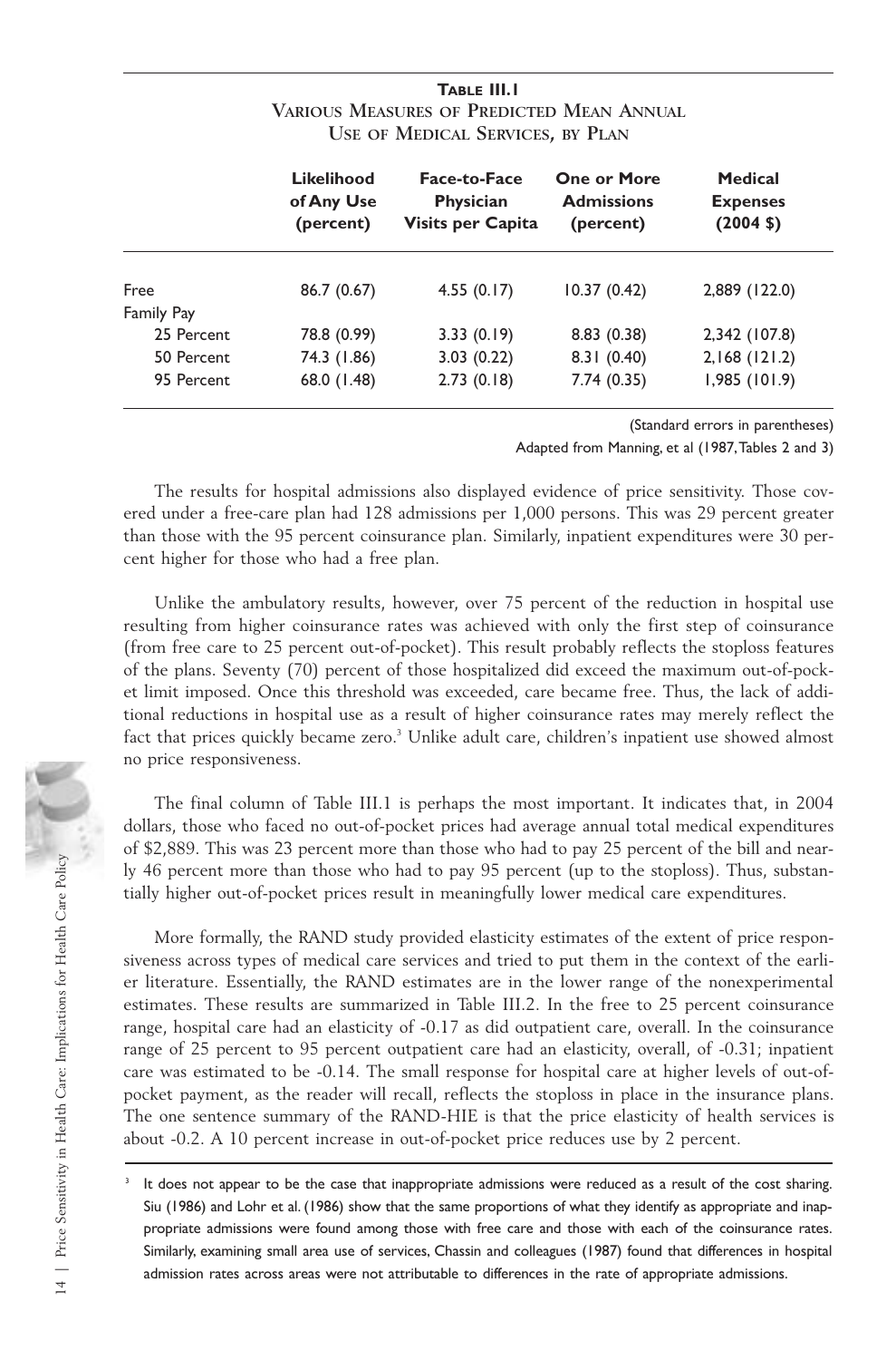**Table III.1**
**Various Measures of Predicted Mean Annual Use of Medical Services, by Plan**

| | Likelihood of Any Use (percent) | Face-to-Face Physician Visits per Capita | One or More Admissions (percent) | Medical Expenses (2004 $) |
|---|---|---|---|---|
| Free | 86.7 (0.67) | 4.55 (0.17) | 10.37 (0.42) | 2,889 (122.0) |
| Family Pay | | | | |
| 25 Percent | 78.8 (0.99) | 3.33 (0.19) | 8.83 (0.38) | 2,342 (107.8) |
| 50 Percent | 74.3 (1.86) | 3.03 (0.22) | 8.31 (0.40) | 2,168 (121.2) |
| 95 Percent | 68.0 (1.48) | 2.73 (0.18) | 7.74 (0.35) | 1,985 (101.9) |

(Standard errors in parentheses)

Adapted from Manning, et al (1987, Tables 2 and 3)

The results for hospital admissions also displayed evidence of price sensitivity. Those covered under a free-care plan had 128 admissions per 1,000 persons. This was 29 percent greater than those with the 95 percent coinsurance plan. Similarly, inpatient expenditures were 30 percent higher for those who had a free plan.

Unlike the ambulatory results, however, over 75 percent of the reduction in hospital use resulting from higher coinsurance rates was achieved with only the first step of coinsurance (from free care to 25 percent out-of-pocket). This result probably reflects the stoploss features of the plans. Seventy (70) percent of those hospitalized did exceed the maximum out-of-pocket limit imposed. Once this threshold was exceeded, care became free. Thus, the lack of additional reductions in hospital use as a result of higher coinsurance rates may merely reflect the fact that prices quickly became zero.[3] Unlike adult care, children's inpatient use showed almost no price responsiveness.

The final column of Table III.1 is perhaps the most important. It indicates that, in 2004 dollars, those who faced no out-of-pocket prices had average annual total medical expenditures of $2,889. This was 23 percent more than those who had to pay 25 percent of the bill and nearly 46 percent more than those who had to pay 95 percent (up to the stoploss). Thus, substantially higher out-of-pocket prices result in meaningfully lower medical care expenditures.

More formally, the RAND study provided elasticity estimates of the extent of price responsiveness across types of medical care services and tried to put them in the context of the earlier literature. Essentially, the RAND estimates are in the lower range of the nonexperimental estimates. These results are summarized in Table III.2. In the free to 25 percent coinsurance range, hospital care had an elasticity of -0.17 as did outpatient care, overall. In the coinsurance range of 25 percent to 95 percent outpatient care had an elasticity, overall, of -0.31; inpatient care was estimated to be -0.14. The small response for hospital care at higher levels of out-of-pocket payment, as the reader will recall, reflects the stoploss in place in the insurance plans. The one sentence summary of the RAND-HIE is that the price elasticity of health services is about -0.2. A 10 percent increase in out-of-pocket price reduces use by 2 percent.

[3] It does not appear to be the case that inappropriate admissions were reduced as a result of the cost sharing. Siu (1986) and Lohr et al. (1986) show that the same proportions of what they identify as appropriate and inappropriate admissions were found among those with free care and those with each of the coinsurance rates. Similarly, examining small area use of services, Chassin and colleagues (1987) found that differences in hospital admission rates across areas were not attributable to differences in the rate of appropriate admissions.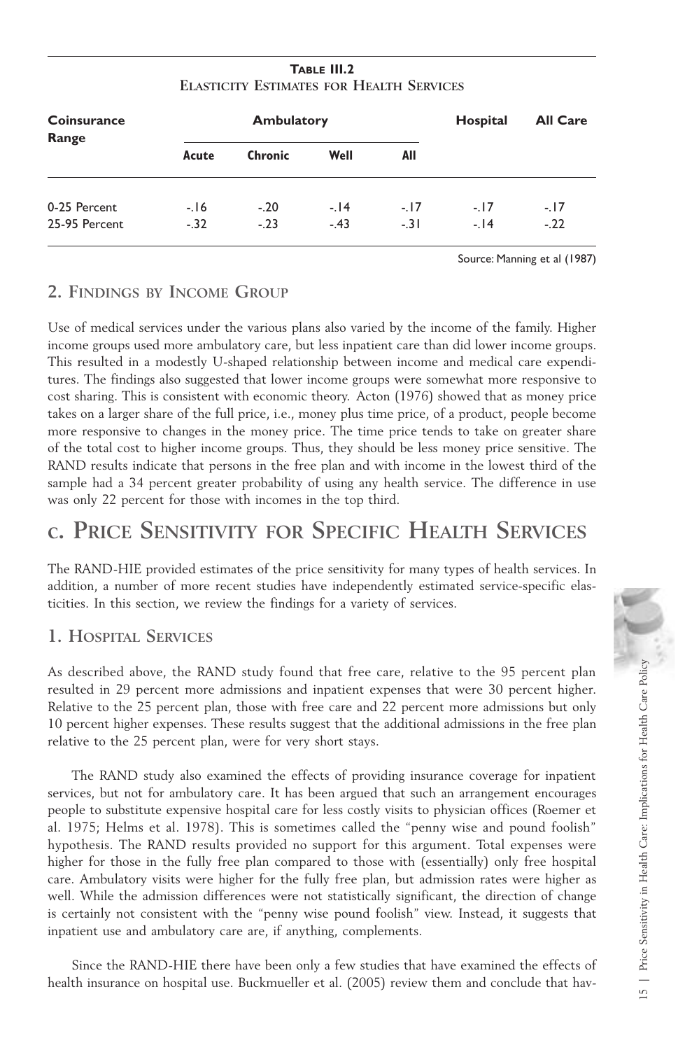**Table III.2**
**Elasticity Estimates for Health Services**

| Coinsurance Range | Ambulatory | | | | Hospital | All Care |
|---|---|---|---|---|---|---|
| | Acute | Chronic | Well | All | | |
| 0-25 Percent | -.16 | -.20 | -.14 | -.17 | -.17 | -.17 |
| 25-95 Percent | -.32 | -.23 | -.43 | -.31 | -.14 | -.22 |

Source: Manning et al (1987)

## 2. Findings by Income Group

Use of medical services under the various plans also varied by the income of the family. Higher income groups used more ambulatory care, but less inpatient care than did lower income groups. This resulted in a modestly U-shaped relationship between income and medical care expenditures. The findings also suggested that lower income groups were somewhat more responsive to cost sharing. This is consistent with economic theory. Acton (1976) showed that as money price takes on a larger share of the full price, i.e., money plus time price, of a product, people become more responsive to changes in the money price. The time price tends to take on greater share of the total cost to higher income groups. Thus, they should be less money price sensitive. The RAND results indicate that persons in the free plan and with income in the lowest third of the sample had a 34 percent greater probability of using any health service. The difference in use was only 22 percent for those with incomes in the top third.

# c. Price Sensitivity for Specific Health Services

The RAND-HIE provided estimates of the price sensitivity for many types of health services. In addition, a number of more recent studies have independently estimated service-specific elasticities. In this section, we review the findings for a variety of services.

## 1. Hospital Services

As described above, the RAND study found that free care, relative to the 95 percent plan resulted in 29 percent more admissions and inpatient expenses that were 30 percent higher. Relative to the 25 percent plan, those with free care and 22 percent more admissions but only 10 percent higher expenses. These results suggest that the additional admissions in the free plan relative to the 25 percent plan, were for very short stays.

The RAND study also examined the effects of providing insurance coverage for inpatient services, but not for ambulatory care. It has been argued that such an arrangement encourages people to substitute expensive hospital care for less costly visits to physician offices (Roemer et al. 1975; Helms et al. 1978). This is sometimes called the "penny wise and pound foolish" hypothesis. The RAND results provided no support for this argument. Total expenses were higher for those in the fully free plan compared to those with (essentially) only free hospital care. Ambulatory visits were higher for the fully free plan, but admission rates were higher as well. While the admission differences were not statistically significant, the direction of change is certainly not consistent with the "penny wise pound foolish" view. Instead, it suggests that inpatient use and ambulatory care are, if anything, complements.

Since the RAND-HIE there have been only a few studies that have examined the effects of health insurance on hospital use. Buckmueller et al. (2005) review them and conclude that hav-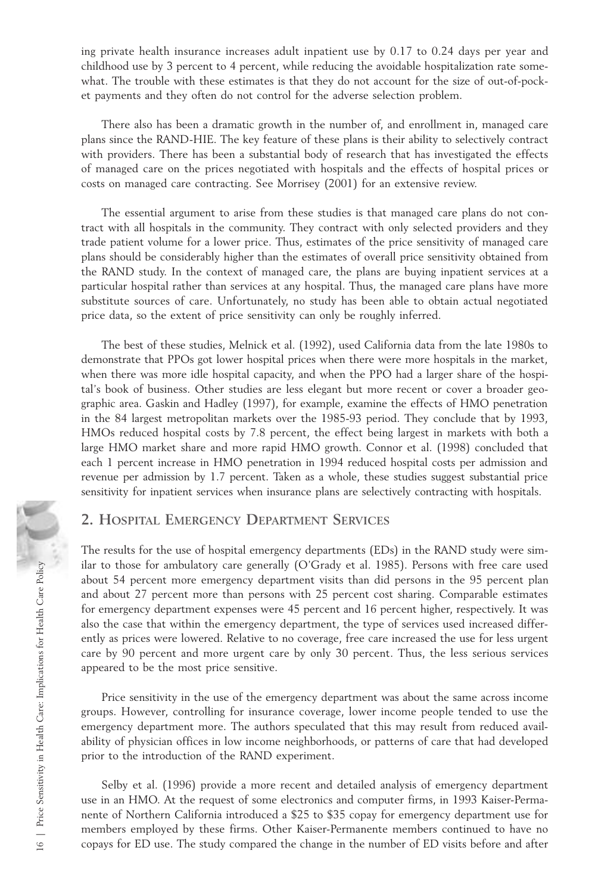ing private health insurance increases adult inpatient use by 0.17 to 0.24 days per year and childhood use by 3 percent to 4 percent, while reducing the avoidable hospitalization rate somewhat. The trouble with these estimates is that they do not account for the size of out-of-pocket payments and they often do not control for the adverse selection problem.

There also has been a dramatic growth in the number of, and enrollment in, managed care plans since the RAND-HIE. The key feature of these plans is their ability to selectively contract with providers. There has been a substantial body of research that has investigated the effects of managed care on the prices negotiated with hospitals and the effects of hospital prices or costs on managed care contracting. See Morrisey (2001) for an extensive review.

The essential argument to arise from these studies is that managed care plans do not contract with all hospitals in the community. They contract with only selected providers and they trade patient volume for a lower price. Thus, estimates of the price sensitivity of managed care plans should be considerably higher than the estimates of overall price sensitivity obtained from the RAND study. In the context of managed care, the plans are buying inpatient services at a particular hospital rather than services at any hospital. Thus, the managed care plans have more substitute sources of care. Unfortunately, no study has been able to obtain actual negotiated price data, so the extent of price sensitivity can only be roughly inferred.

The best of these studies, Melnick et al. (1992), used California data from the late 1980s to demonstrate that PPOs got lower hospital prices when there were more hospitals in the market, when there was more idle hospital capacity, and when the PPO had a larger share of the hospital's book of business. Other studies are less elegant but more recent or cover a broader geographic area. Gaskin and Hadley (1997), for example, examine the effects of HMO penetration in the 84 largest metropolitan markets over the 1985-93 period. They conclude that by 1993, HMOs reduced hospital costs by 7.8 percent, the effect being largest in markets with both a large HMO market share and more rapid HMO growth. Connor et al. (1998) concluded that each 1 percent increase in HMO penetration in 1994 reduced hospital costs per admission and revenue per admission by 1.7 percent. Taken as a whole, these studies suggest substantial price sensitivity for inpatient services when insurance plans are selectively contracting with hospitals.

## 2. Hospital Emergency Department Services

The results for the use of hospital emergency departments (EDs) in the RAND study were similar to those for ambulatory care generally (O'Grady et al. 1985). Persons with free care used about 54 percent more emergency department visits than did persons in the 95 percent plan and about 27 percent more than persons with 25 percent cost sharing. Comparable estimates for emergency department expenses were 45 percent and 16 percent higher, respectively. It was also the case that within the emergency department, the type of services used increased differently as prices were lowered. Relative to no coverage, free care increased the use for less urgent care by 90 percent and more urgent care by only 30 percent. Thus, the less serious services appeared to be the most price sensitive.

Price sensitivity in the use of the emergency department was about the same across income groups. However, controlling for insurance coverage, lower income people tended to use the emergency department more. The authors speculated that this may result from reduced availability of physician offices in low income neighborhoods, or patterns of care that had developed prior to the introduction of the RAND experiment.

Selby et al. (1996) provide a more recent and detailed analysis of emergency department use in an HMO. At the request of some electronics and computer firms, in 1993 Kaiser-Permanente of Northern California introduced a $25 to $35 copay for emergency department use for members employed by these firms. Other Kaiser-Permanente members continued to have no copays for ED use. The study compared the change in the number of ED visits before and after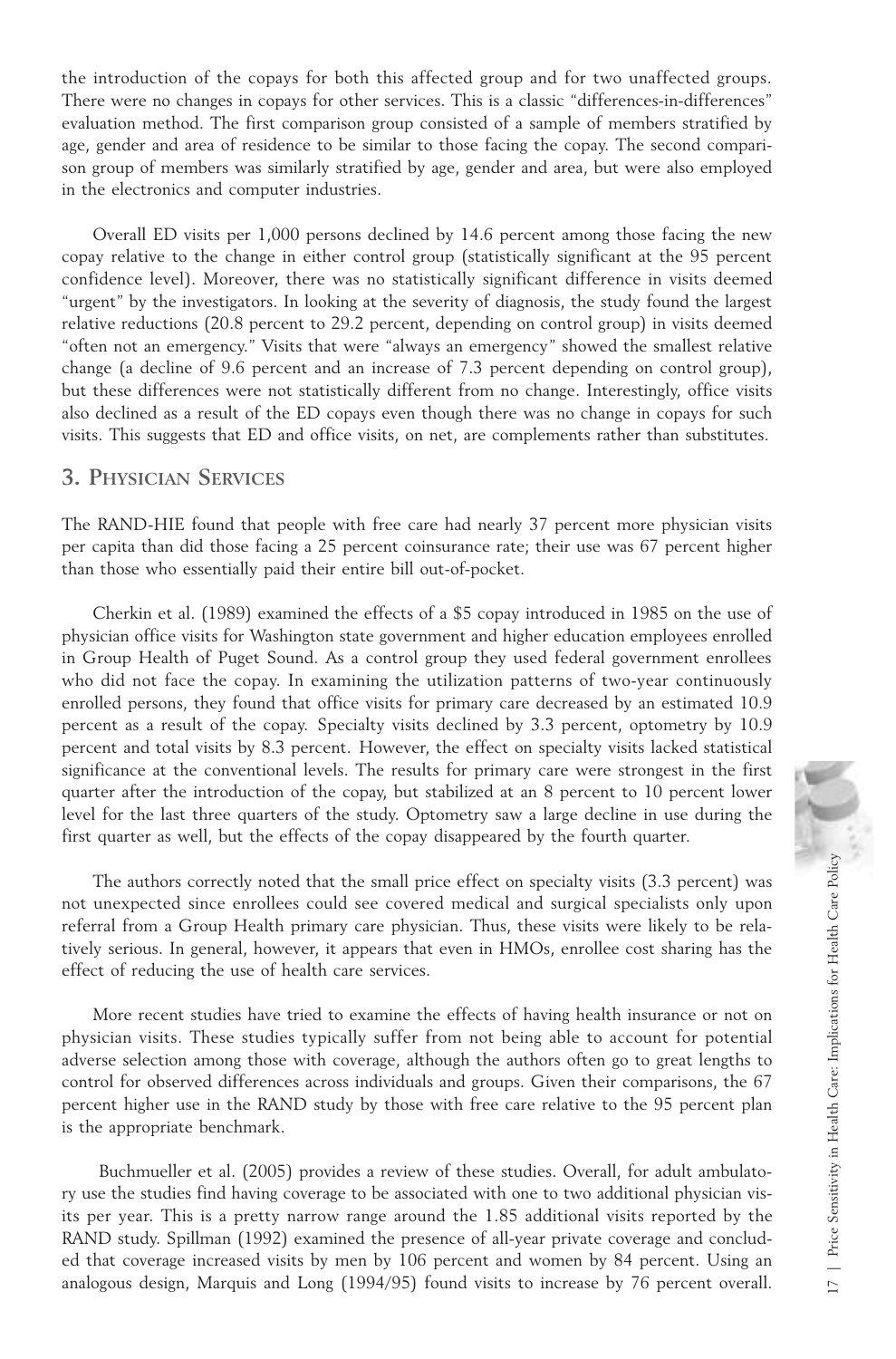the introduction of the copays for both this affected group and for two unaffected groups. There were no changes in copays for other services. This is a classic "differences-in-differences" evaluation method. The first comparison group consisted of a sample of members stratified by age, gender and area of residence to be similar to those facing the copay. The second comparison group of members was similarly stratified by age, gender and area, but were also employed in the electronics and computer industries.

Overall ED visits per 1,000 persons declined by 14.6 percent among those facing the new copay relative to the change in either control group (statistically significant at the 95 percent confidence level). Moreover, there was no statistically significant difference in visits deemed "urgent" by the investigators. In looking at the severity of diagnosis, the study found the largest relative reductions (20.8 percent to 29.2 percent, depending on control group) in visits deemed "often not an emergency." Visits that were "always an emergency" showed the smallest relative change (a decline of 9.6 percent and an increase of 7.3 percent depending on control group), but these differences were not statistically different from no change. Interestingly, office visits also declined as a result of the ED copays even though there was no change in copays for such visits. This suggests that ED and office visits, on net, are complements rather than substitutes.

## 3. Physician Services

The RAND-HIE found that people with free care had nearly 37 percent more physician visits per capita than did those facing a 25 percent coinsurance rate; their use was 67 percent higher than those who essentially paid their entire bill out-of-pocket.

Cherkin et al. (1989) examined the effects of a $5 copay introduced in 1985 on the use of physician office visits for Washington state government and higher education employees enrolled in Group Health of Puget Sound. As a control group they used federal government enrollees who did not face the copay. In examining the utilization patterns of two-year continuously enrolled persons, they found that office visits for primary care decreased by an estimated 10.9 percent as a result of the copay. Specialty visits declined by 3.3 percent, optometry by 10.9 percent and total visits by 8.3 percent. However, the effect on specialty visits lacked statistical significance at the conventional levels. The results for primary care were strongest in the first quarter after the introduction of the copay, but stabilized at an 8 percent to 10 percent lower level for the last three quarters of the study. Optometry saw a large decline in use during the first quarter as well, but the effects of the copay disappeared by the fourth quarter.

The authors correctly noted that the small price effect on specialty visits (3.3 percent) was not unexpected since enrollees could see covered medical and surgical specialists only upon referral from a Group Health primary care physician. Thus, these visits were likely to be relatively serious. In general, however, it appears that even in HMOs, enrollee cost sharing has the effect of reducing the use of health care services.

More recent studies have tried to examine the effects of having health insurance or not on physician visits. These studies typically suffer from not being able to account for potential adverse selection among those with coverage, although the authors often go to great lengths to control for observed differences across individuals and groups. Given their comparisons, the 67 percent higher use in the RAND study by those with free care relative to the 95 percent plan is the appropriate benchmark.

Buchmueller et al. (2005) provides a review of these studies. Overall, for adult ambulatory use the studies find having coverage to be associated with one to two additional physician visits per year. This is a pretty narrow range around the 1.85 additional visits reported by the RAND study. Spillman (1992) examined the presence of all-year private coverage and concluded that coverage increased visits by men by 106 percent and women by 84 percent. Using an analogous design, Marquis and Long (1994/95) found visits to increase by 76 percent overall.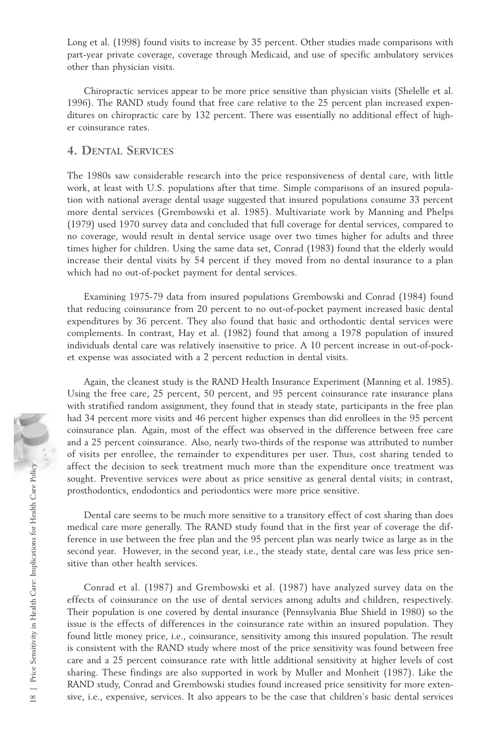Long et al. (1998) found visits to increase by 35 percent. Other studies made comparisons with part-year private coverage, coverage through Medicaid, and use of specific ambulatory services other than physician visits.

Chiropractic services appear to be more price sensitive than physician visits (Shelelle et al. 1996). The RAND study found that free care relative to the 25 percent plan increased expenditures on chiropractic care by 132 percent. There was essentially no additional effect of higher coinsurance rates.

## 4. Dental Services

The 1980s saw considerable research into the price responsiveness of dental care, with little work, at least with U.S. populations after that time. Simple comparisons of an insured population with national average dental usage suggested that insured populations consume 33 percent more dental services (Grembowski et al. 1985). Multivariate work by Manning and Phelps (1979) used 1970 survey data and concluded that full coverage for dental services, compared to no coverage, would result in dental service usage over two times higher for adults and three times higher for children. Using the same data set, Conrad (1983) found that the elderly would increase their dental visits by 54 percent if they moved from no dental insurance to a plan which had no out-of-pocket payment for dental services.

Examining 1975-79 data from insured populations Grembowski and Conrad (1984) found that reducing coinsurance from 20 percent to no out-of-pocket payment increased basic dental expenditures by 36 percent. They also found that basic and orthodontic dental services were complements. In contrast, Hay et al. (1982) found that among a 1978 population of insured individuals dental care was relatively insensitive to price. A 10 percent increase in out-of-pocket expense was associated with a 2 percent reduction in dental visits.

Again, the cleanest study is the RAND Health Insurance Experiment (Manning et al. 1985). Using the free care, 25 percent, 50 percent, and 95 percent coinsurance rate insurance plans with stratified random assignment, they found that in steady state, participants in the free plan had 34 percent more visits and 46 percent higher expenses than did enrollees in the 95 percent coinsurance plan. Again, most of the effect was observed in the difference between free care and a 25 percent coinsurance. Also, nearly two-thirds of the response was attributed to number of visits per enrollee, the remainder to expenditures per user. Thus, cost sharing tended to affect the decision to seek treatment much more than the expenditure once treatment was sought. Preventive services were about as price sensitive as general dental visits; in contrast, prosthodontics, endodontics and periodontics were more price sensitive.

Dental care seems to be much more sensitive to a transitory effect of cost sharing than does medical care more generally. The RAND study found that in the first year of coverage the difference in use between the free plan and the 95 percent plan was nearly twice as large as in the second year. However, in the second year, i.e., the steady state, dental care was less price sensitive than other health services.

Conrad et al. (1987) and Grembowski et al. (1987) have analyzed survey data on the effects of coinsurance on the use of dental services among adults and children, respectively. Their population is one covered by dental insurance (Pennsylvania Blue Shield in 1980) so the issue is the effects of differences in the coinsurance rate within an insured population. They found little money price, i.e., coinsurance, sensitivity among this insured population. The result is consistent with the RAND study where most of the price sensitivity was found between free care and a 25 percent coinsurance rate with little additional sensitivity at higher levels of cost sharing. These findings are also supported in work by Muller and Monheit (1987). Like the RAND study, Conrad and Grembowski studies found increased price sensitivity for more extensive, i.e., expensive, services. It also appears to be the case that children's basic dental services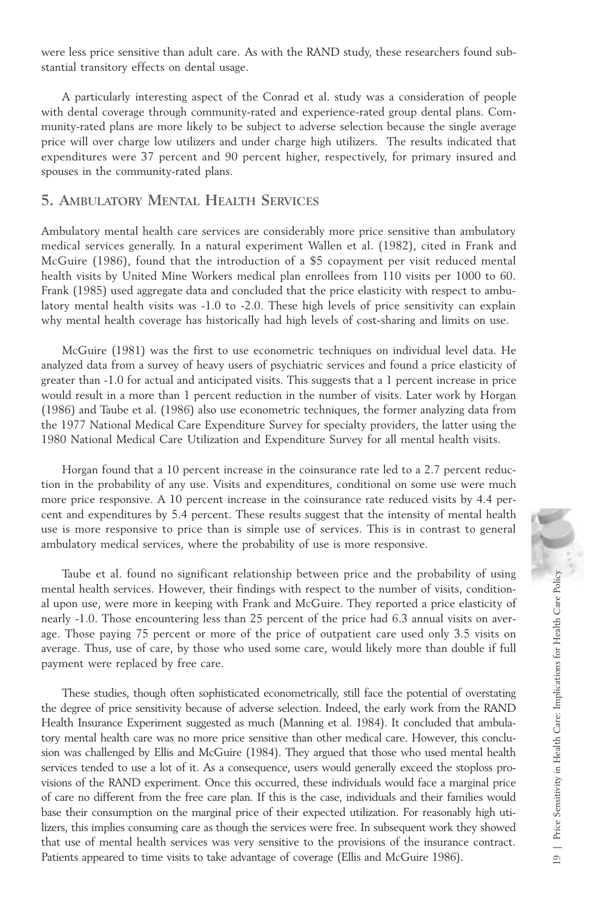were less price sensitive than adult care. As with the RAND study, these researchers found substantial transitory effects on dental usage.

A particularly interesting aspect of the Conrad et al. study was a consideration of people with dental coverage through community-rated and experience-rated group dental plans. Community-rated plans are more likely to be subject to adverse selection because the single average price will over charge low utilizers and under charge high utilizers. The results indicated that expenditures were 37 percent and 90 percent higher, respectively, for primary insured and spouses in the community-rated plans.

## 5. Ambulatory Mental Health Services

Ambulatory mental health care services are considerably more price sensitive than ambulatory medical services generally. In a natural experiment Wallen et al. (1982), cited in Frank and McGuire (1986), found that the introduction of a $5 copayment per visit reduced mental health visits by United Mine Workers medical plan enrollees from 110 visits per 1000 to 60. Frank (1985) used aggregate data and concluded that the price elasticity with respect to ambulatory mental health visits was -1.0 to -2.0. These high levels of price sensitivity can explain why mental health coverage has historically had high levels of cost-sharing and limits on use.

McGuire (1981) was the first to use econometric techniques on individual level data. He analyzed data from a survey of heavy users of psychiatric services and found a price elasticity of greater than -1.0 for actual and anticipated visits. This suggests that a 1 percent increase in price would result in a more than 1 percent reduction in the number of visits. Later work by Horgan (1986) and Taube et al. (1986) also use econometric techniques, the former analyzing data from the 1977 National Medical Care Expenditure Survey for specialty providers, the latter using the 1980 National Medical Care Utilization and Expenditure Survey for all mental health visits.

Horgan found that a 10 percent increase in the coinsurance rate led to a 2.7 percent reduction in the probability of any use. Visits and expenditures, conditional on some use were much more price responsive. A 10 percent increase in the coinsurance rate reduced visits by 4.4 percent and expenditures by 5.4 percent. These results suggest that the intensity of mental health use is more responsive to price than is simple use of services. This is in contrast to general ambulatory medical services, where the probability of use is more responsive.

Taube et al. found no significant relationship between price and the probability of using mental health services. However, their findings with respect to the number of visits, conditional upon use, were more in keeping with Frank and McGuire. They reported a price elasticity of nearly -1.0. Those encountering less than 25 percent of the price had 6.3 annual visits on average. Those paying 75 percent or more of the price of outpatient care used only 3.5 visits on average. Thus, use of care, by those who used some care, would likely more than double if full payment were replaced by free care.

These studies, though often sophisticated econometrically, still face the potential of overstating the degree of price sensitivity because of adverse selection. Indeed, the early work from the RAND Health Insurance Experiment suggested as much (Manning et al. 1984). It concluded that ambulatory mental health care was no more price sensitive than other medical care. However, this conclusion was challenged by Ellis and McGuire (1984). They argued that those who used mental health services tended to use a lot of it. As a consequence, users would generally exceed the stoploss provisions of the RAND experiment. Once this occurred, these individuals would face a marginal price of care no different from the free care plan. If this is the case, individuals and their families would base their consumption on the marginal price of their expected utilization. For reasonably high utilizers, this implies consuming care as though the services were free. In subsequent work they showed that use of mental health services was very sensitive to the provisions of the insurance contract. Patients appeared to time visits to take advantage of coverage (Ellis and McGuire 1986).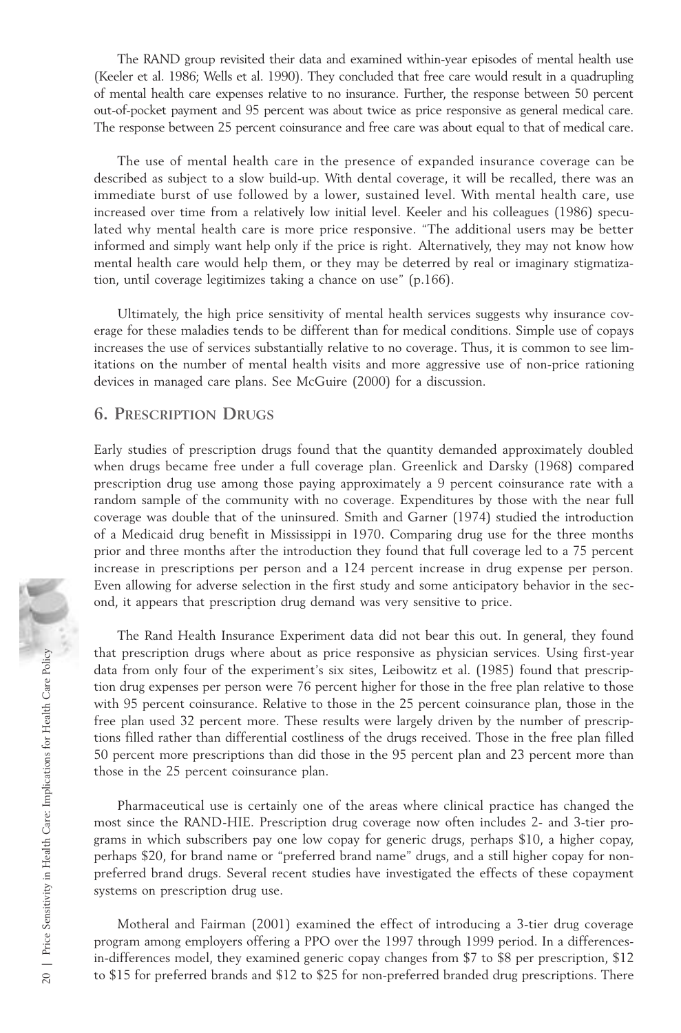The RAND group revisited their data and examined within-year episodes of mental health use (Keeler et al. 1986; Wells et al. 1990). They concluded that free care would result in a quadrupling of mental health care expenses relative to no insurance. Further, the response between 50 percent out-of-pocket payment and 95 percent was about twice as price responsive as general medical care. The response between 25 percent coinsurance and free care was about equal to that of medical care.

The use of mental health care in the presence of expanded insurance coverage can be described as subject to a slow build-up. With dental coverage, it will be recalled, there was an immediate burst of use followed by a lower, sustained level. With mental health care, use increased over time from a relatively low initial level. Keeler and his colleagues (1986) speculated why mental health care is more price responsive. "The additional users may be better informed and simply want help only if the price is right. Alternatively, they may not know how mental health care would help them, or they may be deterred by real or imaginary stigmatization, until coverage legitimizes taking a chance on use" (p.166).

Ultimately, the high price sensitivity of mental health services suggests why insurance coverage for these maladies tends to be different than for medical conditions. Simple use of copays increases the use of services substantially relative to no coverage. Thus, it is common to see limitations on the number of mental health visits and more aggressive use of non-price rationing devices in managed care plans. See McGuire (2000) for a discussion.

## 6. Prescription Drugs

Early studies of prescription drugs found that the quantity demanded approximately doubled when drugs became free under a full coverage plan. Greenlick and Darsky (1968) compared prescription drug use among those paying approximately a 9 percent coinsurance rate with a random sample of the community with no coverage. Expenditures by those with the near full coverage was double that of the uninsured. Smith and Garner (1974) studied the introduction of a Medicaid drug benefit in Mississippi in 1970. Comparing drug use for the three months prior and three months after the introduction they found that full coverage led to a 75 percent increase in prescriptions per person and a 124 percent increase in drug expense per person. Even allowing for adverse selection in the first study and some anticipatory behavior in the second, it appears that prescription drug demand was very sensitive to price.

The Rand Health Insurance Experiment data did not bear this out. In general, they found that prescription drugs where about as price responsive as physician services. Using first-year data from only four of the experiment's six sites, Leibowitz et al. (1985) found that prescription drug expenses per person were 76 percent higher for those in the free plan relative to those with 95 percent coinsurance. Relative to those in the 25 percent coinsurance plan, those in the free plan used 32 percent more. These results were largely driven by the number of prescriptions filled rather than differential costliness of the drugs received. Those in the free plan filled 50 percent more prescriptions than did those in the 95 percent plan and 23 percent more than those in the 25 percent coinsurance plan.

Pharmaceutical use is certainly one of the areas where clinical practice has changed the most since the RAND-HIE. Prescription drug coverage now often includes 2- and 3-tier programs in which subscribers pay one low copay for generic drugs, perhaps $10, a higher copay, perhaps $20, for brand name or "preferred brand name" drugs, and a still higher copay for non-preferred brand drugs. Several recent studies have investigated the effects of these copayment systems on prescription drug use.

Motheral and Fairman (2001) examined the effect of introducing a 3-tier drug coverage program among employers offering a PPO over the 1997 through 1999 period. In a differences-in-differences model, they examined generic copay changes from $7 to $8 per prescription, $12 to $15 for preferred brands and $12 to $25 for non-preferred branded drug prescriptions. There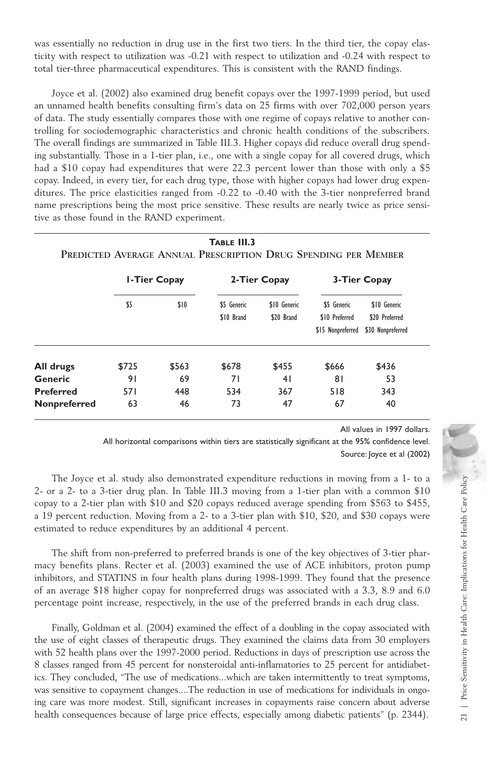was essentially no reduction in drug use in the first two tiers. In the third tier, the copay elasticity with respect to utilization was -0.21 with respect to utilization and -0.24 with respect to total tier-three pharmaceutical expenditures. This is consistent with the RAND findings.

Joyce et al. (2002) also examined drug benefit copays over the 1997-1999 period, but used an unnamed health benefits consulting firm's data on 25 firms with over 702,000 person years of data. The study essentially compares those with one regime of copays relative to another controlling for sociodemographic characteristics and chronic health conditions of the subscribers. The overall findings are summarized in Table III.3. Higher copays did reduce overall drug spending substantially. Those in a 1-tier plan, i.e., one with a single copay for all covered drugs, which had a $10 copay had expenditures that were 22.3 percent lower than those with only a $5 copay. Indeed, in every tier, for each drug type, those with higher copays had lower drug expenditures. The price elasticities ranged from -0.22 to -0.40 with the 3-tier nonpreferred brand name prescriptions being the most price sensitive. These results are nearly twice as price sensitive as those found in the RAND experiment.

**TABLE III.3**
**PREDICTED AVERAGE ANNUAL PRESCRIPTION DRUG SPENDING PER MEMBER**

| | 1-Tier Copay | | 2-Tier Copay | | 3-Tier Copay | |
|---|---|---|---|---|---|---|
| | $5 | $10 | $5 Generic $10 Brand | $10 Generic $20 Brand | $5 Generic $10 Preferred $15 Nonpreferred | $10 Generic $20 Preferred $30 Nonpreferred |
| **All drugs** | $725 | $563 | $678 | $455 | $666 | $436 |
| **Generic** | 91 | 69 | 71 | 41 | 81 | 53 |
| **Preferred** | 571 | 448 | 534 | 367 | 518 | 343 |
| **Nonpreferred** | 63 | 46 | 73 | 47 | 67 | 40 |

All values in 1997 dollars.

All horizontal comparisons within tiers are statistically significant at the 95% confidence level.

Source: Joyce et al (2002)

The Joyce et al. study also demonstrated expenditure reductions in moving from a 1- to a 2- or a 2- to a 3-tier drug plan. In Table III.3 moving from a 1-tier plan with a common $10 copay to a 2-tier plan with $10 and $20 copays reduced average spending from $563 to $455, a 19 percent reduction. Moving from a 2- to a 3-tier plan with $10, $20, and $30 copays were estimated to reduce expenditures by an additional 4 percent.

The shift from non-preferred to preferred brands is one of the key objectives of 3-tier pharmacy benefits plans. Recter et al. (2003) examined the use of ACE inhibitors, proton pump inhibitors, and STATINS in four health plans during 1998-1999. They found that the presence of an average $18 higher copay for nonpreferred drugs was associated with a 3.3, 8.9 and 6.0 percentage point increase, respectively, in the use of the preferred brands in each drug class.

Finally, Goldman et al. (2004) examined the effect of a doubling in the copay associated with the use of eight classes of therapeutic drugs. They examined the claims data from 30 employers with 52 health plans over the 1997-2000 period. Reductions in days of prescription use across the 8 classes ranged from 45 percent for nonsteroidal anti-inflamatories to 25 percent for antidiabetics. They concluded, "The use of medications...which are taken intermittently to treat symptoms, was sensitive to copayment changes....The reduction in use of medications for individuals in ongoing care was more modest. Still, significant increases in copayments raise concern about adverse health consequences because of large price effects, especially among diabetic patients" (p. 2344).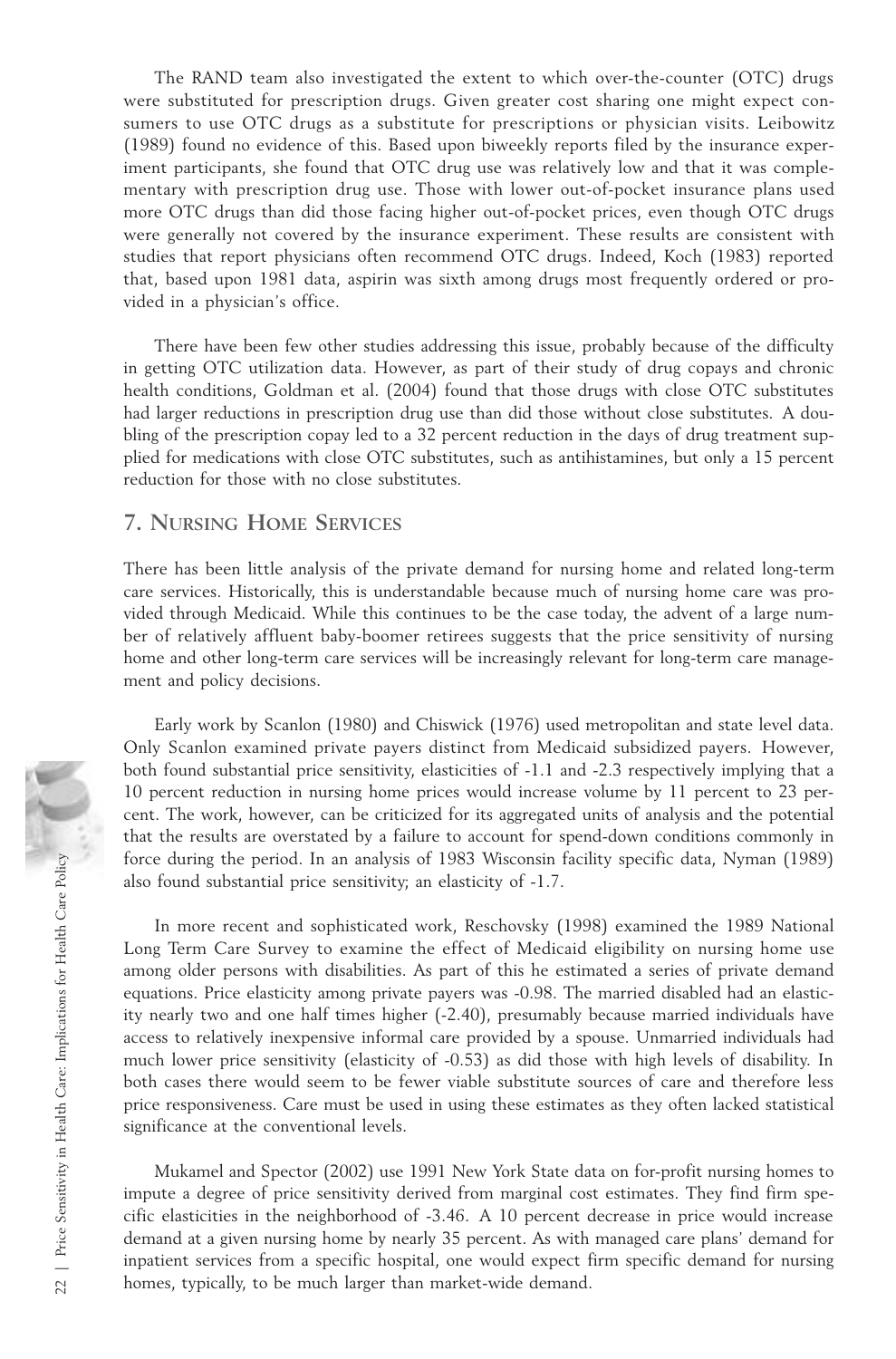The RAND team also investigated the extent to which over-the-counter (OTC) drugs were substituted for prescription drugs. Given greater cost sharing one might expect consumers to use OTC drugs as a substitute for prescriptions or physician visits. Leibowitz (1989) found no evidence of this. Based upon biweekly reports filed by the insurance experiment participants, she found that OTC drug use was relatively low and that it was complementary with prescription drug use. Those with lower out-of-pocket insurance plans used more OTC drugs than did those facing higher out-of-pocket prices, even though OTC drugs were generally not covered by the insurance experiment. These results are consistent with studies that report physicians often recommend OTC drugs. Indeed, Koch (1983) reported that, based upon 1981 data, aspirin was sixth among drugs most frequently ordered or provided in a physician's office.

There have been few other studies addressing this issue, probably because of the difficulty in getting OTC utilization data. However, as part of their study of drug copays and chronic health conditions, Goldman et al. (2004) found that those drugs with close OTC substitutes had larger reductions in prescription drug use than did those without close substitutes. A doubling of the prescription copay led to a 32 percent reduction in the days of drug treatment supplied for medications with close OTC substitutes, such as antihistamines, but only a 15 percent reduction for those with no close substitutes.

## 7. Nursing Home Services

There has been little analysis of the private demand for nursing home and related long-term care services. Historically, this is understandable because much of nursing home care was provided through Medicaid. While this continues to be the case today, the advent of a large number of relatively affluent baby-boomer retirees suggests that the price sensitivity of nursing home and other long-term care services will be increasingly relevant for long-term care management and policy decisions.

Early work by Scanlon (1980) and Chiswick (1976) used metropolitan and state level data. Only Scanlon examined private payers distinct from Medicaid subsidized payers. However, both found substantial price sensitivity, elasticities of -1.1 and -2.3 respectively implying that a 10 percent reduction in nursing home prices would increase volume by 11 percent to 23 percent. The work, however, can be criticized for its aggregated units of analysis and the potential that the results are overstated by a failure to account for spend-down conditions commonly in force during the period. In an analysis of 1983 Wisconsin facility specific data, Nyman (1989) also found substantial price sensitivity; an elasticity of -1.7.

In more recent and sophisticated work, Reschovsky (1998) examined the 1989 National Long Term Care Survey to examine the effect of Medicaid eligibility on nursing home use among older persons with disabilities. As part of this he estimated a series of private demand equations. Price elasticity among private payers was -0.98. The married disabled had an elasticity nearly two and one half times higher (-2.40), presumably because married individuals have access to relatively inexpensive informal care provided by a spouse. Unmarried individuals had much lower price sensitivity (elasticity of -0.53) as did those with high levels of disability. In both cases there would seem to be fewer viable substitute sources of care and therefore less price responsiveness. Care must be used in using these estimates as they often lacked statistical significance at the conventional levels.

Mukamel and Spector (2002) use 1991 New York State data on for-profit nursing homes to impute a degree of price sensitivity derived from marginal cost estimates. They find firm specific elasticities in the neighborhood of -3.46. A 10 percent decrease in price would increase demand at a given nursing home by nearly 35 percent. As with managed care plans' demand for inpatient services from a specific hospital, one would expect firm specific demand for nursing homes, typically, to be much larger than market-wide demand.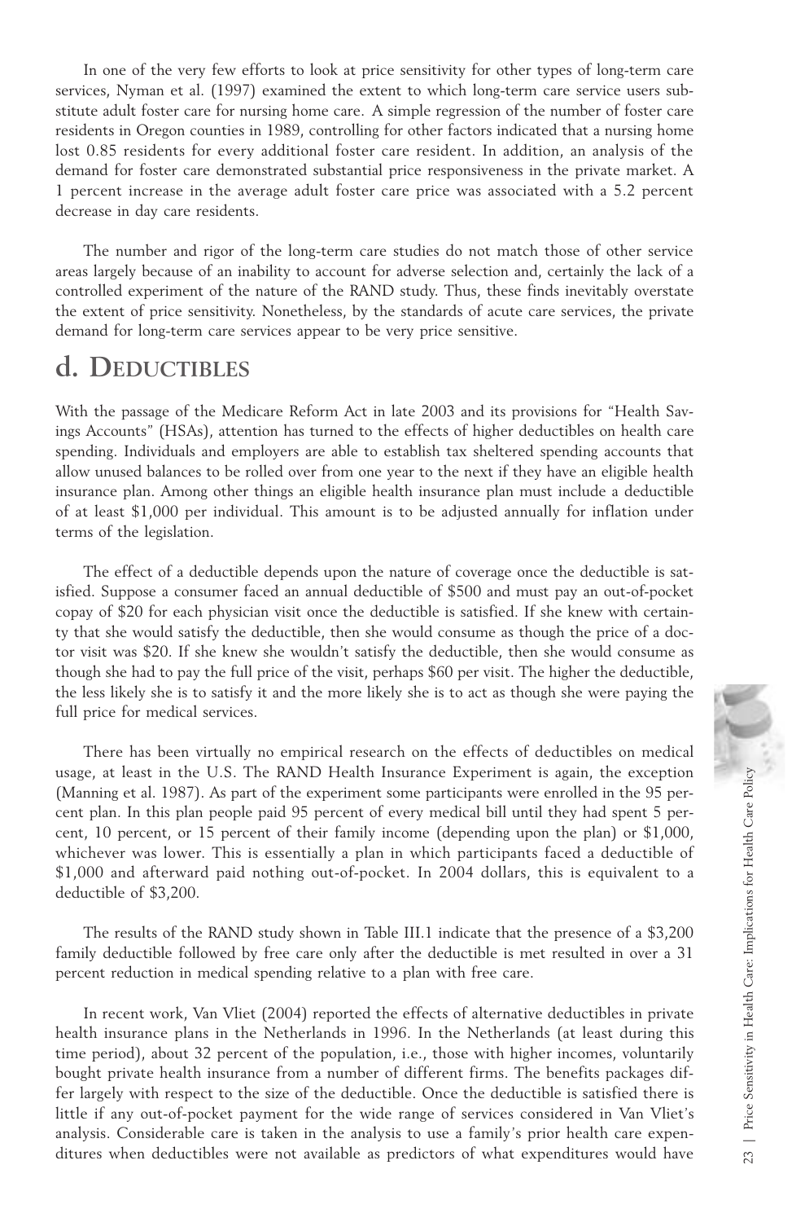In one of the very few efforts to look at price sensitivity for other types of long-term care services, Nyman et al. (1997) examined the extent to which long-term care service users substitute adult foster care for nursing home care. A simple regression of the number of foster care residents in Oregon counties in 1989, controlling for other factors indicated that a nursing home lost 0.85 residents for every additional foster care resident. In addition, an analysis of the demand for foster care demonstrated substantial price responsiveness in the private market. A 1 percent increase in the average adult foster care price was associated with a 5.2 percent decrease in day care residents.

The number and rigor of the long-term care studies do not match those of other service areas largely because of an inability to account for adverse selection and, certainly the lack of a controlled experiment of the nature of the RAND study. Thus, these finds inevitably overstate the extent of price sensitivity. Nonetheless, by the standards of acute care services, the private demand for long-term care services appear to be very price sensitive.

## d. Deductibles

With the passage of the Medicare Reform Act in late 2003 and its provisions for "Health Savings Accounts" (HSAs), attention has turned to the effects of higher deductibles on health care spending. Individuals and employers are able to establish tax sheltered spending accounts that allow unused balances to be rolled over from one year to the next if they have an eligible health insurance plan. Among other things an eligible health insurance plan must include a deductible of at least $1,000 per individual. This amount is to be adjusted annually for inflation under terms of the legislation.

The effect of a deductible depends upon the nature of coverage once the deductible is satisfied. Suppose a consumer faced an annual deductible of $500 and must pay an out-of-pocket copay of $20 for each physician visit once the deductible is satisfied. If she knew with certainty that she would satisfy the deductible, then she would consume as though the price of a doctor visit was $20. If she knew she wouldn't satisfy the deductible, then she would consume as though she had to pay the full price of the visit, perhaps $60 per visit. The higher the deductible, the less likely she is to satisfy it and the more likely she is to act as though she were paying the full price for medical services.

There has been virtually no empirical research on the effects of deductibles on medical usage, at least in the U.S. The RAND Health Insurance Experiment is again, the exception (Manning et al. 1987). As part of the experiment some participants were enrolled in the 95 percent plan. In this plan people paid 95 percent of every medical bill until they had spent 5 percent, 10 percent, or 15 percent of their family income (depending upon the plan) or $1,000, whichever was lower. This is essentially a plan in which participants faced a deductible of $1,000 and afterward paid nothing out-of-pocket. In 2004 dollars, this is equivalent to a deductible of $3,200.

The results of the RAND study shown in Table III.1 indicate that the presence of a $3,200 family deductible followed by free care only after the deductible is met resulted in over a 31 percent reduction in medical spending relative to a plan with free care.

In recent work, Van Vliet (2004) reported the effects of alternative deductibles in private health insurance plans in the Netherlands in 1996. In the Netherlands (at least during this time period), about 32 percent of the population, i.e., those with higher incomes, voluntarily bought private health insurance from a number of different firms. The benefits packages differ largely with respect to the size of the deductible. Once the deductible is satisfied there is little if any out-of-pocket payment for the wide range of services considered in Van Vliet's analysis. Considerable care is taken in the analysis to use a family's prior health care expenditures when deductibles were not available as predictors of what expenditures would have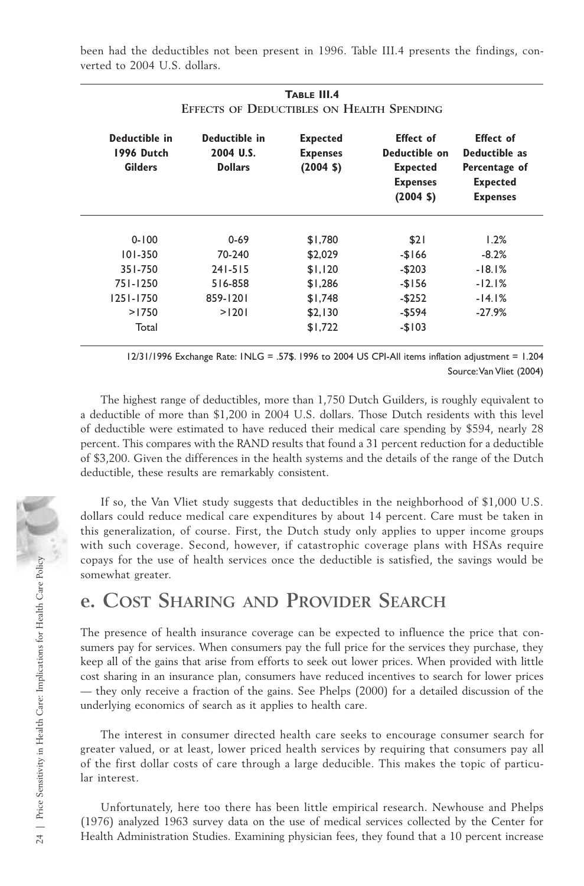been had the deductibles not been present in 1996. Table III.4 presents the findings, converted to 2004 U.S. dollars.

**TABLE III.4**
**EFFECTS OF DEDUCTIBLES ON HEALTH SPENDING**

| Deductible in 1996 Dutch Gilders | Deductible in 2004 U.S. Dollars | Expected Expenses (2004 $) | Effect of Deductible on Expected Expenses (2004 $) | Effect of Deductible as Percentage of Expected Expenses |
|---|---|---|---|---|
| 0-100 | 0-69 | $1,780 | $21 | 1.2% |
| 101-350 | 70-240 | $2,029 | -$166 | -8.2% |
| 351-750 | 241-515 | $1,120 | -$203 | -18.1% |
| 751-1250 | 516-858 | $1,286 | -$156 | -12.1% |
| 1251-1750 | 859-1201 | $1,748 | -$252 | -14.1% |
| >1750 | >1201 | $2,130 | -$594 | -27.9% |
| Total | | $1,722 | -$103 | |

12/31/1996 Exchange Rate: 1NLG = .57$. 1996 to 2004 US CPI-All items inflation adjustment = 1.204

Source: Van Vliet (2004)

The highest range of deductibles, more than 1,750 Dutch Guilders, is roughly equivalent to a deductible of more than $1,200 in 2004 U.S. dollars. Those Dutch residents with this level of deductible were estimated to have reduced their medical care spending by $594, nearly 28 percent. This compares with the RAND results that found a 31 percent reduction for a deductible of $3,200. Given the differences in the health systems and the details of the range of the Dutch deductible, these results are remarkably consistent.

If so, the Van Vliet study suggests that deductibles in the neighborhood of $1,000 U.S. dollars could reduce medical care expenditures by about 14 percent. Care must be taken in this generalization, of course. First, the Dutch study only applies to upper income groups with such coverage. Second, however, if catastrophic coverage plans with HSAs require copays for the use of health services once the deductible is satisfied, the savings would be somewhat greater.

## e. COST SHARING AND PROVIDER SEARCH

The presence of health insurance coverage can be expected to influence the price that consumers pay for services. When consumers pay the full price for the services they purchase, they keep all of the gains that arise from efforts to seek out lower prices. When provided with little cost sharing in an insurance plan, consumers have reduced incentives to search for lower prices — they only receive a fraction of the gains. See Phelps (2000) for a detailed discussion of the underlying economics of search as it applies to health care.

The interest in consumer directed health care seeks to encourage consumer search for greater valued, or at least, lower priced health services by requiring that consumers pay all of the first dollar costs of care through a large deducible. This makes the topic of particular interest.

Unfortunately, here too there has been little empirical research. Newhouse and Phelps (1976) analyzed 1963 survey data on the use of medical services collected by the Center for Health Administration Studies. Examining physician fees, they found that a 10 percent increase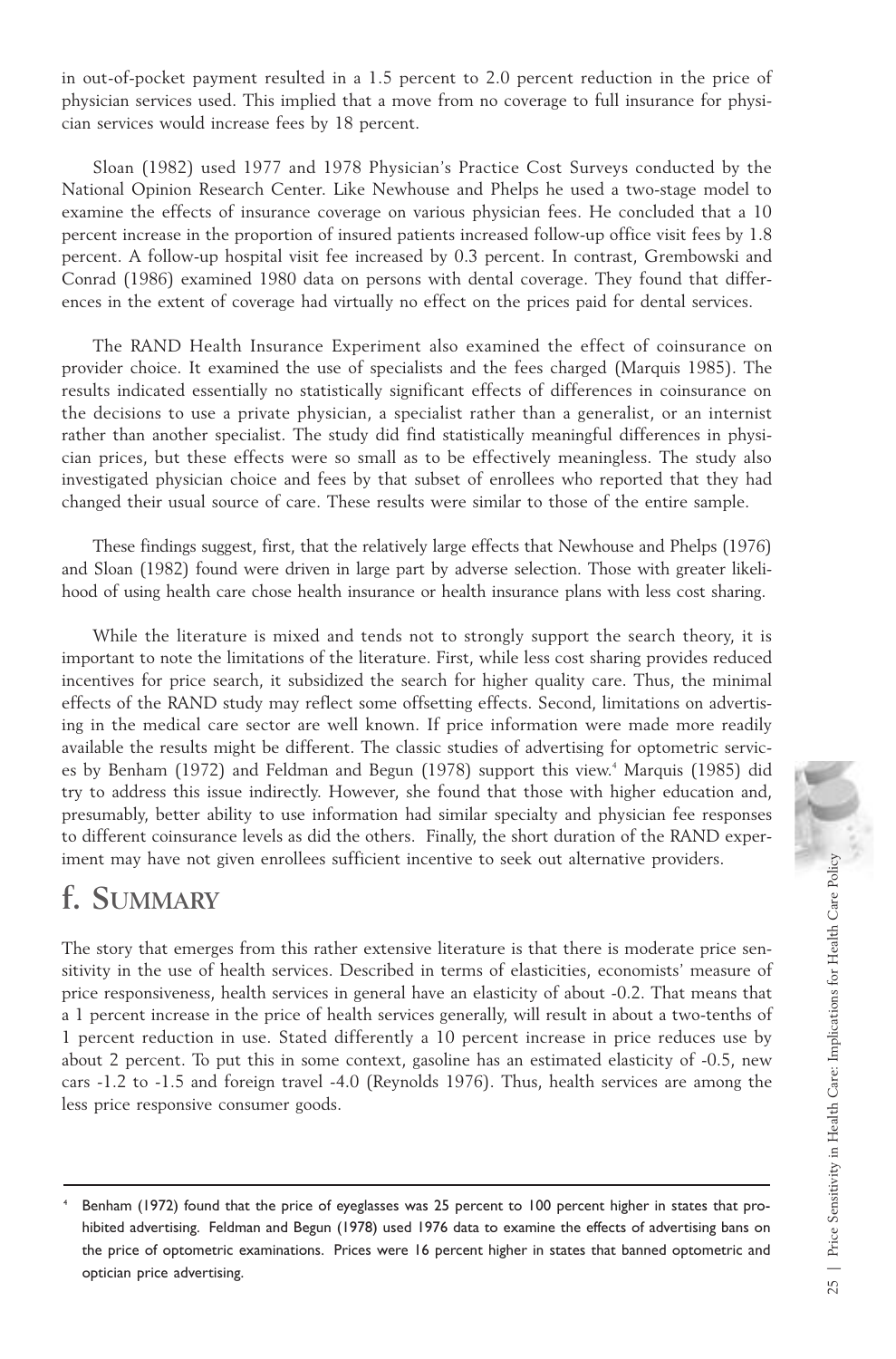in out-of-pocket payment resulted in a 1.5 percent to 2.0 percent reduction in the price of physician services used. This implied that a move from no coverage to full insurance for physician services would increase fees by 18 percent.

Sloan (1982) used 1977 and 1978 Physician's Practice Cost Surveys conducted by the National Opinion Research Center. Like Newhouse and Phelps he used a two-stage model to examine the effects of insurance coverage on various physician fees. He concluded that a 10 percent increase in the proportion of insured patients increased follow-up office visit fees by 1.8 percent. A follow-up hospital visit fee increased by 0.3 percent. In contrast, Grembowski and Conrad (1986) examined 1980 data on persons with dental coverage. They found that differences in the extent of coverage had virtually no effect on the prices paid for dental services.

The RAND Health Insurance Experiment also examined the effect of coinsurance on provider choice. It examined the use of specialists and the fees charged (Marquis 1985). The results indicated essentially no statistically significant effects of differences in coinsurance on the decisions to use a private physician, a specialist rather than a generalist, or an internist rather than another specialist. The study did find statistically meaningful differences in physician prices, but these effects were so small as to be effectively meaningless. The study also investigated physician choice and fees by that subset of enrollees who reported that they had changed their usual source of care. These results were similar to those of the entire sample.

These findings suggest, first, that the relatively large effects that Newhouse and Phelps (1976) and Sloan (1982) found were driven in large part by adverse selection. Those with greater likelihood of using health care chose health insurance or health insurance plans with less cost sharing.

While the literature is mixed and tends not to strongly support the search theory, it is important to note the limitations of the literature. First, while less cost sharing provides reduced incentives for price search, it subsidized the search for higher quality care. Thus, the minimal effects of the RAND study may reflect some offsetting effects. Second, limitations on advertising in the medical care sector are well known. If price information were made more readily available the results might be different. The classic studies of advertising for optometric services by Benham (1972) and Feldman and Begun (1978) support this view.[4] Marquis (1985) did try to address this issue indirectly. However, she found that those with higher education and, presumably, better ability to use information had similar specialty and physician fee responses to different coinsurance levels as did the others. Finally, the short duration of the RAND experiment may have not given enrollees sufficient incentive to seek out alternative providers.

## f. Summary

The story that emerges from this rather extensive literature is that there is moderate price sensitivity in the use of health services. Described in terms of elasticities, economists' measure of price responsiveness, health services in general have an elasticity of about -0.2. That means that a 1 percent increase in the price of health services generally, will result in about a two-tenths of 1 percent reduction in use. Stated differently a 10 percent increase in price reduces use by about 2 percent. To put this in some context, gasoline has an estimated elasticity of -0.5, new cars -1.2 to -1.5 and foreign travel -4.0 (Reynolds 1976). Thus, health services are among the less price responsive consumer goods.

---

[4] Benham (1972) found that the price of eyeglasses was 25 percent to 100 percent higher in states that prohibited advertising. Feldman and Begun (1978) used 1976 data to examine the effects of advertising bans on the price of optometric examinations. Prices were 16 percent higher in states that banned optometric and optician price advertising.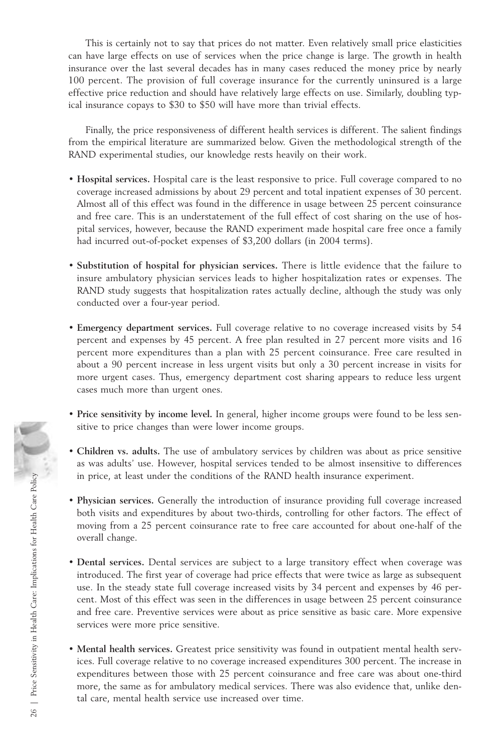This is certainly not to say that prices do not matter. Even relatively small price elasticities can have large effects on use of services when the price change is large. The growth in health insurance over the last several decades has in many cases reduced the money price by nearly 100 percent. The provision of full coverage insurance for the currently uninsured is a large effective price reduction and should have relatively large effects on use. Similarly, doubling typical insurance copays to $30 to $50 will have more than trivial effects.

Finally, the price responsiveness of different health services is different. The salient findings from the empirical literature are summarized below. Given the methodological strength of the RAND experimental studies, our knowledge rests heavily on their work.

- **Hospital services.** Hospital care is the least responsive to price. Full coverage compared to no coverage increased admissions by about 29 percent and total inpatient expenses of 30 percent. Almost all of this effect was found in the difference in usage between 25 percent coinsurance and free care. This is an understatement of the full effect of cost sharing on the use of hospital services, however, because the RAND experiment made hospital care free once a family had incurred out-of-pocket expenses of $3,200 dollars (in 2004 terms).

- **Substitution of hospital for physician services.** There is little evidence that the failure to insure ambulatory physician services leads to higher hospitalization rates or expenses. The RAND study suggests that hospitalization rates actually decline, although the study was only conducted over a four-year period.

- **Emergency department services.** Full coverage relative to no coverage increased visits by 54 percent and expenses by 45 percent. A free plan resulted in 27 percent more visits and 16 percent more expenditures than a plan with 25 percent coinsurance. Free care resulted in about a 90 percent increase in less urgent visits but only a 30 percent increase in visits for more urgent cases. Thus, emergency department cost sharing appears to reduce less urgent cases much more than urgent ones.

- **Price sensitivity by income level.** In general, higher income groups were found to be less sensitive to price changes than were lower income groups.

- **Children vs. adults.** The use of ambulatory services by children was about as price sensitive as was adults' use. However, hospital services tended to be almost insensitive to differences in price, at least under the conditions of the RAND health insurance experiment.

- **Physician services.** Generally the introduction of insurance providing full coverage increased both visits and expenditures by about two-thirds, controlling for other factors. The effect of moving from a 25 percent coinsurance rate to free care accounted for about one-half of the overall change.

- **Dental services.** Dental services are subject to a large transitory effect when coverage was introduced. The first year of coverage had price effects that were twice as large as subsequent use. In the steady state full coverage increased visits by 34 percent and expenses by 46 percent. Most of this effect was seen in the differences in usage between 25 percent coinsurance and free care. Preventive services were about as price sensitive as basic care. More expensive services were more price sensitive.

- **Mental health services.** Greatest price sensitivity was found in outpatient mental health services. Full coverage relative to no coverage increased expenditures 300 percent. The increase in expenditures between those with 25 percent coinsurance and free care was about one-third more, the same as for ambulatory medical services. There was also evidence that, unlike dental care, mental health service use increased over time.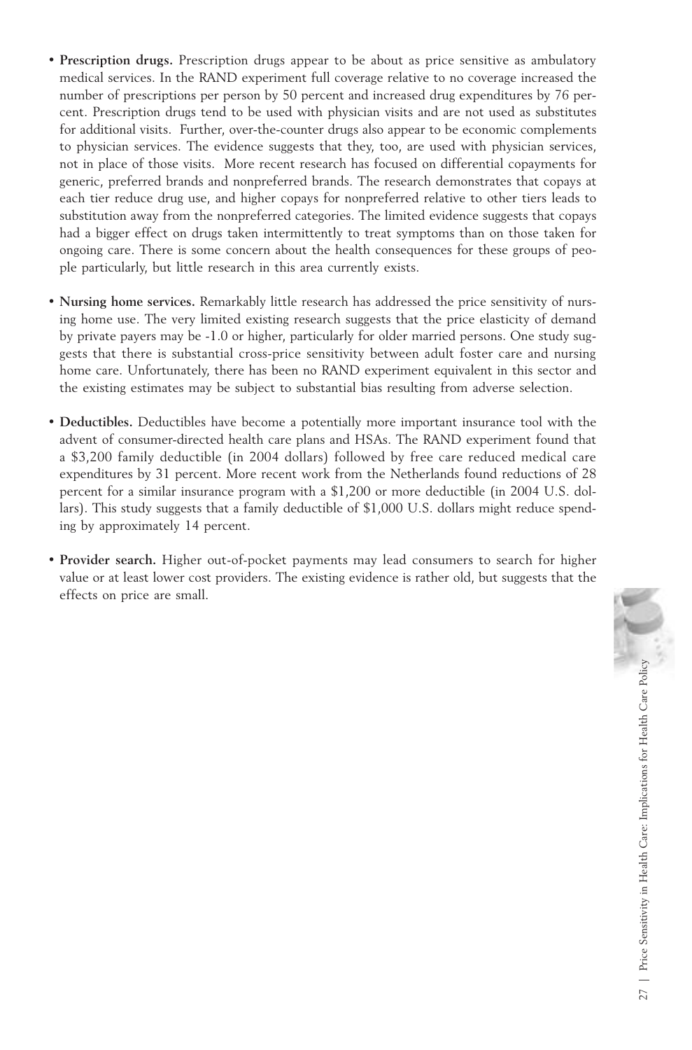- **Prescription drugs.** Prescription drugs appear to be about as price sensitive as ambulatory medical services. In the RAND experiment full coverage relative to no coverage increased the number of prescriptions per person by 50 percent and increased drug expenditures by 76 percent. Prescription drugs tend to be used with physician visits and are not used as substitutes for additional visits. Further, over-the-counter drugs also appear to be economic complements to physician services. The evidence suggests that they, too, are used with physician services, not in place of those visits. More recent research has focused on differential copayments for generic, preferred brands and nonpreferred brands. The research demonstrates that copays at each tier reduce drug use, and higher copays for nonpreferred relative to other tiers leads to substitution away from the nonpreferred categories. The limited evidence suggests that copays had a bigger effect on drugs taken intermittently to treat symptoms than on those taken for ongoing care. There is some concern about the health consequences for these groups of people particularly, but little research in this area currently exists.

- **Nursing home services.** Remarkably little research has addressed the price sensitivity of nursing home use. The very limited existing research suggests that the price elasticity of demand by private payers may be -1.0 or higher, particularly for older married persons. One study suggests that there is substantial cross-price sensitivity between adult foster care and nursing home care. Unfortunately, there has been no RAND experiment equivalent in this sector and the existing estimates may be subject to substantial bias resulting from adverse selection.

- **Deductibles.** Deductibles have become a potentially more important insurance tool with the advent of consumer-directed health care plans and HSAs. The RAND experiment found that a $3,200 family deductible (in 2004 dollars) followed by free care reduced medical care expenditures by 31 percent. More recent work from the Netherlands found reductions of 28 percent for a similar insurance program with a $1,200 or more deductible (in 2004 U.S. dollars). This study suggests that a family deductible of $1,000 U.S. dollars might reduce spending by approximately 14 percent.

- **Provider search.** Higher out-of-pocket payments may lead consumers to search for higher value or at least lower cost providers. The existing evidence is rather old, but suggests that the effects on price are small.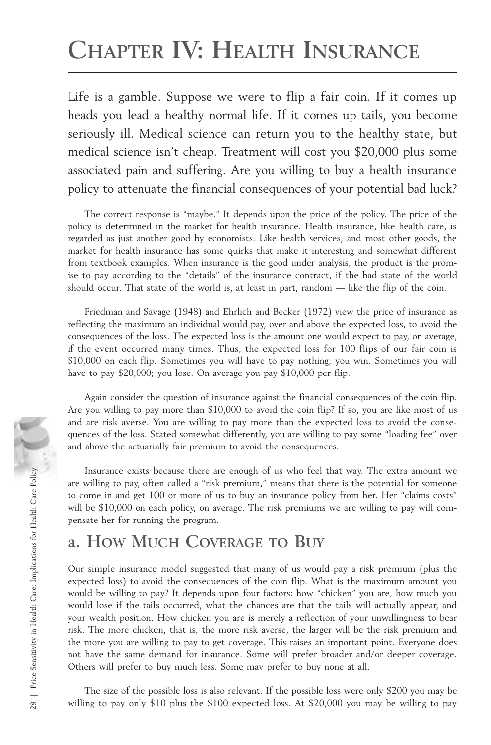# Chapter IV: Health Insurance

Life is a gamble. Suppose we were to flip a fair coin. If it comes up heads you lead a healthy normal life. If it comes up tails, you become seriously ill. Medical science can return you to the healthy state, but medical science isn't cheap. Treatment will cost you $20,000 plus some associated pain and suffering. Are you willing to buy a health insurance policy to attenuate the financial consequences of your potential bad luck?

The correct response is "maybe." It depends upon the price of the policy. The price of the policy is determined in the market for health insurance. Health insurance, like health care, is regarded as just another good by economists. Like health services, and most other goods, the market for health insurance has some quirks that make it interesting and somewhat different from textbook examples. When insurance is the good under analysis, the product is the promise to pay according to the "details" of the insurance contract, if the bad state of the world should occur. That state of the world is, at least in part, random — like the flip of the coin.

Friedman and Savage (1948) and Ehrlich and Becker (1972) view the price of insurance as reflecting the maximum an individual would pay, over and above the expected loss, to avoid the consequences of the loss. The expected loss is the amount one would expect to pay, on average, if the event occurred many times. Thus, the expected loss for 100 flips of our fair coin is $10,000 on each flip. Sometimes you will have to pay nothing; you win. Sometimes you will have to pay $20,000; you lose. On average you pay $10,000 per flip.

Again consider the question of insurance against the financial consequences of the coin flip. Are you willing to pay more than $10,000 to avoid the coin flip? If so, you are like most of us and are risk averse. You are willing to pay more than the expected loss to avoid the consequences of the loss. Stated somewhat differently, you are willing to pay some "loading fee" over and above the actuarially fair premium to avoid the consequences.

Insurance exists because there are enough of us who feel that way. The extra amount we are willing to pay, often called a "risk premium," means that there is the potential for someone to come in and get 100 or more of us to buy an insurance policy from her. Her "claims costs" will be $10,000 on each policy, on average. The risk premiums we are willing to pay will compensate her for running the program.

## a. How Much Coverage to Buy

Our simple insurance model suggested that many of us would pay a risk premium (plus the expected loss) to avoid the consequences of the coin flip. What is the maximum amount you would be willing to pay? It depends upon four factors: how "chicken" you are, how much you would lose if the tails occurred, what the chances are that the tails will actually appear, and your wealth position. How chicken you are is merely a reflection of your unwillingness to bear risk. The more chicken, that is, the more risk averse, the larger will be the risk premium and the more you are willing to pay to get coverage. This raises an important point. Everyone does not have the same demand for insurance. Some will prefer broader and/or deeper coverage. Others will prefer to buy much less. Some may prefer to buy none at all.

The size of the possible loss is also relevant. If the possible loss were only $200 you may be willing to pay only $10 plus the $100 expected loss. At $20,000 you may be willing to pay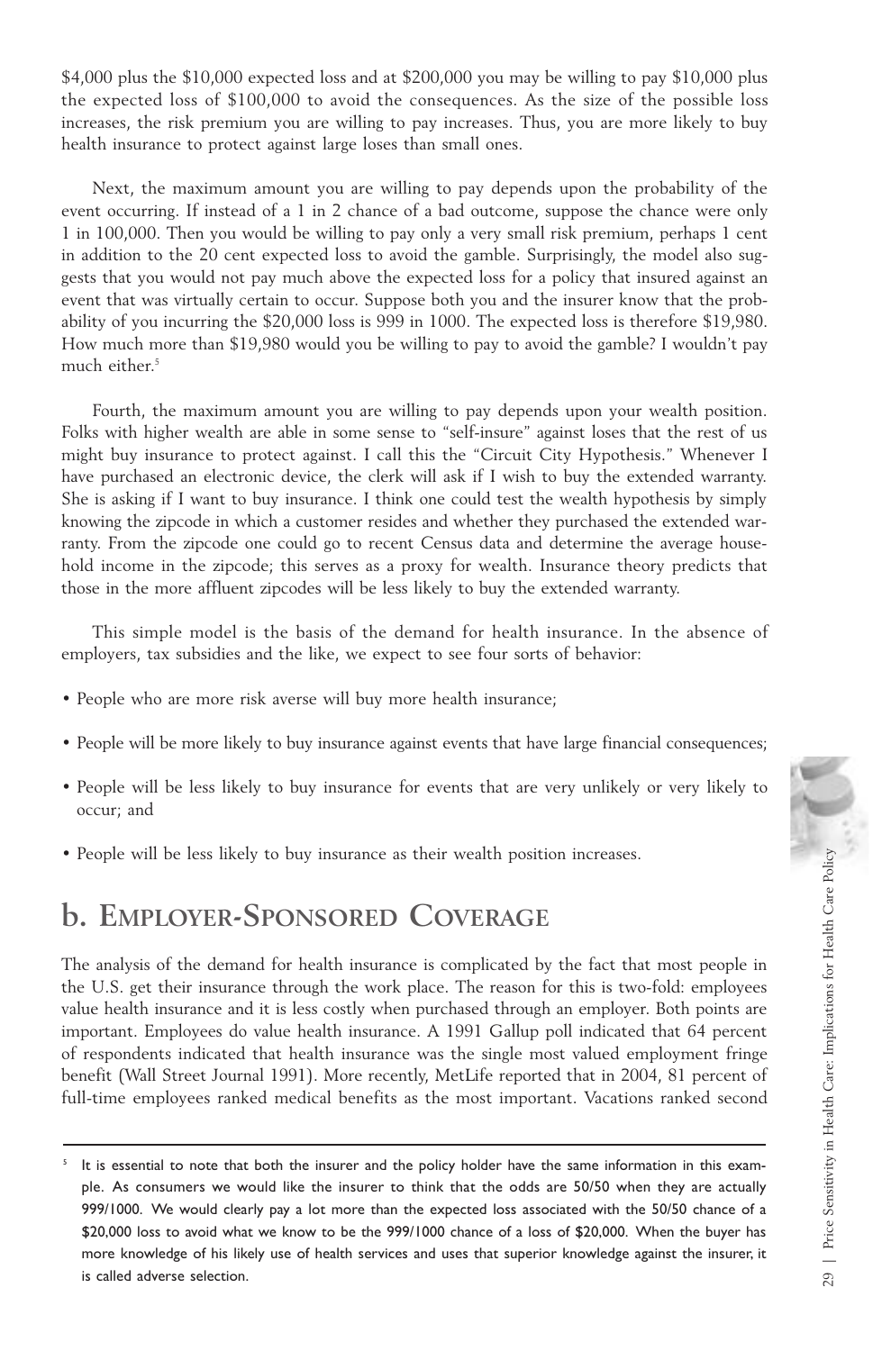$4,000 plus the $10,000 expected loss and at $200,000 you may be willing to pay $10,000 plus the expected loss of $100,000 to avoid the consequences. As the size of the possible loss increases, the risk premium you are willing to pay increases. Thus, you are more likely to buy health insurance to protect against large loses than small ones.

Next, the maximum amount you are willing to pay depends upon the probability of the event occurring. If instead of a 1 in 2 chance of a bad outcome, suppose the chance were only 1 in 100,000. Then you would be willing to pay only a very small risk premium, perhaps 1 cent in addition to the 20 cent expected loss to avoid the gamble. Surprisingly, the model also suggests that you would not pay much above the expected loss for a policy that insured against an event that was virtually certain to occur. Suppose both you and the insurer know that the probability of you incurring the $20,000 loss is 999 in 1000. The expected loss is therefore $19,980. How much more than $19,980 would you be willing to pay to avoid the gamble? I wouldn't pay much either.[5]

Fourth, the maximum amount you are willing to pay depends upon your wealth position. Folks with higher wealth are able in some sense to "self-insure" against loses that the rest of us might buy insurance to protect against. I call this the "Circuit City Hypothesis." Whenever I have purchased an electronic device, the clerk will ask if I wish to buy the extended warranty. She is asking if I want to buy insurance. I think one could test the wealth hypothesis by simply knowing the zipcode in which a customer resides and whether they purchased the extended warranty. From the zipcode one could go to recent Census data and determine the average household income in the zipcode; this serves as a proxy for wealth. Insurance theory predicts that those in the more affluent zipcodes will be less likely to buy the extended warranty.

This simple model is the basis of the demand for health insurance. In the absence of employers, tax subsidies and the like, we expect to see four sorts of behavior:

- People who are more risk averse will buy more health insurance;
- People will be more likely to buy insurance against events that have large financial consequences;
- People will be less likely to buy insurance for events that are very unlikely or very likely to occur; and
- People will be less likely to buy insurance as their wealth position increases.

## b. Employer-Sponsored Coverage

The analysis of the demand for health insurance is complicated by the fact that most people in the U.S. get their insurance through the work place. The reason for this is two-fold: employees value health insurance and it is less costly when purchased through an employer. Both points are important. Employees do value health insurance. A 1991 Gallup poll indicated that 64 percent of respondents indicated that health insurance was the single most valued employment fringe benefit (Wall Street Journal 1991). More recently, MetLife reported that in 2004, 81 percent of full-time employees ranked medical benefits as the most important. Vacations ranked second

---

[5] It is essential to note that both the insurer and the policy holder have the same information in this example. As consumers we would like the insurer to think that the odds are 50/50 when they are actually 999/1000. We would clearly pay a lot more than the expected loss associated with the 50/50 chance of a $20,000 loss to avoid what we know to be the 999/1000 chance of a loss of $20,000. When the buyer has more knowledge of his likely use of health services and uses that superior knowledge against the insurer, it is called adverse selection.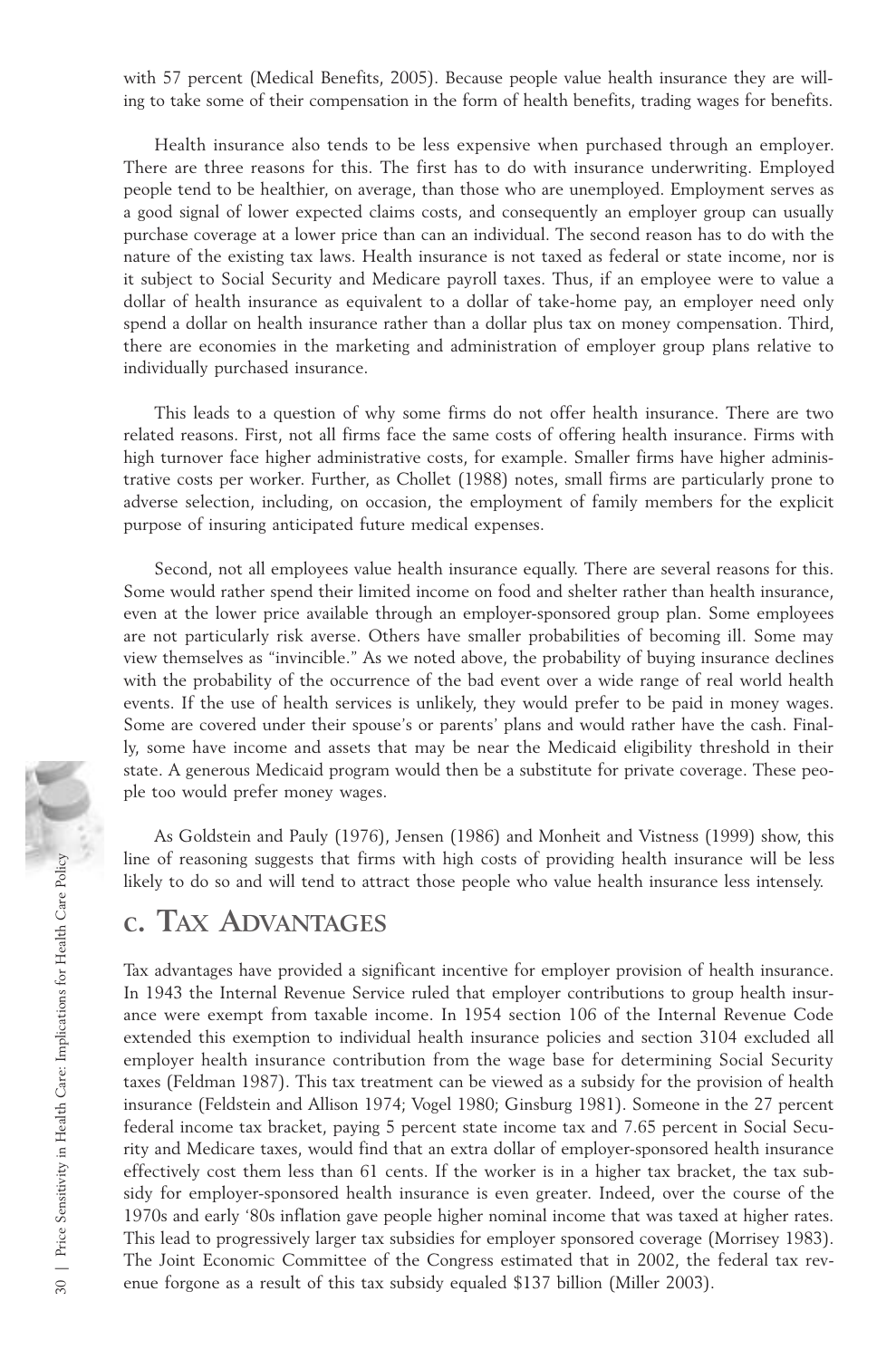with 57 percent (Medical Benefits, 2005). Because people value health insurance they are willing to take some of their compensation in the form of health benefits, trading wages for benefits.

Health insurance also tends to be less expensive when purchased through an employer. There are three reasons for this. The first has to do with insurance underwriting. Employed people tend to be healthier, on average, than those who are unemployed. Employment serves as a good signal of lower expected claims costs, and consequently an employer group can usually purchase coverage at a lower price than can an individual. The second reason has to do with the nature of the existing tax laws. Health insurance is not taxed as federal or state income, nor is it subject to Social Security and Medicare payroll taxes. Thus, if an employee were to value a dollar of health insurance as equivalent to a dollar of take-home pay, an employer need only spend a dollar on health insurance rather than a dollar plus tax on money compensation. Third, there are economies in the marketing and administration of employer group plans relative to individually purchased insurance.

This leads to a question of why some firms do not offer health insurance. There are two related reasons. First, not all firms face the same costs of offering health insurance. Firms with high turnover face higher administrative costs, for example. Smaller firms have higher administrative costs per worker. Further, as Chollet (1988) notes, small firms are particularly prone to adverse selection, including, on occasion, the employment of family members for the explicit purpose of insuring anticipated future medical expenses.

Second, not all employees value health insurance equally. There are several reasons for this. Some would rather spend their limited income on food and shelter rather than health insurance, even at the lower price available through an employer-sponsored group plan. Some employees are not particularly risk averse. Others have smaller probabilities of becoming ill. Some may view themselves as "invincible." As we noted above, the probability of buying insurance declines with the probability of the occurrence of the bad event over a wide range of real world health events. If the use of health services is unlikely, they would prefer to be paid in money wages. Some are covered under their spouse's or parents' plans and would rather have the cash. Finally, some have income and assets that may be near the Medicaid eligibility threshold in their state. A generous Medicaid program would then be a substitute for private coverage. These people too would prefer money wages.

As Goldstein and Pauly (1976), Jensen (1986) and Monheit and Vistness (1999) show, this line of reasoning suggests that firms with high costs of providing health insurance will be less likely to do so and will tend to attract those people who value health insurance less intensely.

## C. Tax Advantages

Tax advantages have provided a significant incentive for employer provision of health insurance. In 1943 the Internal Revenue Service ruled that employer contributions to group health insurance were exempt from taxable income. In 1954 section 106 of the Internal Revenue Code extended this exemption to individual health insurance policies and section 3104 excluded all employer health insurance contribution from the wage base for determining Social Security taxes (Feldman 1987). This tax treatment can be viewed as a subsidy for the provision of health insurance (Feldstein and Allison 1974; Vogel 1980; Ginsburg 1981). Someone in the 27 percent federal income tax bracket, paying 5 percent state income tax and 7.65 percent in Social Security and Medicare taxes, would find that an extra dollar of employer-sponsored health insurance effectively cost them less than 61 cents. If the worker is in a higher tax bracket, the tax subsidy for employer-sponsored health insurance is even greater. Indeed, over the course of the 1970s and early '80s inflation gave people higher nominal income that was taxed at higher rates. This lead to progressively larger tax subsidies for employer sponsored coverage (Morrisey 1983). The Joint Economic Committee of the Congress estimated that in 2002, the federal tax revenue forgone as a result of this tax subsidy equaled \$137 billion (Miller 2003).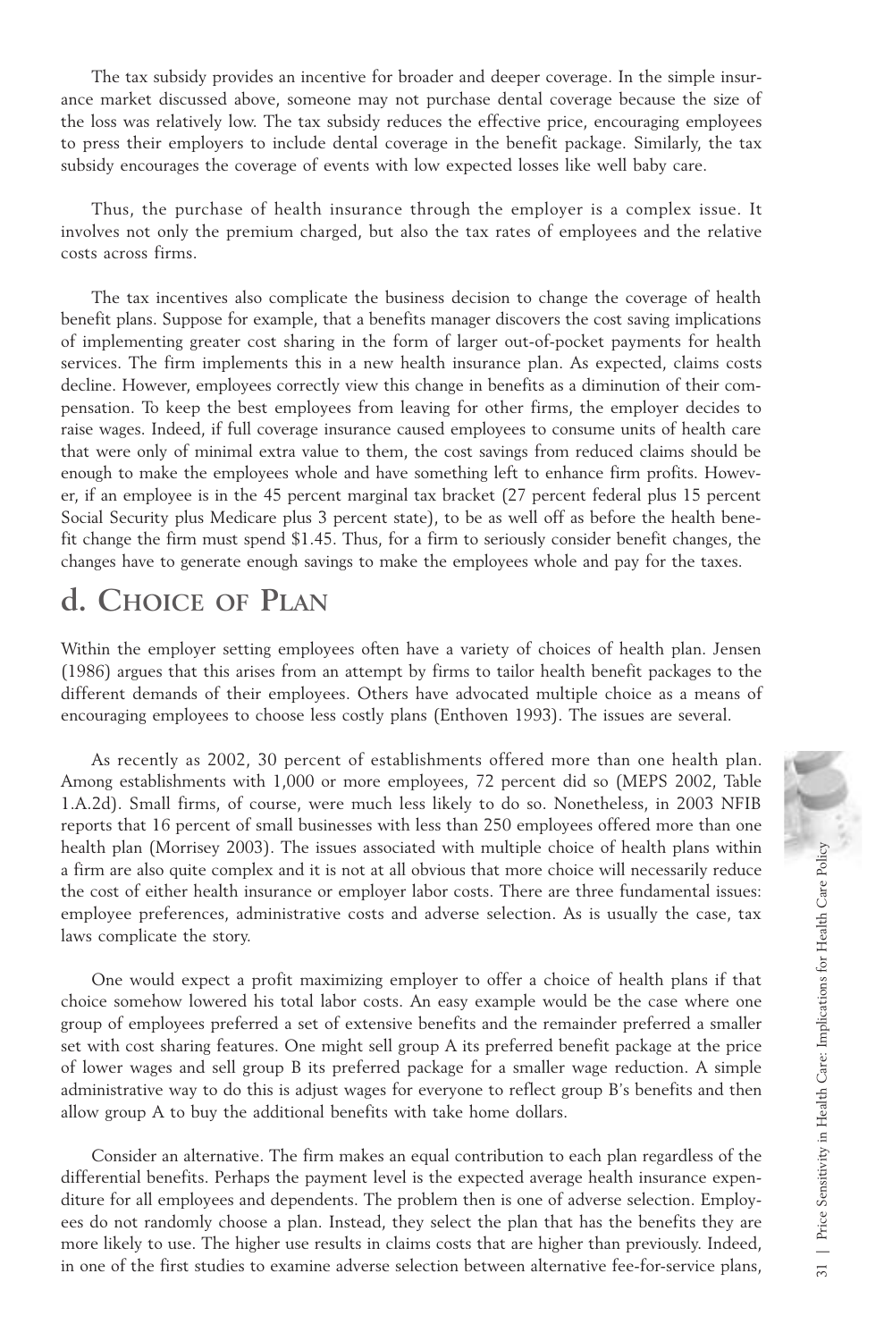The tax subsidy provides an incentive for broader and deeper coverage. In the simple insurance market discussed above, someone may not purchase dental coverage because the size of the loss was relatively low. The tax subsidy reduces the effective price, encouraging employees to press their employers to include dental coverage in the benefit package. Similarly, the tax subsidy encourages the coverage of events with low expected losses like well baby care.

Thus, the purchase of health insurance through the employer is a complex issue. It involves not only the premium charged, but also the tax rates of employees and the relative costs across firms.

The tax incentives also complicate the business decision to change the coverage of health benefit plans. Suppose for example, that a benefits manager discovers the cost saving implications of implementing greater cost sharing in the form of larger out-of-pocket payments for health services. The firm implements this in a new health insurance plan. As expected, claims costs decline. However, employees correctly view this change in benefits as a diminution of their compensation. To keep the best employees from leaving for other firms, the employer decides to raise wages. Indeed, if full coverage insurance caused employees to consume units of health care that were only of minimal extra value to them, the cost savings from reduced claims should be enough to make the employees whole and have something left to enhance firm profits. However, if an employee is in the 45 percent marginal tax bracket (27 percent federal plus 15 percent Social Security plus Medicare plus 3 percent state), to be as well off as before the health benefit change the firm must spend $1.45. Thus, for a firm to seriously consider benefit changes, the changes have to generate enough savings to make the employees whole and pay for the taxes.

## d. Choice of Plan

Within the employer setting employees often have a variety of choices of health plan. Jensen (1986) argues that this arises from an attempt by firms to tailor health benefit packages to the different demands of their employees. Others have advocated multiple choice as a means of encouraging employees to choose less costly plans (Enthoven 1993). The issues are several.

As recently as 2002, 30 percent of establishments offered more than one health plan. Among establishments with 1,000 or more employees, 72 percent did so (MEPS 2002, Table 1.A.2d). Small firms, of course, were much less likely to do so. Nonetheless, in 2003 NFIB reports that 16 percent of small businesses with less than 250 employees offered more than one health plan (Morrisey 2003). The issues associated with multiple choice of health plans within a firm are also quite complex and it is not at all obvious that more choice will necessarily reduce the cost of either health insurance or employer labor costs. There are three fundamental issues: employee preferences, administrative costs and adverse selection. As is usually the case, tax laws complicate the story.

One would expect a profit maximizing employer to offer a choice of health plans if that choice somehow lowered his total labor costs. An easy example would be the case where one group of employees preferred a set of extensive benefits and the remainder preferred a smaller set with cost sharing features. One might sell group A its preferred benefit package at the price of lower wages and sell group B its preferred package for a smaller wage reduction. A simple administrative way to do this is adjust wages for everyone to reflect group B's benefits and then allow group A to buy the additional benefits with take home dollars.

Consider an alternative. The firm makes an equal contribution to each plan regardless of the differential benefits. Perhaps the payment level is the expected average health insurance expenditure for all employees and dependents. The problem then is one of adverse selection. Employees do not randomly choose a plan. Instead, they select the plan that has the benefits they are more likely to use. The higher use results in claims costs that are higher than previously. Indeed, in one of the first studies to examine adverse selection between alternative fee-for-service plans,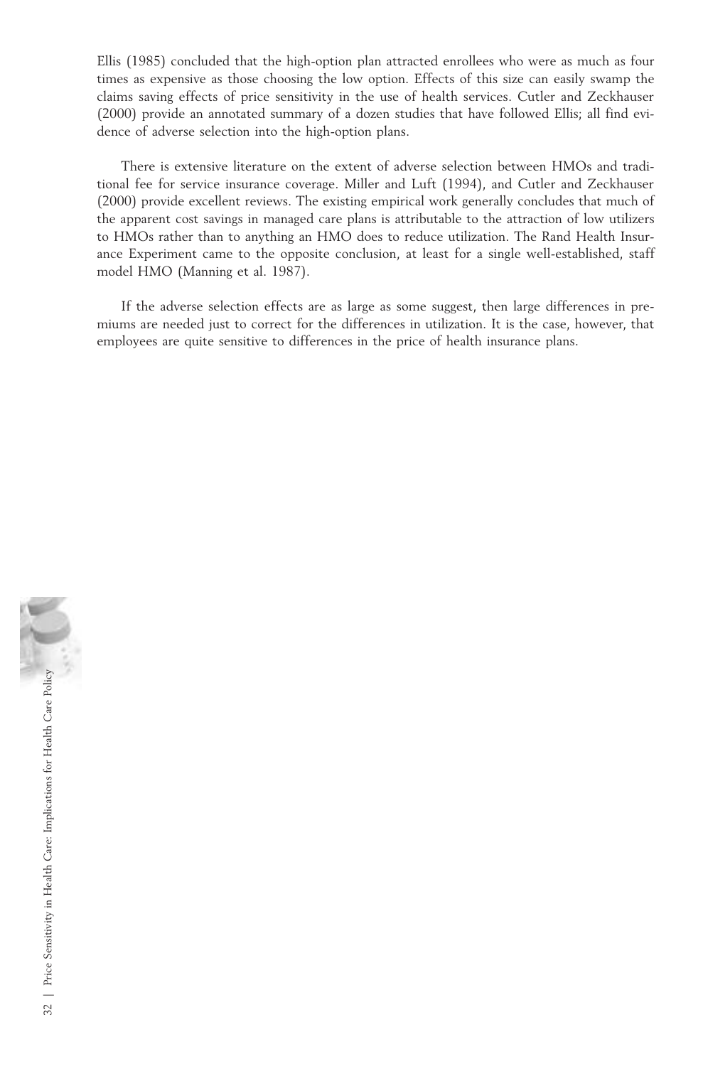Ellis (1985) concluded that the high-option plan attracted enrollees who were as much as four times as expensive as those choosing the low option. Effects of this size can easily swamp the claims saving effects of price sensitivity in the use of health services. Cutler and Zeckhauser (2000) provide an annotated summary of a dozen studies that have followed Ellis; all find evidence of adverse selection into the high-option plans.

There is extensive literature on the extent of adverse selection between HMOs and traditional fee for service insurance coverage. Miller and Luft (1994), and Cutler and Zeckhauser (2000) provide excellent reviews. The existing empirical work generally concludes that much of the apparent cost savings in managed care plans is attributable to the attraction of low utilizers to HMOs rather than to anything an HMO does to reduce utilization. The Rand Health Insurance Experiment came to the opposite conclusion, at least for a single well-established, staff model HMO (Manning et al. 1987).

If the adverse selection effects are as large as some suggest, then large differences in premiums are needed just to correct for the differences in utilization. It is the case, however, that employees are quite sensitive to differences in the price of health insurance plans.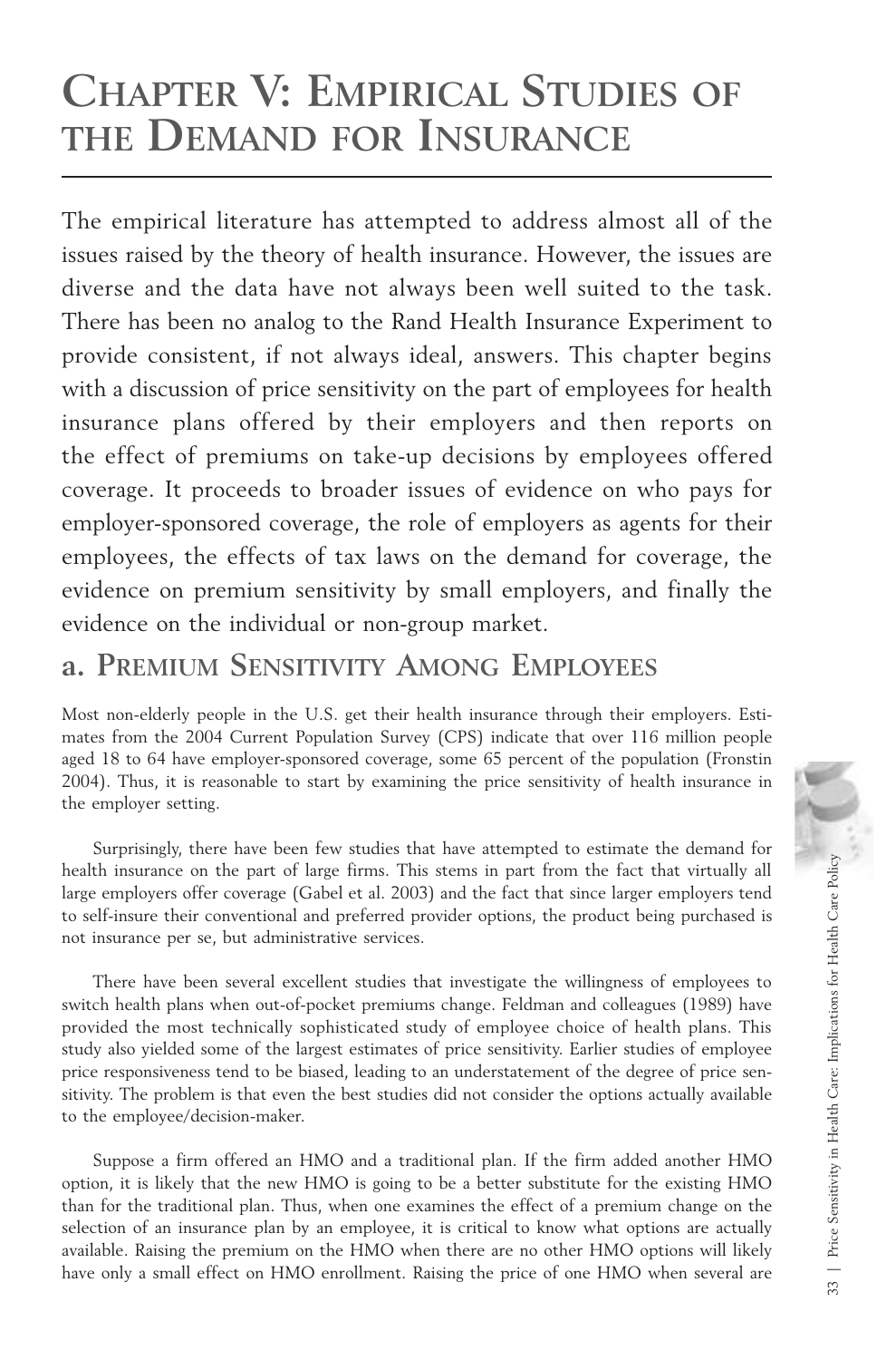# Chapter V: Empirical Studies of the Demand for Insurance

The empirical literature has attempted to address almost all of the issues raised by the theory of health insurance. However, the issues are diverse and the data have not always been well suited to the task. There has been no analog to the Rand Health Insurance Experiment to provide consistent, if not always ideal, answers. This chapter begins with a discussion of price sensitivity on the part of employees for health insurance plans offered by their employers and then reports on the effect of premiums on take-up decisions by employees offered coverage. It proceeds to broader issues of evidence on who pays for employer-sponsored coverage, the role of employers as agents for their employees, the effects of tax laws on the demand for coverage, the evidence on premium sensitivity by small employers, and finally the evidence on the individual or non-group market.

## a. Premium Sensitivity Among Employees

Most non-elderly people in the U.S. get their health insurance through their employers. Estimates from the 2004 Current Population Survey (CPS) indicate that over 116 million people aged 18 to 64 have employer-sponsored coverage, some 65 percent of the population (Fronstin 2004). Thus, it is reasonable to start by examining the price sensitivity of health insurance in the employer setting.

Surprisingly, there have been few studies that have attempted to estimate the demand for health insurance on the part of large firms. This stems in part from the fact that virtually all large employers offer coverage (Gabel et al. 2003) and the fact that since larger employers tend to self-insure their conventional and preferred provider options, the product being purchased is not insurance per se, but administrative services.

There have been several excellent studies that investigate the willingness of employees to switch health plans when out-of-pocket premiums change. Feldman and colleagues (1989) have provided the most technically sophisticated study of employee choice of health plans. This study also yielded some of the largest estimates of price sensitivity. Earlier studies of employee price responsiveness tend to be biased, leading to an understatement of the degree of price sensitivity. The problem is that even the best studies did not consider the options actually available to the employee/decision-maker.

Suppose a firm offered an HMO and a traditional plan. If the firm added another HMO option, it is likely that the new HMO is going to be a better substitute for the existing HMO than for the traditional plan. Thus, when one examines the effect of a premium change on the selection of an insurance plan by an employee, it is critical to know what options are actually available. Raising the premium on the HMO when there are no other HMO options will likely have only a small effect on HMO enrollment. Raising the price of one HMO when several are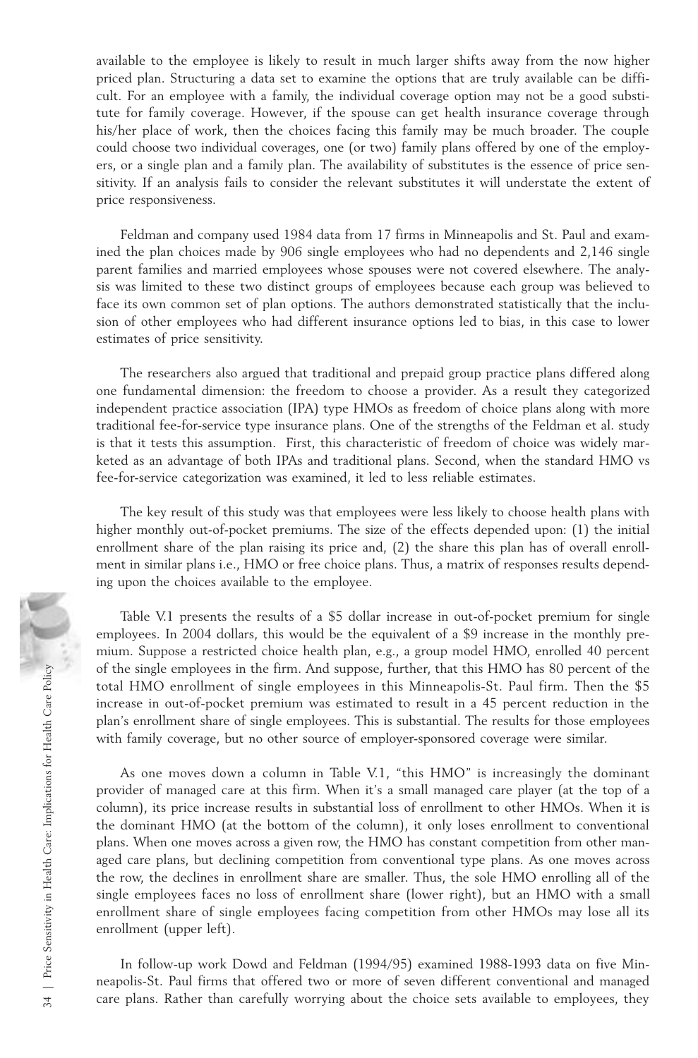available to the employee is likely to result in much larger shifts away from the now higher priced plan. Structuring a data set to examine the options that are truly available can be difficult. For an employee with a family, the individual coverage option may not be a good substitute for family coverage. However, if the spouse can get health insurance coverage through his/her place of work, then the choices facing this family may be much broader. The couple could choose two individual coverages, one (or two) family plans offered by one of the employers, or a single plan and a family plan. The availability of substitutes is the essence of price sensitivity. If an analysis fails to consider the relevant substitutes it will understate the extent of price responsiveness.

Feldman and company used 1984 data from 17 firms in Minneapolis and St. Paul and examined the plan choices made by 906 single employees who had no dependents and 2,146 single parent families and married employees whose spouses were not covered elsewhere. The analysis was limited to these two distinct groups of employees because each group was believed to face its own common set of plan options. The authors demonstrated statistically that the inclusion of other employees who had different insurance options led to bias, in this case to lower estimates of price sensitivity.

The researchers also argued that traditional and prepaid group practice plans differed along one fundamental dimension: the freedom to choose a provider. As a result they categorized independent practice association (IPA) type HMOs as freedom of choice plans along with more traditional fee-for-service type insurance plans. One of the strengths of the Feldman et al. study is that it tests this assumption. First, this characteristic of freedom of choice was widely marketed as an advantage of both IPAs and traditional plans. Second, when the standard HMO vs fee-for-service categorization was examined, it led to less reliable estimates.

The key result of this study was that employees were less likely to choose health plans with higher monthly out-of-pocket premiums. The size of the effects depended upon: (1) the initial enrollment share of the plan raising its price and, (2) the share this plan has of overall enrollment in similar plans i.e., HMO or free choice plans. Thus, a matrix of responses results depending upon the choices available to the employee.

Table V.1 presents the results of a $5 dollar increase in out-of-pocket premium for single employees. In 2004 dollars, this would be the equivalent of a $9 increase in the monthly premium. Suppose a restricted choice health plan, e.g., a group model HMO, enrolled 40 percent of the single employees in the firm. And suppose, further, that this HMO has 80 percent of the total HMO enrollment of single employees in this Minneapolis-St. Paul firm. Then the $5 increase in out-of-pocket premium was estimated to result in a 45 percent reduction in the plan's enrollment share of single employees. This is substantial. The results for those employees with family coverage, but no other source of employer-sponsored coverage were similar.

As one moves down a column in Table V.1, "this HMO" is increasingly the dominant provider of managed care at this firm. When it's a small managed care player (at the top of a column), its price increase results in substantial loss of enrollment to other HMOs. When it is the dominant HMO (at the bottom of the column), it only loses enrollment to conventional plans. When one moves across a given row, the HMO has constant competition from other managed care plans, but declining competition from conventional type plans. As one moves across the row, the declines in enrollment share are smaller. Thus, the sole HMO enrolling all of the single employees faces no loss of enrollment share (lower right), but an HMO with a small enrollment share of single employees facing competition from other HMOs may lose all its enrollment (upper left).

In follow-up work Dowd and Feldman (1994/95) examined 1988-1993 data on five Minneapolis-St. Paul firms that offered two or more of seven different conventional and managed care plans. Rather than carefully worrying about the choice sets available to employees, they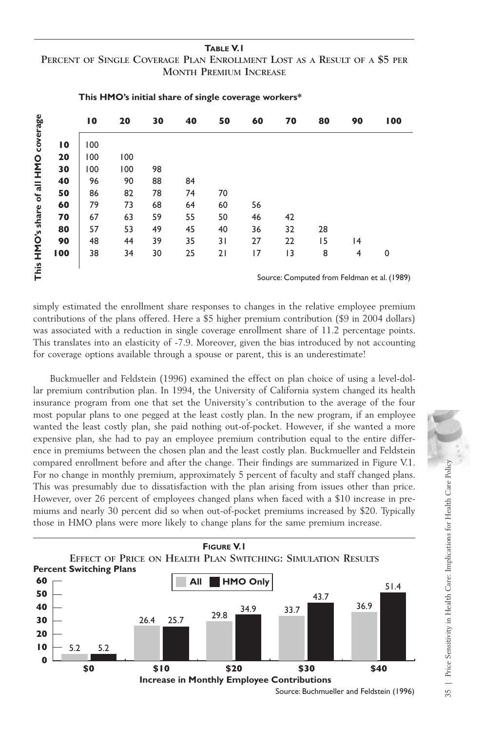**Table V.1**
**Percent of Single Coverage Plan Enrollment Lost as a Result of a $5 per Month Premium Increase**

| This HMO's share of all HMO coverage | This HMO's initial share of single coverage workers* | | | | | | | | | |
|---|---|---|---|---|---|---|---|---|---|---|
| | **10** | **20** | **30** | **40** | **50** | **60** | **70** | **80** | **90** | **100** |
| **10** | 100 | | | | | | | | | |
| **20** | 100 | 100 | | | | | | | | |
| **30** | 100 | 100 | 98 | | | | | | | |
| **40** | 96 | 90 | 88 | 84 | | | | | | |
| **50** | 86 | 82 | 78 | 74 | 70 | | | | | |
| **60** | 79 | 73 | 68 | 64 | 60 | 56 | | | | |
| **70** | 67 | 63 | 59 | 55 | 50 | 46 | 42 | | | |
| **80** | 57 | 53 | 49 | 45 | 40 | 36 | 32 | 28 | | |
| **90** | 48 | 44 | 39 | 35 | 31 | 27 | 22 | 15 | 14 | |
| **100** | 38 | 34 | 30 | 25 | 21 | 17 | 13 | 8 | 4 | 0 |

Source: Computed from Feldman et al. (1989)

simply estimated the enrollment share responses to changes in the relative employee premium contributions of the plans offered. Here a $5 higher premium contribution ($9 in 2004 dollars) was associated with a reduction in single coverage enrollment share of 11.2 percentage points. This translates into an elasticity of -7.9. Moreover, given the bias introduced by not accounting for coverage options available through a spouse or parent, this is an underestimate!

Buckmueller and Feldstein (1996) examined the effect on plan choice of using a level-dollar premium contribution plan. In 1994, the University of California system changed its health insurance program from one that set the University's contribution to the average of the four most popular plans to one pegged at the least costly plan. In the new program, if an employee wanted the least costly plan, she paid nothing out-of-pocket. However, if she wanted a more expensive plan, she had to pay an employee premium contribution equal to the entire difference in premiums between the chosen plan and the least costly plan. Buckmueller and Feldstein compared enrollment before and after the change. Their findings are summarized in Figure V.1. For no change in monthly premium, approximately 5 percent of faculty and staff changed plans. This was presumably due to dissatisfaction with the plan arising from issues other than price. However, over 26 percent of employees changed plans when faced with a $10 increase in premiums and nearly 30 percent did so when out-of-pocket premiums increased by $20. Typically those in HMO plans were more likely to change plans for the same premium increase.

**Figure V.1**
**Effect of Price on Health Plan Switching: Simulation Results**

Percent Switching Plans

| Increase in Monthly Employee Contributions | All | HMO Only |
|---|---|---|
| $0 | 5.2 | 5.2 |
| $10 | 26.4 | 25.7 |
| $20 | 29.8 | 34.9 |
| $30 | 33.7 | 43.7 |
| $40 | 36.9 | 51.4 |

Source: Buchmueller and Feldstein (1996)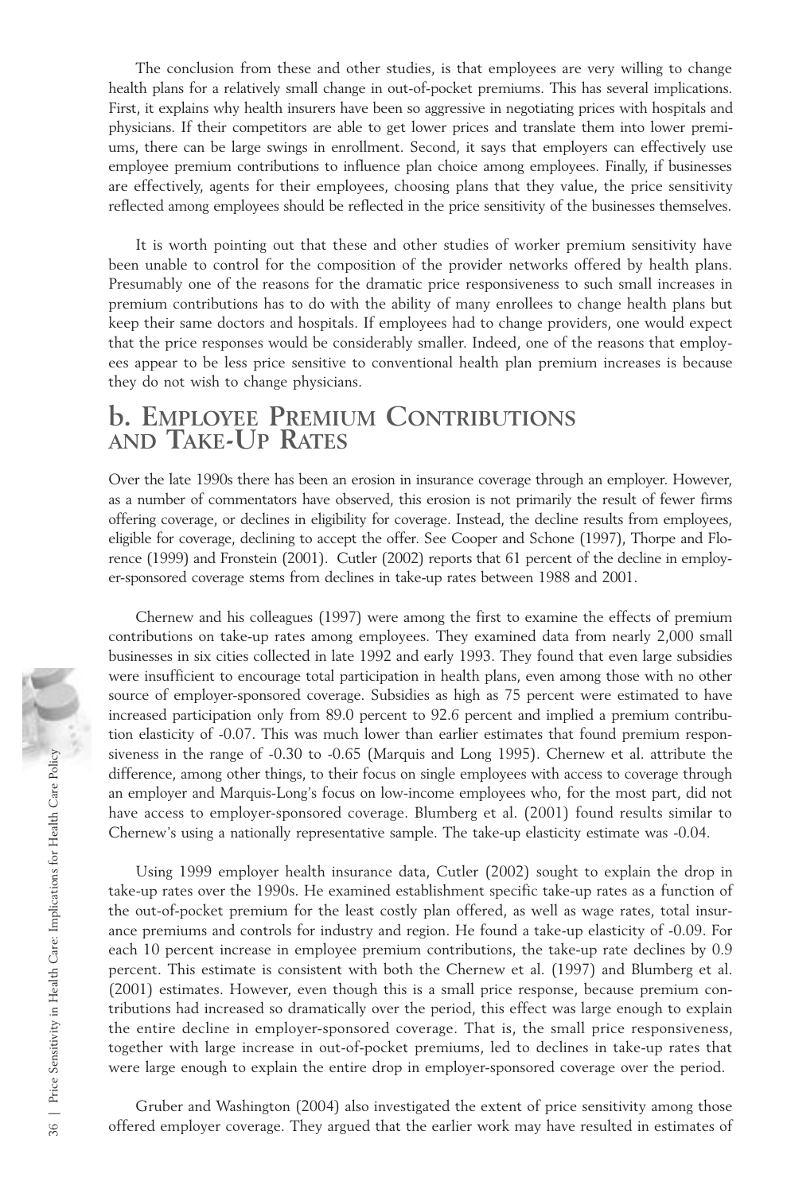The conclusion from these and other studies, is that employees are very willing to change health plans for a relatively small change in out-of-pocket premiums. This has several implications. First, it explains why health insurers have been so aggressive in negotiating prices with hospitals and physicians. If their competitors are able to get lower prices and translate them into lower premiums, there can be large swings in enrollment. Second, it says that employers can effectively use employee premium contributions to influence plan choice among employees. Finally, if businesses are effectively, agents for their employees, choosing plans that they value, the price sensitivity reflected among employees should be reflected in the price sensitivity of the businesses themselves.

It is worth pointing out that these and other studies of worker premium sensitivity have been unable to control for the composition of the provider networks offered by health plans. Presumably one of the reasons for the dramatic price responsiveness to such small increases in premium contributions has to do with the ability of many enrollees to change health plans but keep their same doctors and hospitals. If employees had to change providers, one would expect that the price responses would be considerably smaller. Indeed, one of the reasons that employees appear to be less price sensitive to conventional health plan premium increases is because they do not wish to change physicians.

## b. Employee Premium Contributions and Take-Up Rates

Over the late 1990s there has been an erosion in insurance coverage through an employer. However, as a number of commentators have observed, this erosion is not primarily the result of fewer firms offering coverage, or declines in eligibility for coverage. Instead, the decline results from employees, eligible for coverage, declining to accept the offer. See Cooper and Schone (1997), Thorpe and Florence (1999) and Fronstein (2001). Cutler (2002) reports that 61 percent of the decline in employer-sponsored coverage stems from declines in take-up rates between 1988 and 2001.

Chernew and his colleagues (1997) were among the first to examine the effects of premium contributions on take-up rates among employees. They examined data from nearly 2,000 small businesses in six cities collected in late 1992 and early 1993. They found that even large subsidies were insufficient to encourage total participation in health plans, even among those with no other source of employer-sponsored coverage. Subsidies as high as 75 percent were estimated to have increased participation only from 89.0 percent to 92.6 percent and implied a premium contribution elasticity of -0.07. This was much lower than earlier estimates that found premium responsiveness in the range of -0.30 to -0.65 (Marquis and Long 1995). Chernew et al. attribute the difference, among other things, to their focus on single employees with access to coverage through an employer and Marquis-Long's focus on low-income employees who, for the most part, did not have access to employer-sponsored coverage. Blumberg et al. (2001) found results similar to Chernew's using a nationally representative sample. The take-up elasticity estimate was -0.04.

Using 1999 employer health insurance data, Cutler (2002) sought to explain the drop in take-up rates over the 1990s. He examined establishment specific take-up rates as a function of the out-of-pocket premium for the least costly plan offered, as well as wage rates, total insurance premiums and controls for industry and region. He found a take-up elasticity of -0.09. For each 10 percent increase in employee premium contributions, the take-up rate declines by 0.9 percent. This estimate is consistent with both the Chernew et al. (1997) and Blumberg et al. (2001) estimates. However, even though this is a small price response, because premium contributions had increased so dramatically over the period, this effect was large enough to explain the entire decline in employer-sponsored coverage. That is, the small price responsiveness, together with large increase in out-of-pocket premiums, led to declines in take-up rates that were large enough to explain the entire drop in employer-sponsored coverage over the period.

Gruber and Washington (2004) also investigated the extent of price sensitivity among those offered employer coverage. They argued that the earlier work may have resulted in estimates of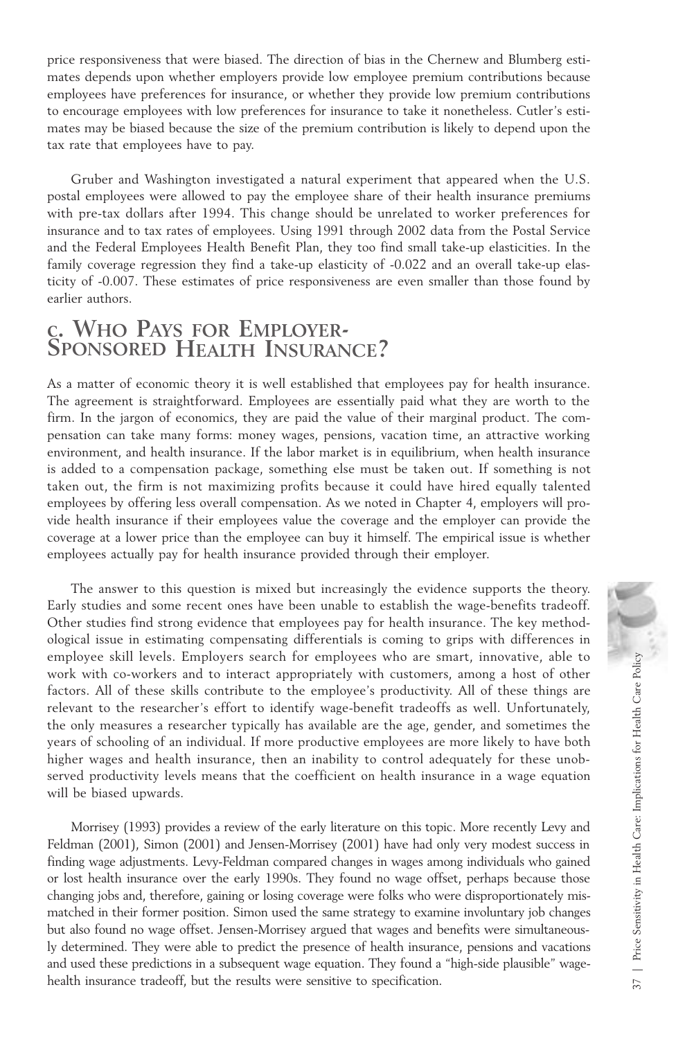price responsiveness that were biased. The direction of bias in the Chernew and Blumberg estimates depends upon whether employers provide low employee premium contributions because employees have preferences for insurance, or whether they provide low premium contributions to encourage employees with low preferences for insurance to take it nonetheless. Cutler's estimates may be biased because the size of the premium contribution is likely to depend upon the tax rate that employees have to pay.

Gruber and Washington investigated a natural experiment that appeared when the U.S. postal employees were allowed to pay the employee share of their health insurance premiums with pre-tax dollars after 1994. This change should be unrelated to worker preferences for insurance and to tax rates of employees. Using 1991 through 2002 data from the Postal Service and the Federal Employees Health Benefit Plan, they too find small take-up elasticities. In the family coverage regression they find a take-up elasticity of -0.022 and an overall take-up elasticity of -0.007. These estimates of price responsiveness are even smaller than those found by earlier authors.

## c. Who Pays for Employer-Sponsored Health Insurance?

As a matter of economic theory it is well established that employees pay for health insurance. The agreement is straightforward. Employees are essentially paid what they are worth to the firm. In the jargon of economics, they are paid the value of their marginal product. The compensation can take many forms: money wages, pensions, vacation time, an attractive working environment, and health insurance. If the labor market is in equilibrium, when health insurance is added to a compensation package, something else must be taken out. If something is not taken out, the firm is not maximizing profits because it could have hired equally talented employees by offering less overall compensation. As we noted in Chapter 4, employers will provide health insurance if their employees value the coverage and the employer can provide the coverage at a lower price than the employee can buy it himself. The empirical issue is whether employees actually pay for health insurance provided through their employer.

The answer to this question is mixed but increasingly the evidence supports the theory. Early studies and some recent ones have been unable to establish the wage-benefits tradeoff. Other studies find strong evidence that employees pay for health insurance. The key methodological issue in estimating compensating differentials is coming to grips with differences in employee skill levels. Employers search for employees who are smart, innovative, able to work with co-workers and to interact appropriately with customers, among a host of other factors. All of these skills contribute to the employee's productivity. All of these things are relevant to the researcher's effort to identify wage-benefit tradeoffs as well. Unfortunately, the only measures a researcher typically has available are the age, gender, and sometimes the years of schooling of an individual. If more productive employees are more likely to have both higher wages and health insurance, then an inability to control adequately for these unobserved productivity levels means that the coefficient on health insurance in a wage equation will be biased upwards.

Morrisey (1993) provides a review of the early literature on this topic. More recently Levy and Feldman (2001), Simon (2001) and Jensen-Morrisey (2001) have had only very modest success in finding wage adjustments. Levy-Feldman compared changes in wages among individuals who gained or lost health insurance over the early 1990s. They found no wage offset, perhaps because those changing jobs and, therefore, gaining or losing coverage were folks who were disproportionately mismatched in their former position. Simon used the same strategy to examine involuntary job changes but also found no wage offset. Jensen-Morrisey argued that wages and benefits were simultaneously determined. They were able to predict the presence of health insurance, pensions and vacations and used these predictions in a subsequent wage equation. They found a "high-side plausible" wage-health insurance tradeoff, but the results were sensitive to specification.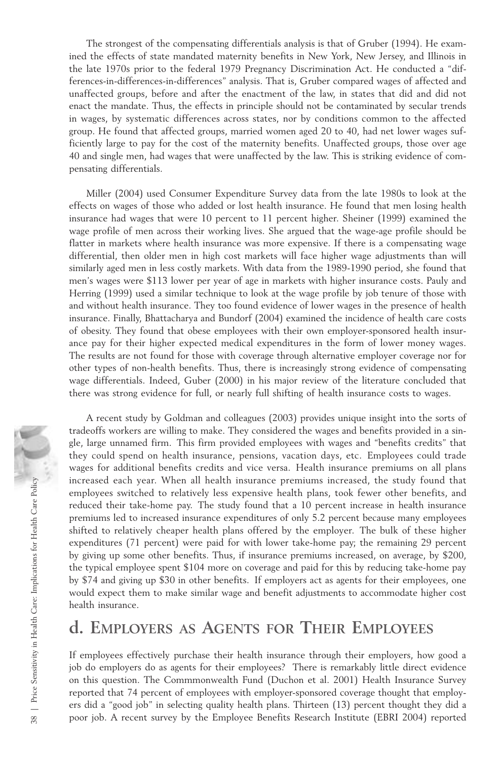The strongest of the compensating differentials analysis is that of Gruber (1994). He examined the effects of state mandated maternity benefits in New York, New Jersey, and Illinois in the late 1970s prior to the federal 1979 Pregnancy Discrimination Act. He conducted a "differences-in-differences-in-differences" analysis. That is, Gruber compared wages of affected and unaffected groups, before and after the enactment of the law, in states that did and did not enact the mandate. Thus, the effects in principle should not be contaminated by secular trends in wages, by systematic differences across states, nor by conditions common to the affected group. He found that affected groups, married women aged 20 to 40, had net lower wages sufficiently large to pay for the cost of the maternity benefits. Unaffected groups, those over age 40 and single men, had wages that were unaffected by the law. This is striking evidence of compensating differentials.

Miller (2004) used Consumer Expenditure Survey data from the late 1980s to look at the effects on wages of those who added or lost health insurance. He found that men losing health insurance had wages that were 10 percent to 11 percent higher. Sheiner (1999) examined the wage profile of men across their working lives. She argued that the wage-age profile should be flatter in markets where health insurance was more expensive. If there is a compensating wage differential, then older men in high cost markets will face higher wage adjustments than will similarly aged men in less costly markets. With data from the 1989-1990 period, she found that men's wages were $113 lower per year of age in markets with higher insurance costs. Pauly and Herring (1999) used a similar technique to look at the wage profile by job tenure of those with and without health insurance. They too found evidence of lower wages in the presence of health insurance. Finally, Bhattacharya and Bundorf (2004) examined the incidence of health care costs of obesity. They found that obese employees with their own employer-sponsored health insurance pay for their higher expected medical expenditures in the form of lower money wages. The results are not found for those with coverage through alternative employer coverage nor for other types of non-health benefits. Thus, there is increasingly strong evidence of compensating wage differentials. Indeed, Guber (2000) in his major review of the literature concluded that there was strong evidence for full, or nearly full shifting of health insurance costs to wages.

A recent study by Goldman and colleagues (2003) provides unique insight into the sorts of tradeoffs workers are willing to make. They considered the wages and benefits provided in a single, large unnamed firm. This firm provided employees with wages and "benefits credits" that they could spend on health insurance, pensions, vacation days, etc. Employees could trade wages for additional benefits credits and vice versa. Health insurance premiums on all plans increased each year. When all health insurance premiums increased, the study found that employees switched to relatively less expensive health plans, took fewer other benefits, and reduced their take-home pay. The study found that a 10 percent increase in health insurance premiums led to increased insurance expenditures of only 5.2 percent because many employees shifted to relatively cheaper health plans offered by the employer. The bulk of these higher expenditures (71 percent) were paid for with lower take-home pay; the remaining 29 percent by giving up some other benefits. Thus, if insurance premiums increased, on average, by $200, the typical employee spent $104 more on coverage and paid for this by reducing take-home pay by $74 and giving up $30 in other benefits. If employers act as agents for their employees, one would expect them to make similar wage and benefit adjustments to accommodate higher cost health insurance.

## d. Employers as Agents for Their Employees

If employees effectively purchase their health insurance through their employers, how good a job do employers do as agents for their employees? There is remarkably little direct evidence on this question. The Commmonwealth Fund (Duchon et al. 2001) Health Insurance Survey reported that 74 percent of employees with employer-sponsored coverage thought that employers did a "good job" in selecting quality health plans. Thirteen (13) percent thought they did a poor job. A recent survey by the Employee Benefits Research Institute (EBRI 2004) reported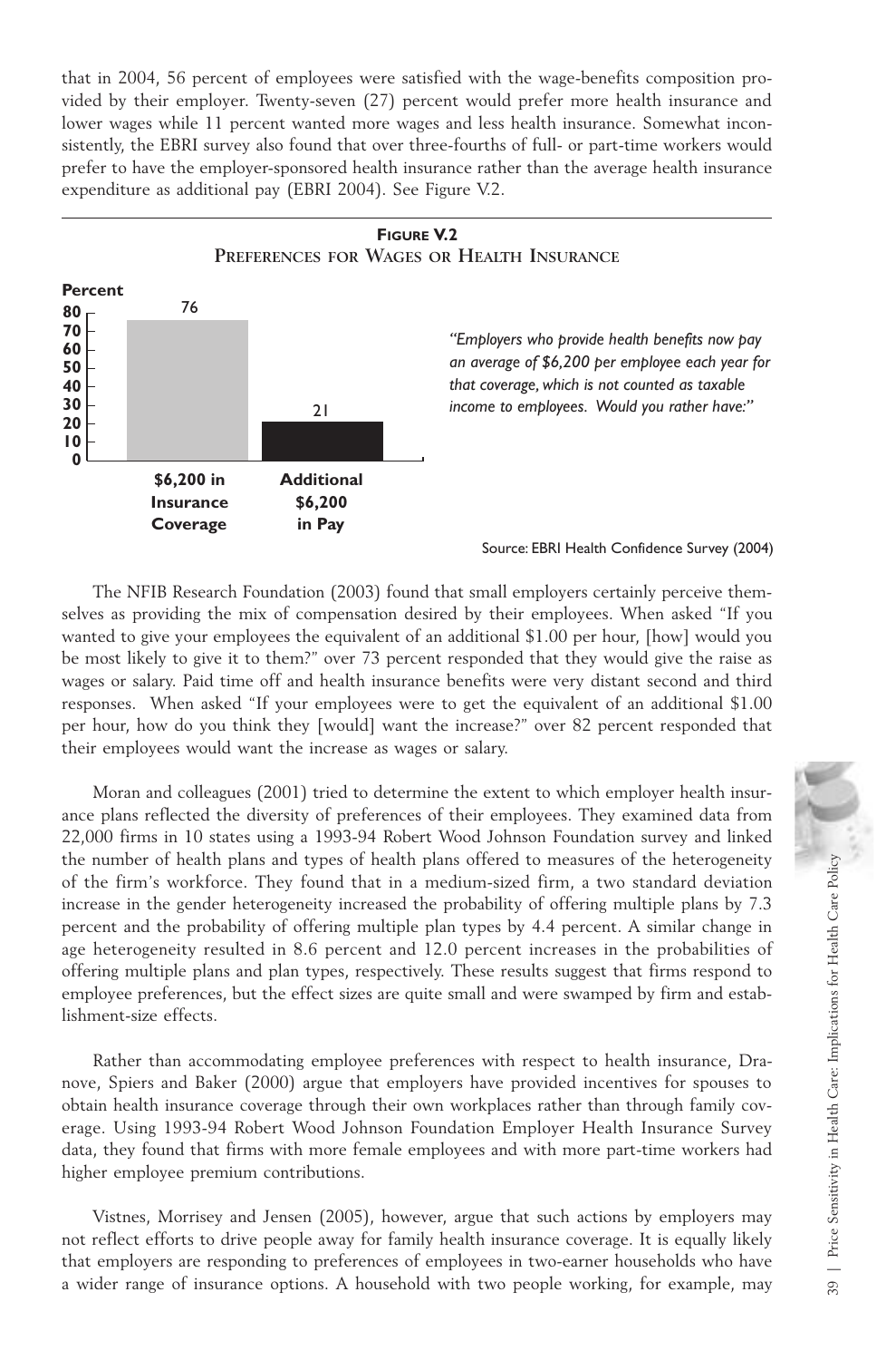that in 2004, 56 percent of employees were satisfied with the wage-benefits composition provided by their employer. Twenty-seven (27) percent would prefer more health insurance and lower wages while 11 percent wanted more wages and less health insurance. Somewhat inconsistently, the EBRI survey also found that over three-fourths of full- or part-time workers would prefer to have the employer-sponsored health insurance rather than the average health insurance expenditure as additional pay (EBRI 2004). See Figure V.2.

**FIGURE V.2**
**PREFERENCES FOR WAGES OR HEALTH INSURANCE**

| | Percent |
|---|---|
| $6,200 in Insurance Coverage | 76 |
| Additional $6,200 in Pay | 21 |

*"Employers who provide health benefits now pay an average of $6,200 per employee each year for that coverage, which is not counted as taxable income to employees. Would you rather have:"*

Source: EBRI Health Confidence Survey (2004)

The NFIB Research Foundation (2003) found that small employers certainly perceive themselves as providing the mix of compensation desired by their employees. When asked "If you wanted to give your employees the equivalent of an additional $1.00 per hour, [how] would you be most likely to give it to them?" over 73 percent responded that they would give the raise as wages or salary. Paid time off and health insurance benefits were very distant second and third responses. When asked "If your employees were to get the equivalent of an additional $1.00 per hour, how do you think they [would] want the increase?" over 82 percent responded that their employees would want the increase as wages or salary.

Moran and colleagues (2001) tried to determine the extent to which employer health insurance plans reflected the diversity of preferences of their employees. They examined data from 22,000 firms in 10 states using a 1993-94 Robert Wood Johnson Foundation survey and linked the number of health plans and types of health plans offered to measures of the heterogeneity of the firm's workforce. They found that in a medium-sized firm, a two standard deviation increase in the gender heterogeneity increased the probability of offering multiple plans by 7.3 percent and the probability of offering multiple plan types by 4.4 percent. A similar change in age heterogeneity resulted in 8.6 percent and 12.0 percent increases in the probabilities of offering multiple plans and plan types, respectively. These results suggest that firms respond to employee preferences, but the effect sizes are quite small and were swamped by firm and establishment-size effects.

Rather than accommodating employee preferences with respect to health insurance, Dranove, Spiers and Baker (2000) argue that employers have provided incentives for spouses to obtain health insurance coverage through their own workplaces rather than through family coverage. Using 1993-94 Robert Wood Johnson Foundation Employer Health Insurance Survey data, they found that firms with more female employees and with more part-time workers had higher employee premium contributions.

Vistnes, Morrisey and Jensen (2005), however, argue that such actions by employers may not reflect efforts to drive people away for family health insurance coverage. It is equally likely that employers are responding to preferences of employees in two-earner households who have a wider range of insurance options. A household with two people working, for example, may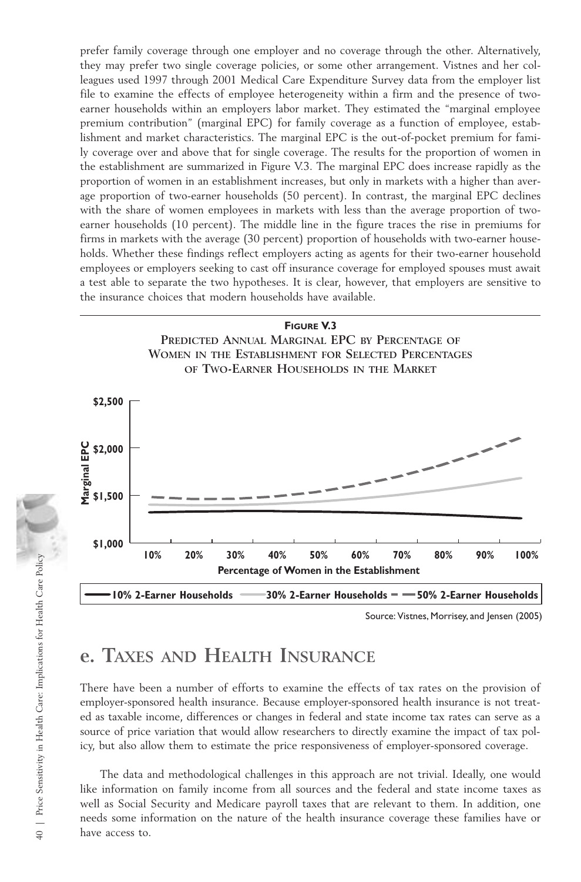prefer family coverage through one employer and no coverage through the other. Alternatively, they may prefer two single coverage policies, or some other arrangement. Vistnes and her colleagues used 1997 through 2001 Medical Care Expenditure Survey data from the employer list file to examine the effects of employee heterogeneity within a firm and the presence of two-earner households within an employers labor market. They estimated the "marginal employee premium contribution" (marginal EPC) for family coverage as a function of employee, establishment and market characteristics. The marginal EPC is the out-of-pocket premium for family coverage over and above that for single coverage. The results for the proportion of women in the establishment are summarized in Figure V.3. The marginal EPC does increase rapidly as the proportion of women in an establishment increases, but only in markets with a higher than average proportion of two-earner households (50 percent). In contrast, the marginal EPC declines with the share of women employees in markets with less than the average proportion of two-earner households (10 percent). The middle line in the figure traces the rise in premiums for firms in markets with the average (30 percent) proportion of households with two-earner households. Whether these findings reflect employers acting as agents for their two-earner household employees or employers seeking to cast off insurance coverage for employed spouses must await a test able to separate the two hypotheses. It is clear, however, that employers are sensitive to the insurance choices that modern households have available.

**FIGURE V.3**
**PREDICTED ANNUAL MARGINAL EPC BY PERCENTAGE OF WOMEN IN THE ESTABLISHMENT FOR SELECTED PERCENTAGES OF TWO-EARNER HOUSEHOLDS IN THE MARKET**

Source: Vistnes, Morrisey, and Jensen (2005)

## e. TAXES AND HEALTH INSURANCE

There have been a number of efforts to examine the effects of tax rates on the provision of employer-sponsored health insurance. Because employer-sponsored health insurance is not treated as taxable income, differences or changes in federal and state income tax rates can serve as a source of price variation that would allow researchers to directly examine the impact of tax policy, but also allow them to estimate the price responsiveness of employer-sponsored coverage.

The data and methodological challenges in this approach are not trivial. Ideally, one would like information on family income from all sources and the federal and state income taxes as well as Social Security and Medicare payroll taxes that are relevant to them. In addition, one needs some information on the nature of the health insurance coverage these families have or have access to.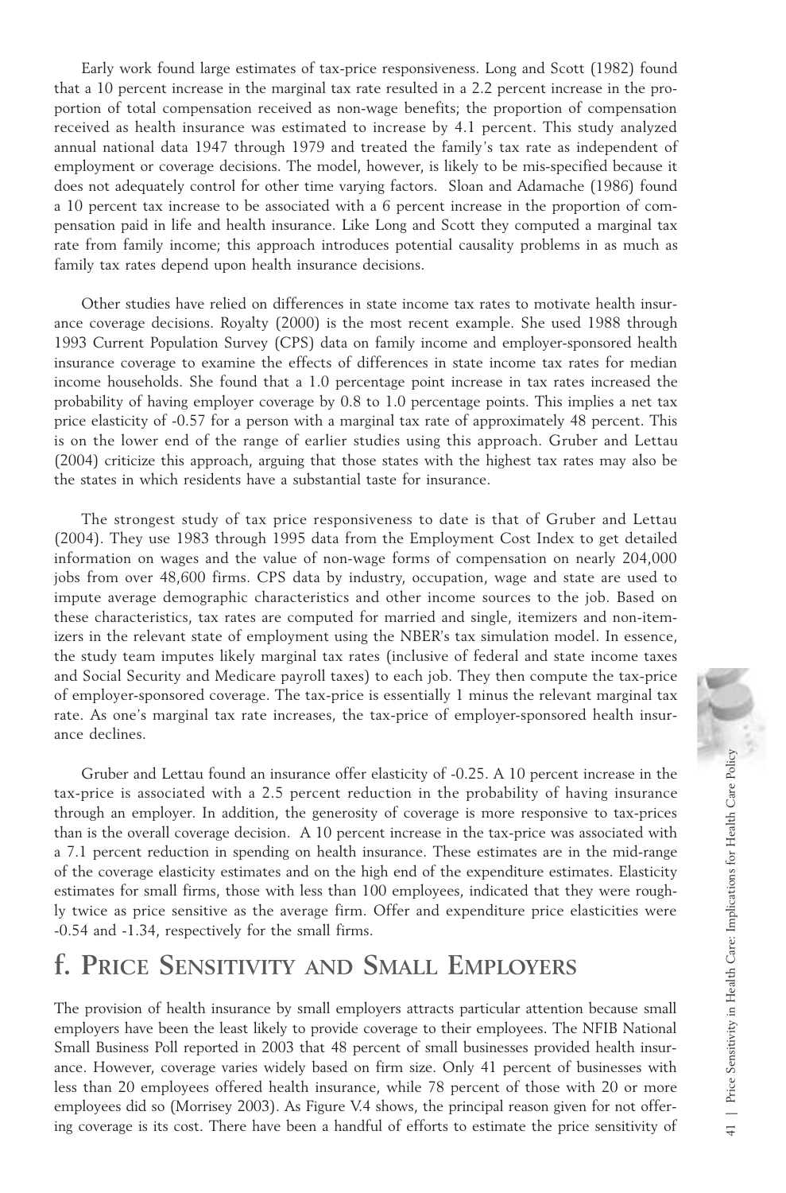Early work found large estimates of tax-price responsiveness. Long and Scott (1982) found that a 10 percent increase in the marginal tax rate resulted in a 2.2 percent increase in the proportion of total compensation received as non-wage benefits; the proportion of compensation received as health insurance was estimated to increase by 4.1 percent. This study analyzed annual national data 1947 through 1979 and treated the family's tax rate as independent of employment or coverage decisions. The model, however, is likely to be mis-specified because it does not adequately control for other time varying factors. Sloan and Adamache (1986) found a 10 percent tax increase to be associated with a 6 percent increase in the proportion of compensation paid in life and health insurance. Like Long and Scott they computed a marginal tax rate from family income; this approach introduces potential causality problems in as much as family tax rates depend upon health insurance decisions.

Other studies have relied on differences in state income tax rates to motivate health insurance coverage decisions. Royalty (2000) is the most recent example. She used 1988 through 1993 Current Population Survey (CPS) data on family income and employer-sponsored health insurance coverage to examine the effects of differences in state income tax rates for median income households. She found that a 1.0 percentage point increase in tax rates increased the probability of having employer coverage by 0.8 to 1.0 percentage points. This implies a net tax price elasticity of -0.57 for a person with a marginal tax rate of approximately 48 percent. This is on the lower end of the range of earlier studies using this approach. Gruber and Lettau (2004) criticize this approach, arguing that those states with the highest tax rates may also be the states in which residents have a substantial taste for insurance.

The strongest study of tax price responsiveness to date is that of Gruber and Lettau (2004). They use 1983 through 1995 data from the Employment Cost Index to get detailed information on wages and the value of non-wage forms of compensation on nearly 204,000 jobs from over 48,600 firms. CPS data by industry, occupation, wage and state are used to impute average demographic characteristics and other income sources to the job. Based on these characteristics, tax rates are computed for married and single, itemizers and non-itemizers in the relevant state of employment using the NBER's tax simulation model. In essence, the study team imputes likely marginal tax rates (inclusive of federal and state income taxes and Social Security and Medicare payroll taxes) to each job. They then compute the tax-price of employer-sponsored coverage. The tax-price is essentially 1 minus the relevant marginal tax rate. As one's marginal tax rate increases, the tax-price of employer-sponsored health insurance declines.

Gruber and Lettau found an insurance offer elasticity of -0.25. A 10 percent increase in the tax-price is associated with a 2.5 percent reduction in the probability of having insurance through an employer. In addition, the generosity of coverage is more responsive to tax-prices than is the overall coverage decision. A 10 percent increase in the tax-price was associated with a 7.1 percent reduction in spending on health insurance. These estimates are in the mid-range of the coverage elasticity estimates and on the high end of the expenditure estimates. Elasticity estimates for small firms, those with less than 100 employees, indicated that they were roughly twice as price sensitive as the average firm. Offer and expenditure price elasticities were -0.54 and -1.34, respectively for the small firms.

## f. Price Sensitivity and Small Employers

The provision of health insurance by small employers attracts particular attention because small employers have been the least likely to provide coverage to their employees. The NFIB National Small Business Poll reported in 2003 that 48 percent of small businesses provided health insurance. However, coverage varies widely based on firm size. Only 41 percent of businesses with less than 20 employees offered health insurance, while 78 percent of those with 20 or more employees did so (Morrisey 2003). As Figure V.4 shows, the principal reason given for not offering coverage is its cost. There have been a handful of efforts to estimate the price sensitivity of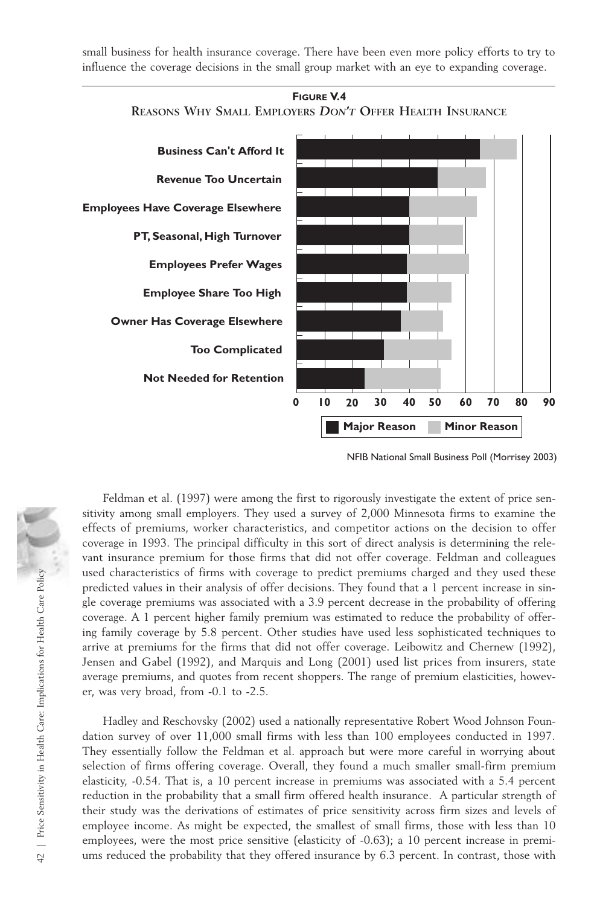small business for health insurance coverage. There have been even more policy efforts to try to influence the coverage decisions in the small group market with an eye to expanding coverage.

**FIGURE V.4**
**REASONS WHY SMALL EMPLOYERS *DON'T* OFFER HEALTH INSURANCE**

NFIB National Small Business Poll (Morrisey 2003)

Feldman et al. (1997) were among the first to rigorously investigate the extent of price sensitivity among small employers. They used a survey of 2,000 Minnesota firms to examine the effects of premiums, worker characteristics, and competitor actions on the decision to offer coverage in 1993. The principal difficulty in this sort of direct analysis is determining the relevant insurance premium for those firms that did not offer coverage. Feldman and colleagues used characteristics of firms with coverage to predict premiums charged and they used these predicted values in their analysis of offer decisions. They found that a 1 percent increase in single coverage premiums was associated with a 3.9 percent decrease in the probability of offering coverage. A 1 percent higher family premium was estimated to reduce the probability of offering family coverage by 5.8 percent. Other studies have used less sophisticated techniques to arrive at premiums for the firms that did not offer coverage. Leibowitz and Chernew (1992), Jensen and Gabel (1992), and Marquis and Long (2001) used list prices from insurers, state average premiums, and quotes from recent shoppers. The range of premium elasticities, however, was very broad, from -0.1 to -2.5.

Hadley and Reschovsky (2002) used a nationally representative Robert Wood Johnson Foundation survey of over 11,000 small firms with less than 100 employees conducted in 1997. They essentially follow the Feldman et al. approach but were more careful in worrying about selection of firms offering coverage. Overall, they found a much smaller small-firm premium elasticity, -0.54. That is, a 10 percent increase in premiums was associated with a 5.4 percent reduction in the probability that a small firm offered health insurance. A particular strength of their study was the derivations of estimates of price sensitivity across firm sizes and levels of employee income. As might be expected, the smallest of small firms, those with less than 10 employees, were the most price sensitive (elasticity of -0.63); a 10 percent increase in premiums reduced the probability that they offered insurance by 6.3 percent. In contrast, those with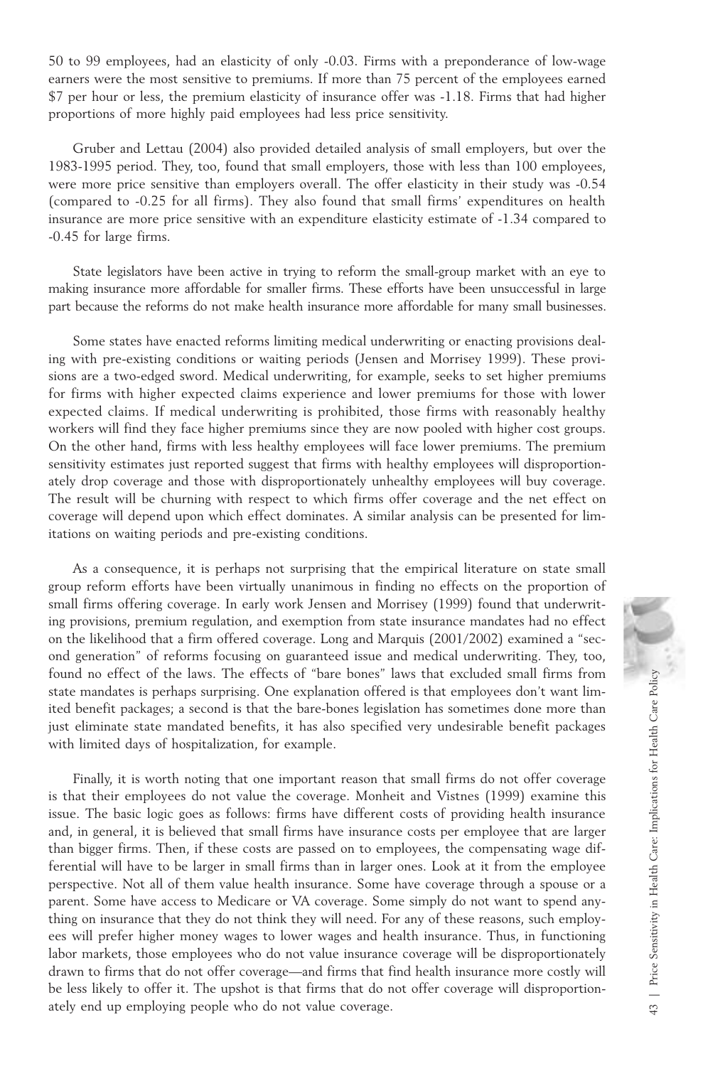50 to 99 employees, had an elasticity of only -0.03. Firms with a preponderance of low-wage earners were the most sensitive to premiums. If more than 75 percent of the employees earned $7 per hour or less, the premium elasticity of insurance offer was -1.18. Firms that had higher proportions of more highly paid employees had less price sensitivity.

Gruber and Lettau (2004) also provided detailed analysis of small employers, but over the 1983-1995 period. They, too, found that small employers, those with less than 100 employees, were more price sensitive than employers overall. The offer elasticity in their study was -0.54 (compared to -0.25 for all firms). They also found that small firms' expenditures on health insurance are more price sensitive with an expenditure elasticity estimate of -1.34 compared to -0.45 for large firms.

State legislators have been active in trying to reform the small-group market with an eye to making insurance more affordable for smaller firms. These efforts have been unsuccessful in large part because the reforms do not make health insurance more affordable for many small businesses.

Some states have enacted reforms limiting medical underwriting or enacting provisions dealing with pre-existing conditions or waiting periods (Jensen and Morrisey 1999). These provisions are a two-edged sword. Medical underwriting, for example, seeks to set higher premiums for firms with higher expected claims experience and lower premiums for those with lower expected claims. If medical underwriting is prohibited, those firms with reasonably healthy workers will find they face higher premiums since they are now pooled with higher cost groups. On the other hand, firms with less healthy employees will face lower premiums. The premium sensitivity estimates just reported suggest that firms with healthy employees will disproportionately drop coverage and those with disproportionately unhealthy employees will buy coverage. The result will be churning with respect to which firms offer coverage and the net effect on coverage will depend upon which effect dominates. A similar analysis can be presented for limitations on waiting periods and pre-existing conditions.

As a consequence, it is perhaps not surprising that the empirical literature on state small group reform efforts have been virtually unanimous in finding no effects on the proportion of small firms offering coverage. In early work Jensen and Morrisey (1999) found that underwriting provisions, premium regulation, and exemption from state insurance mandates had no effect on the likelihood that a firm offered coverage. Long and Marquis (2001/2002) examined a "second generation" of reforms focusing on guaranteed issue and medical underwriting. They, too, found no effect of the laws. The effects of "bare bones" laws that excluded small firms from state mandates is perhaps surprising. One explanation offered is that employees don't want limited benefit packages; a second is that the bare-bones legislation has sometimes done more than just eliminate state mandated benefits, it has also specified very undesirable benefit packages with limited days of hospitalization, for example.

Finally, it is worth noting that one important reason that small firms do not offer coverage is that their employees do not value the coverage. Monheit and Vistnes (1999) examine this issue. The basic logic goes as follows: firms have different costs of providing health insurance and, in general, it is believed that small firms have insurance costs per employee that are larger than bigger firms. Then, if these costs are passed on to employees, the compensating wage differential will have to be larger in small firms than in larger ones. Look at it from the employee perspective. Not all of them value health insurance. Some have coverage through a spouse or a parent. Some have access to Medicare or VA coverage. Some simply do not want to spend anything on insurance that they do not think they will need. For any of these reasons, such employees will prefer higher money wages to lower wages and health insurance. Thus, in functioning labor markets, those employees who do not value insurance coverage will be disproportionately drawn to firms that do not offer coverage—and firms that find health insurance more costly will be less likely to offer it. The upshot is that firms that do not offer coverage will disproportionately end up employing people who do not value coverage.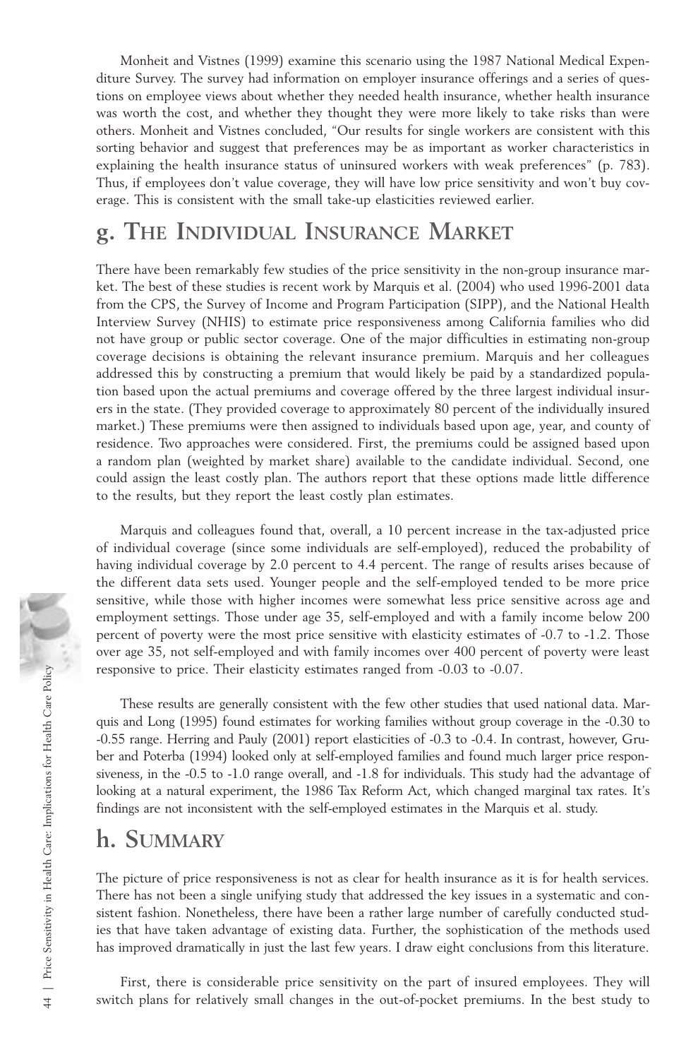Monheit and Vistnes (1999) examine this scenario using the 1987 National Medical Expenditure Survey. The survey had information on employer insurance offerings and a series of questions on employee views about whether they needed health insurance, whether health insurance was worth the cost, and whether they thought they were more likely to take risks than were others. Monheit and Vistnes concluded, "Our results for single workers are consistent with this sorting behavior and suggest that preferences may be as important as worker characteristics in explaining the health insurance status of uninsured workers with weak preferences" (p. 783). Thus, if employees don't value coverage, they will have low price sensitivity and won't buy coverage. This is consistent with the small take-up elasticities reviewed earlier.

## g. The Individual Insurance Market

There have been remarkably few studies of the price sensitivity in the non-group insurance market. The best of these studies is recent work by Marquis et al. (2004) who used 1996-2001 data from the CPS, the Survey of Income and Program Participation (SIPP), and the National Health Interview Survey (NHIS) to estimate price responsiveness among California families who did not have group or public sector coverage. One of the major difficulties in estimating non-group coverage decisions is obtaining the relevant insurance premium. Marquis and her colleagues addressed this by constructing a premium that would likely be paid by a standardized population based upon the actual premiums and coverage offered by the three largest individual insurers in the state. (They provided coverage to approximately 80 percent of the individually insured market.) These premiums were then assigned to individuals based upon age, year, and county of residence. Two approaches were considered. First, the premiums could be assigned based upon a random plan (weighted by market share) available to the candidate individual. Second, one could assign the least costly plan. The authors report that these options made little difference to the results, but they report the least costly plan estimates.

Marquis and colleagues found that, overall, a 10 percent increase in the tax-adjusted price of individual coverage (since some individuals are self-employed), reduced the probability of having individual coverage by 2.0 percent to 4.4 percent. The range of results arises because of the different data sets used. Younger people and the self-employed tended to be more price sensitive, while those with higher incomes were somewhat less price sensitive across age and employment settings. Those under age 35, self-employed and with a family income below 200 percent of poverty were the most price sensitive with elasticity estimates of -0.7 to -1.2. Those over age 35, not self-employed and with family incomes over 400 percent of poverty were least responsive to price. Their elasticity estimates ranged from -0.03 to -0.07.

These results are generally consistent with the few other studies that used national data. Marquis and Long (1995) found estimates for working families without group coverage in the -0.30 to -0.55 range. Herring and Pauly (2001) report elasticities of -0.3 to -0.4. In contrast, however, Gruber and Poterba (1994) looked only at self-employed families and found much larger price responsiveness, in the -0.5 to -1.0 range overall, and -1.8 for individuals. This study had the advantage of looking at a natural experiment, the 1986 Tax Reform Act, which changed marginal tax rates. It's findings are not inconsistent with the self-employed estimates in the Marquis et al. study.

## h. Summary

The picture of price responsiveness is not as clear for health insurance as it is for health services. There has not been a single unifying study that addressed the key issues in a systematic and consistent fashion. Nonetheless, there have been a rather large number of carefully conducted studies that have taken advantage of existing data. Further, the sophistication of the methods used has improved dramatically in just the last few years. I draw eight conclusions from this literature.

First, there is considerable price sensitivity on the part of insured employees. They will switch plans for relatively small changes in the out-of-pocket premiums. In the best study to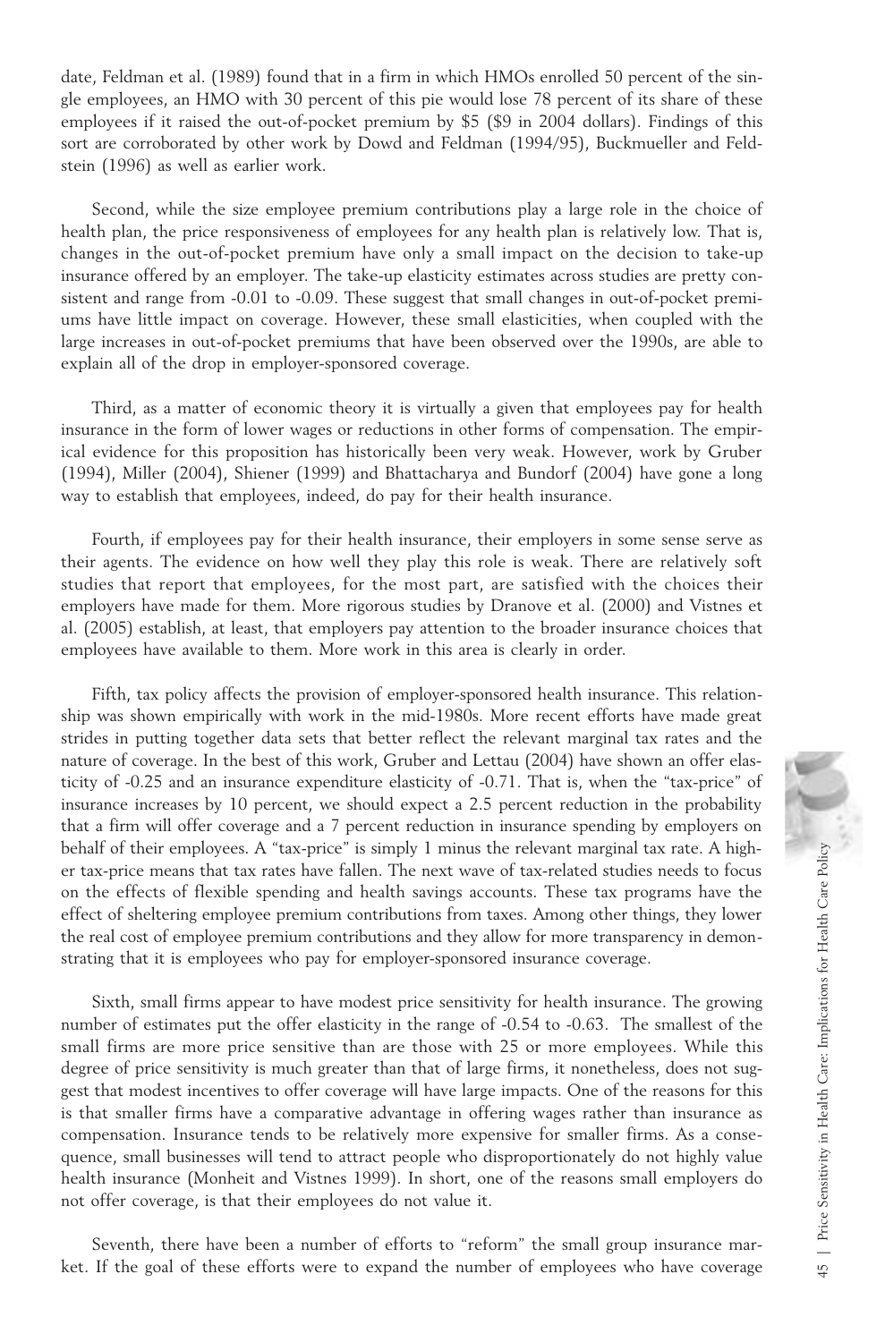date, Feldman et al. (1989) found that in a firm in which HMOs enrolled 50 percent of the single employees, an HMO with 30 percent of this pie would lose 78 percent of its share of these employees if it raised the out-of-pocket premium by $5 ($9 in 2004 dollars). Findings of this sort are corroborated by other work by Dowd and Feldman (1994/95), Buckmueller and Feldstein (1996) as well as earlier work.

Second, while the size employee premium contributions play a large role in the choice of health plan, the price responsiveness of employees for any health plan is relatively low. That is, changes in the out-of-pocket premium have only a small impact on the decision to take-up insurance offered by an employer. The take-up elasticity estimates across studies are pretty consistent and range from -0.01 to -0.09. These suggest that small changes in out-of-pocket premiums have little impact on coverage. However, these small elasticities, when coupled with the large increases in out-of-pocket premiums that have been observed over the 1990s, are able to explain all of the drop in employer-sponsored coverage.

Third, as a matter of economic theory it is virtually a given that employees pay for health insurance in the form of lower wages or reductions in other forms of compensation. The empirical evidence for this proposition has historically been very weak. However, work by Gruber (1994), Miller (2004), Shiener (1999) and Bhattacharya and Bundorf (2004) have gone a long way to establish that employees, indeed, do pay for their health insurance.

Fourth, if employees pay for their health insurance, their employers in some sense serve as their agents. The evidence on how well they play this role is weak. There are relatively soft studies that report that employees, for the most part, are satisfied with the choices their employers have made for them. More rigorous studies by Dranove et al. (2000) and Vistnes et al. (2005) establish, at least, that employers pay attention to the broader insurance choices that employees have available to them. More work in this area is clearly in order.

Fifth, tax policy affects the provision of employer-sponsored health insurance. This relationship was shown empirically with work in the mid-1980s. More recent efforts have made great strides in putting together data sets that better reflect the relevant marginal tax rates and the nature of coverage. In the best of this work, Gruber and Lettau (2004) have shown an offer elasticity of -0.25 and an insurance expenditure elasticity of -0.71. That is, when the "tax-price" of insurance increases by 10 percent, we should expect a 2.5 percent reduction in the probability that a firm will offer coverage and a 7 percent reduction in insurance spending by employers on behalf of their employees. A "tax-price" is simply 1 minus the relevant marginal tax rate. A higher tax-price means that tax rates have fallen. The next wave of tax-related studies needs to focus on the effects of flexible spending and health savings accounts. These tax programs have the effect of sheltering employee premium contributions from taxes. Among other things, they lower the real cost of employee premium contributions and they allow for more transparency in demonstrating that it is employees who pay for employer-sponsored insurance coverage.

Sixth, small firms appear to have modest price sensitivity for health insurance. The growing number of estimates put the offer elasticity in the range of -0.54 to -0.63. The smallest of the small firms are more price sensitive than are those with 25 or more employees. While this degree of price sensitivity is much greater than that of large firms, it nonetheless, does not suggest that modest incentives to offer coverage will have large impacts. One of the reasons for this is that smaller firms have a comparative advantage in offering wages rather than insurance as compensation. Insurance tends to be relatively more expensive for smaller firms. As a consequence, small businesses will tend to attract people who disproportionately do not highly value health insurance (Monheit and Vistnes 1999). In short, one of the reasons small employers do not offer coverage, is that their employees do not value it.

Seventh, there have been a number of efforts to "reform" the small group insurance market. If the goal of these efforts were to expand the number of employees who have coverage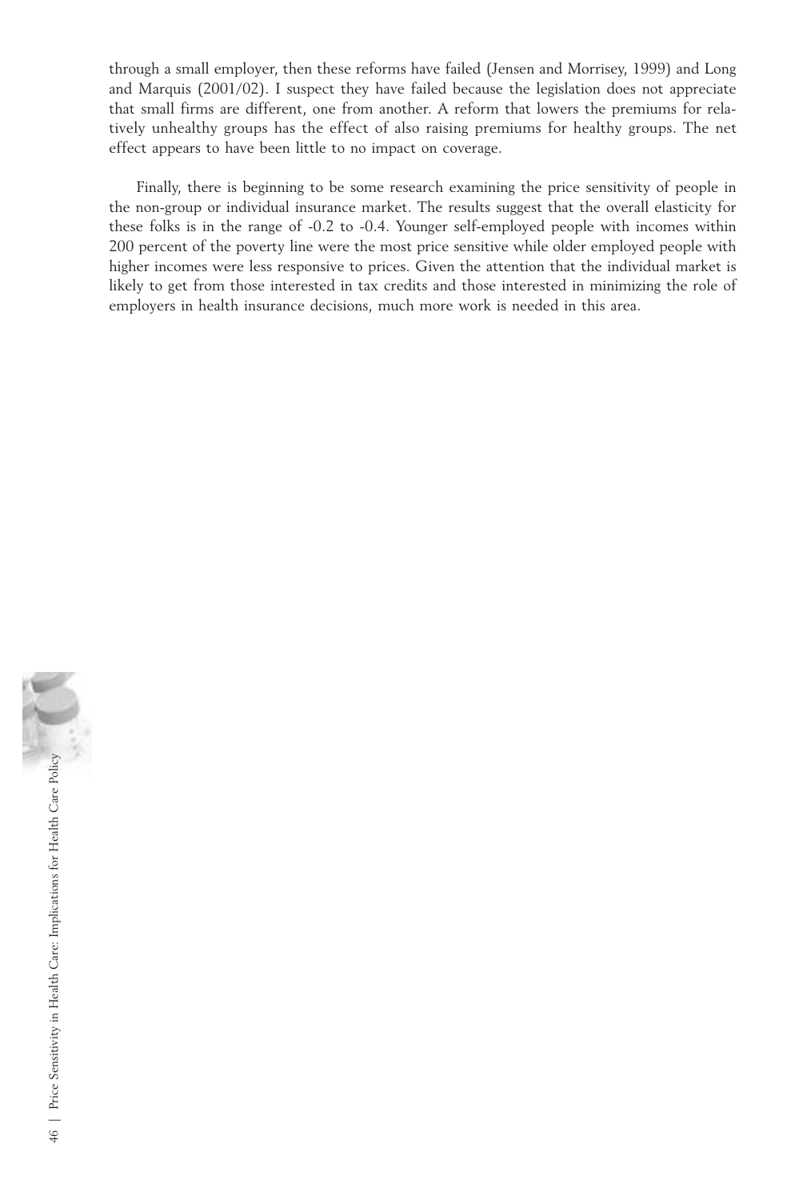through a small employer, then these reforms have failed (Jensen and Morrisey, 1999) and Long and Marquis (2001/02). I suspect they have failed because the legislation does not appreciate that small firms are different, one from another. A reform that lowers the premiums for relatively unhealthy groups has the effect of also raising premiums for healthy groups. The net effect appears to have been little to no impact on coverage.

Finally, there is beginning to be some research examining the price sensitivity of people in the non-group or individual insurance market. The results suggest that the overall elasticity for these folks is in the range of -0.2 to -0.4. Younger self-employed people with incomes within 200 percent of the poverty line were the most price sensitive while older employed people with higher incomes were less responsive to prices. Given the attention that the individual market is likely to get from those interested in tax credits and those interested in minimizing the role of employers in health insurance decisions, much more work is needed in this area.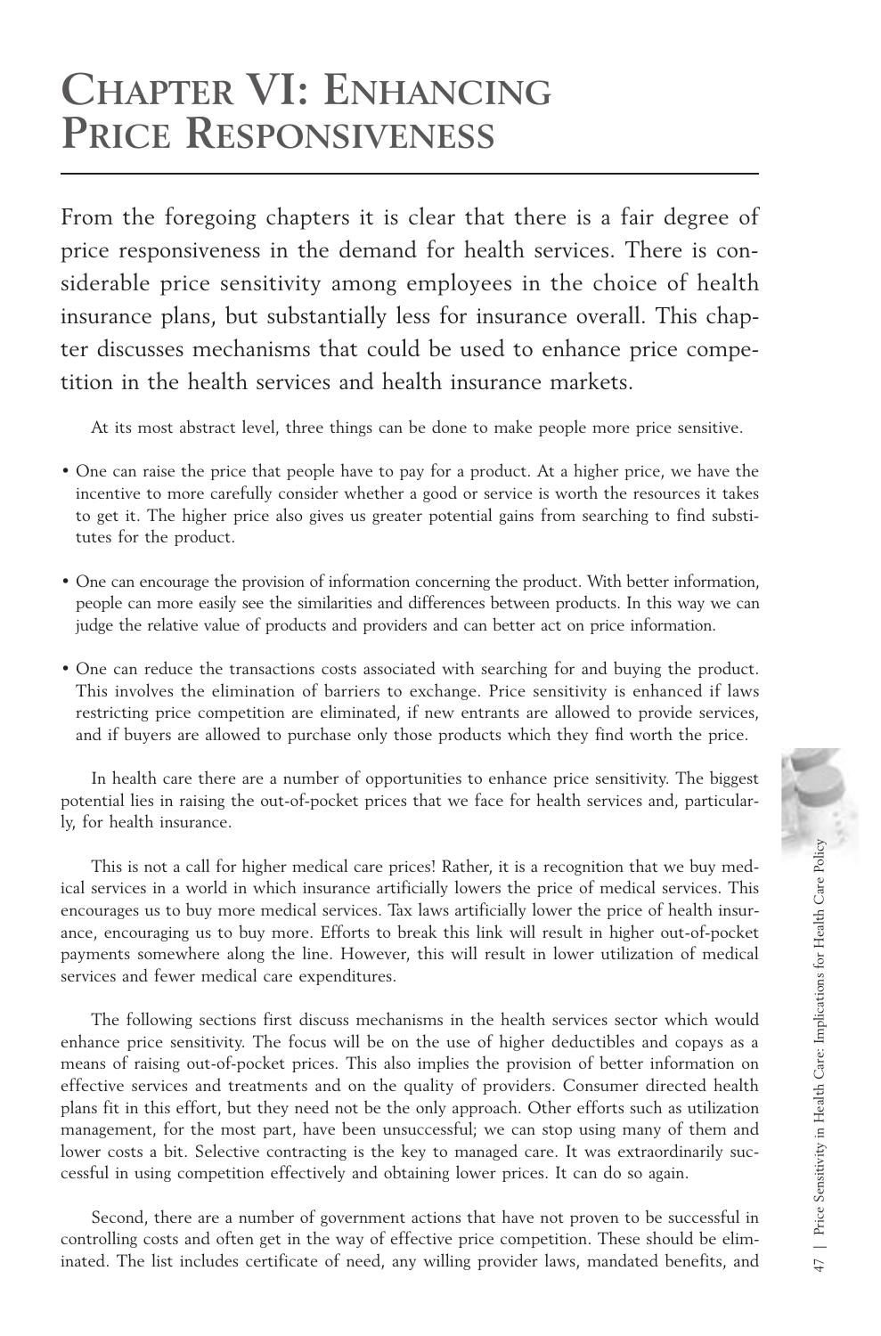# Chapter VI: Enhancing Price Responsiveness

From the foregoing chapters it is clear that there is a fair degree of price responsiveness in the demand for health services. There is considerable price sensitivity among employees in the choice of health insurance plans, but substantially less for insurance overall. This chapter discusses mechanisms that could be used to enhance price competition in the health services and health insurance markets.

At its most abstract level, three things can be done to make people more price sensitive.

- One can raise the price that people have to pay for a product. At a higher price, we have the incentive to more carefully consider whether a good or service is worth the resources it takes to get it. The higher price also gives us greater potential gains from searching to find substitutes for the product.
- One can encourage the provision of information concerning the product. With better information, people can more easily see the similarities and differences between products. In this way we can judge the relative value of products and providers and can better act on price information.
- One can reduce the transactions costs associated with searching for and buying the product. This involves the elimination of barriers to exchange. Price sensitivity is enhanced if laws restricting price competition are eliminated, if new entrants are allowed to provide services, and if buyers are allowed to purchase only those products which they find worth the price.

In health care there are a number of opportunities to enhance price sensitivity. The biggest potential lies in raising the out-of-pocket prices that we face for health services and, particularly, for health insurance.

This is not a call for higher medical care prices! Rather, it is a recognition that we buy medical services in a world in which insurance artificially lowers the price of medical services. This encourages us to buy more medical services. Tax laws artificially lower the price of health insurance, encouraging us to buy more. Efforts to break this link will result in higher out-of-pocket payments somewhere along the line. However, this will result in lower utilization of medical services and fewer medical care expenditures.

The following sections first discuss mechanisms in the health services sector which would enhance price sensitivity. The focus will be on the use of higher deductibles and copays as a means of raising out-of-pocket prices. This also implies the provision of better information on effective services and treatments and on the quality of providers. Consumer directed health plans fit in this effort, but they need not be the only approach. Other efforts such as utilization management, for the most part, have been unsuccessful; we can stop using many of them and lower costs a bit. Selective contracting is the key to managed care. It was extraordinarily successful in using competition effectively and obtaining lower prices. It can do so again.

Second, there are a number of government actions that have not proven to be successful in controlling costs and often get in the way of effective price competition. These should be eliminated. The list includes certificate of need, any willing provider laws, mandated benefits, and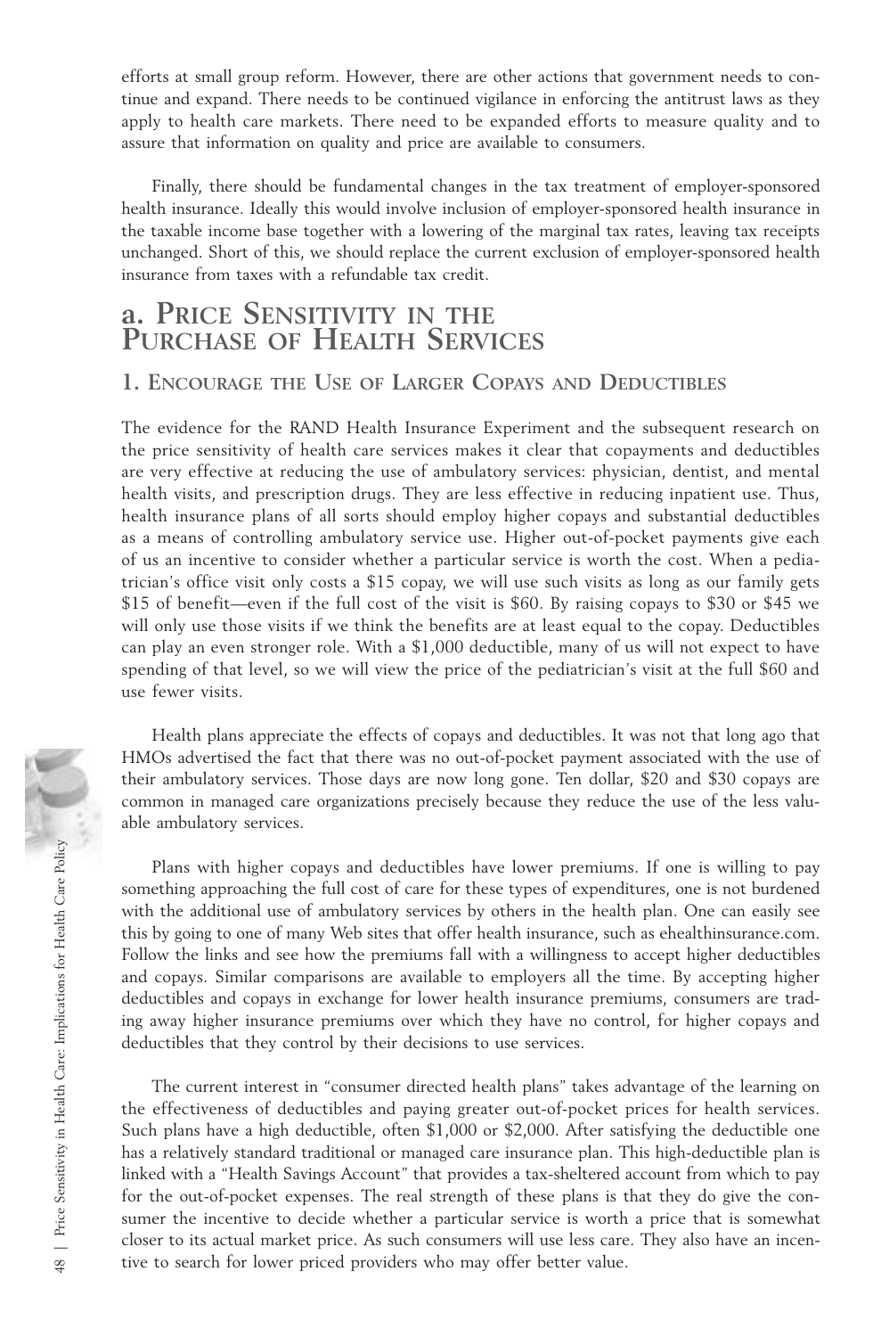efforts at small group reform. However, there are other actions that government needs to continue and expand. There needs to be continued vigilance in enforcing the antitrust laws as they apply to health care markets. There need to be expanded efforts to measure quality and to assure that information on quality and price are available to consumers.

Finally, there should be fundamental changes in the tax treatment of employer-sponsored health insurance. Ideally this would involve inclusion of employer-sponsored health insurance in the taxable income base together with a lowering of the marginal tax rates, leaving tax receipts unchanged. Short of this, we should replace the current exclusion of employer-sponsored health insurance from taxes with a refundable tax credit.

# a. Price Sensitivity in the Purchase of Health Services

## 1. Encourage the Use of Larger Copays and Deductibles

The evidence for the RAND Health Insurance Experiment and the subsequent research on the price sensitivity of health care services makes it clear that copayments and deductibles are very effective at reducing the use of ambulatory services: physician, dentist, and mental health visits, and prescription drugs. They are less effective in reducing inpatient use. Thus, health insurance plans of all sorts should employ higher copays and substantial deductibles as a means of controlling ambulatory service use. Higher out-of-pocket payments give each of us an incentive to consider whether a particular service is worth the cost. When a pediatrician's office visit only costs a $15 copay, we will use such visits as long as our family gets $15 of benefit—even if the full cost of the visit is $60. By raising copays to $30 or $45 we will only use those visits if we think the benefits are at least equal to the copay. Deductibles can play an even stronger role. With a $1,000 deductible, many of us will not expect to have spending of that level, so we will view the price of the pediatrician's visit at the full $60 and use fewer visits.

Health plans appreciate the effects of copays and deductibles. It was not that long ago that HMOs advertised the fact that there was no out-of-pocket payment associated with the use of their ambulatory services. Those days are now long gone. Ten dollar, $20 and $30 copays are common in managed care organizations precisely because they reduce the use of the less valuable ambulatory services.

Plans with higher copays and deductibles have lower premiums. If one is willing to pay something approaching the full cost of care for these types of expenditures, one is not burdened with the additional use of ambulatory services by others in the health plan. One can easily see this by going to one of many Web sites that offer health insurance, such as ehealthinsurance.com. Follow the links and see how the premiums fall with a willingness to accept higher deductibles and copays. Similar comparisons are available to employers all the time. By accepting higher deductibles and copays in exchange for lower health insurance premiums, consumers are trading away higher insurance premiums over which they have no control, for higher copays and deductibles that they control by their decisions to use services.

The current interest in "consumer directed health plans" takes advantage of the learning on the effectiveness of deductibles and paying greater out-of-pocket prices for health services. Such plans have a high deductible, often $1,000 or $2,000. After satisfying the deductible one has a relatively standard traditional or managed care insurance plan. This high-deductible plan is linked with a "Health Savings Account" that provides a tax-sheltered account from which to pay for the out-of-pocket expenses. The real strength of these plans is that they do give the consumer the incentive to decide whether a particular service is worth a price that is somewhat closer to its actual market price. As such consumers will use less care. They also have an incentive to search for lower priced providers who may offer better value.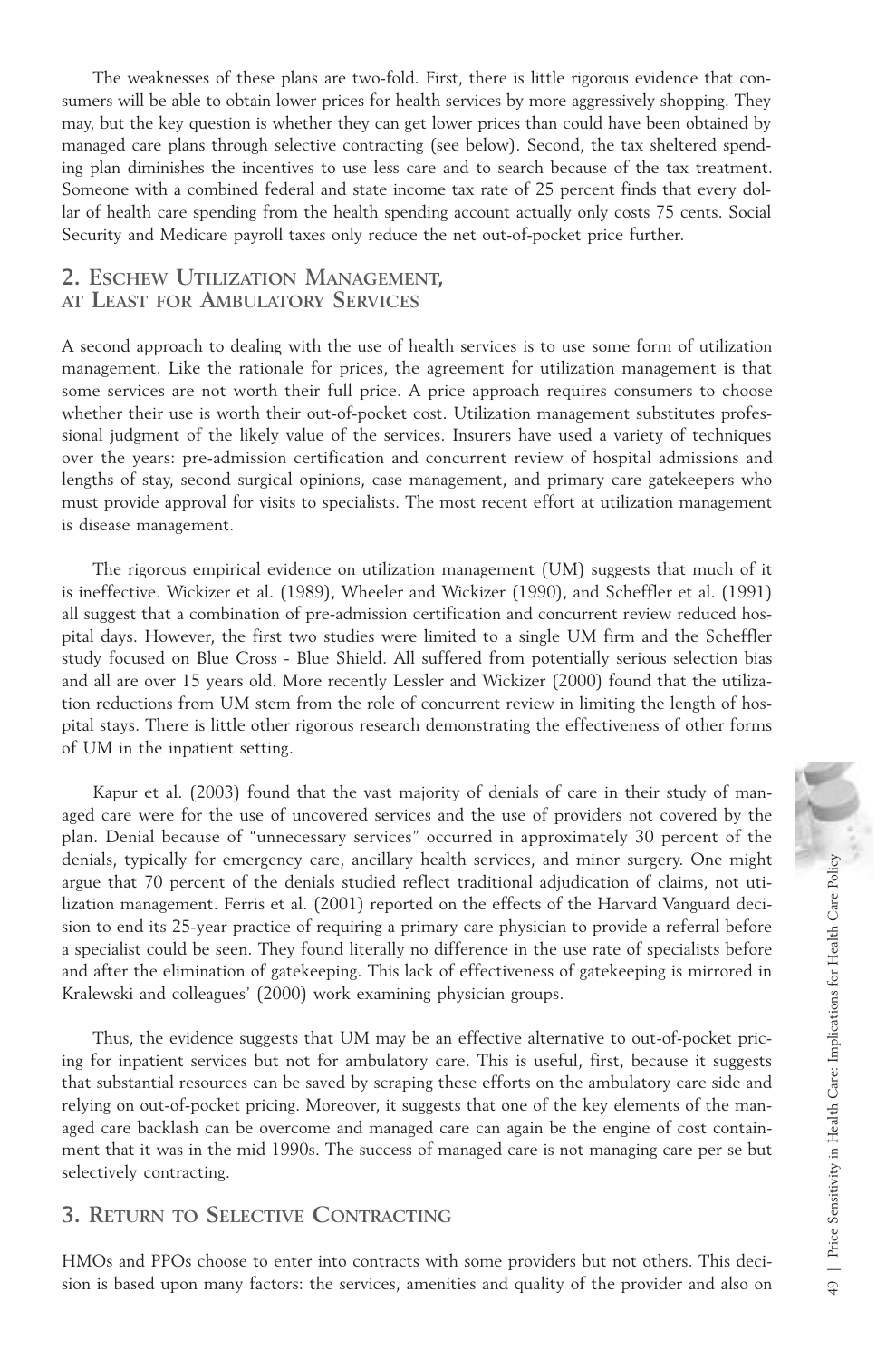The weaknesses of these plans are two-fold. First, there is little rigorous evidence that consumers will be able to obtain lower prices for health services by more aggressively shopping. They may, but the key question is whether they can get lower prices than could have been obtained by managed care plans through selective contracting (see below). Second, the tax sheltered spending plan diminishes the incentives to use less care and to search because of the tax treatment. Someone with a combined federal and state income tax rate of 25 percent finds that every dollar of health care spending from the health spending account actually only costs 75 cents. Social Security and Medicare payroll taxes only reduce the net out-of-pocket price further.

## 2. Eschew Utilization Management, at Least for Ambulatory Services

A second approach to dealing with the use of health services is to use some form of utilization management. Like the rationale for prices, the agreement for utilization management is that some services are not worth their full price. A price approach requires consumers to choose whether their use is worth their out-of-pocket cost. Utilization management substitutes professional judgment of the likely value of the services. Insurers have used a variety of techniques over the years: pre-admission certification and concurrent review of hospital admissions and lengths of stay, second surgical opinions, case management, and primary care gatekeepers who must provide approval for visits to specialists. The most recent effort at utilization management is disease management.

The rigorous empirical evidence on utilization management (UM) suggests that much of it is ineffective. Wickizer et al. (1989), Wheeler and Wickizer (1990), and Scheffler et al. (1991) all suggest that a combination of pre-admission certification and concurrent review reduced hospital days. However, the first two studies were limited to a single UM firm and the Scheffler study focused on Blue Cross - Blue Shield. All suffered from potentially serious selection bias and all are over 15 years old. More recently Lessler and Wickizer (2000) found that the utilization reductions from UM stem from the role of concurrent review in limiting the length of hospital stays. There is little other rigorous research demonstrating the effectiveness of other forms of UM in the inpatient setting.

Kapur et al. (2003) found that the vast majority of denials of care in their study of managed care were for the use of uncovered services and the use of providers not covered by the plan. Denial because of "unnecessary services" occurred in approximately 30 percent of the denials, typically for emergency care, ancillary health services, and minor surgery. One might argue that 70 percent of the denials studied reflect traditional adjudication of claims, not utilization management. Ferris et al. (2001) reported on the effects of the Harvard Vanguard decision to end its 25-year practice of requiring a primary care physician to provide a referral before a specialist could be seen. They found literally no difference in the use rate of specialists before and after the elimination of gatekeeping. This lack of effectiveness of gatekeeping is mirrored in Kralewski and colleagues' (2000) work examining physician groups.

Thus, the evidence suggests that UM may be an effective alternative to out-of-pocket pricing for inpatient services but not for ambulatory care. This is useful, first, because it suggests that substantial resources can be saved by scraping these efforts on the ambulatory care side and relying on out-of-pocket pricing. Moreover, it suggests that one of the key elements of the managed care backlash can be overcome and managed care can again be the engine of cost containment that it was in the mid 1990s. The success of managed care is not managing care per se but selectively contracting.

## 3. Return to Selective Contracting

HMOs and PPOs choose to enter into contracts with some providers but not others. This decision is based upon many factors: the services, amenities and quality of the provider and also on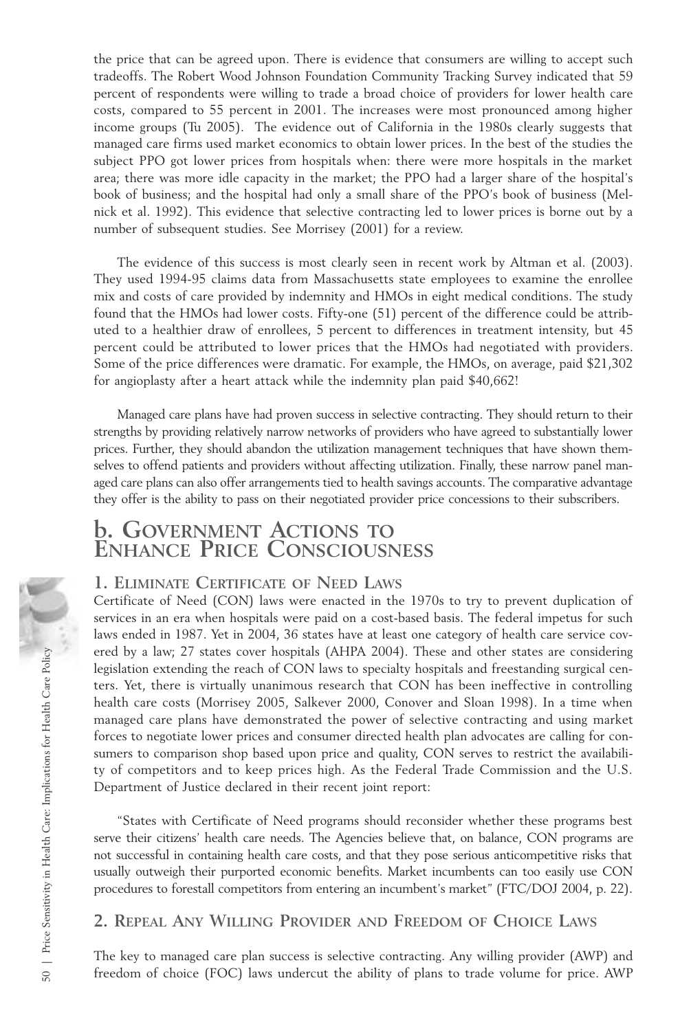the price that can be agreed upon. There is evidence that consumers are willing to accept such tradeoffs. The Robert Wood Johnson Foundation Community Tracking Survey indicated that 59 percent of respondents were willing to trade a broad choice of providers for lower health care costs, compared to 55 percent in 2001. The increases were most pronounced among higher income groups (Tu 2005). The evidence out of California in the 1980s clearly suggests that managed care firms used market economics to obtain lower prices. In the best of the studies the subject PPO got lower prices from hospitals when: there were more hospitals in the market area; there was more idle capacity in the market; the PPO had a larger share of the hospital's book of business; and the hospital had only a small share of the PPO's book of business (Melnick et al. 1992). This evidence that selective contracting led to lower prices is borne out by a number of subsequent studies. See Morrisey (2001) for a review.

The evidence of this success is most clearly seen in recent work by Altman et al. (2003). They used 1994-95 claims data from Massachusetts state employees to examine the enrollee mix and costs of care provided by indemnity and HMOs in eight medical conditions. The study found that the HMOs had lower costs. Fifty-one (51) percent of the difference could be attributed to a healthier draw of enrollees, 5 percent to differences in treatment intensity, but 45 percent could be attributed to lower prices that the HMOs had negotiated with providers. Some of the price differences were dramatic. For example, the HMOs, on average, paid $21,302 for angioplasty after a heart attack while the indemnity plan paid $40,662!

Managed care plans have had proven success in selective contracting. They should return to their strengths by providing relatively narrow networks of providers who have agreed to substantially lower prices. Further, they should abandon the utilization management techniques that have shown themselves to offend patients and providers without affecting utilization. Finally, these narrow panel managed care plans can also offer arrangements tied to health savings accounts. The comparative advantage they offer is the ability to pass on their negotiated provider price concessions to their subscribers.

## b. Government Actions to Enhance Price Consciousness

### 1. Eliminate Certificate of Need Laws

Certificate of Need (CON) laws were enacted in the 1970s to try to prevent duplication of services in an era when hospitals were paid on a cost-based basis. The federal impetus for such laws ended in 1987. Yet in 2004, 36 states have at least one category of health care service covered by a law; 27 states cover hospitals (AHPA 2004). These and other states are considering legislation extending the reach of CON laws to specialty hospitals and freestanding surgical centers. Yet, there is virtually unanimous research that CON has been ineffective in controlling health care costs (Morrisey 2005, Salkever 2000, Conover and Sloan 1998). In a time when managed care plans have demonstrated the power of selective contracting and using market forces to negotiate lower prices and consumer directed health plan advocates are calling for consumers to comparison shop based upon price and quality, CON serves to restrict the availability of competitors and to keep prices high. As the Federal Trade Commission and the U.S. Department of Justice declared in their recent joint report:

"States with Certificate of Need programs should reconsider whether these programs best serve their citizens' health care needs. The Agencies believe that, on balance, CON programs are not successful in containing health care costs, and that they pose serious anticompetitive risks that usually outweigh their purported economic benefits. Market incumbents can too easily use CON procedures to forestall competitors from entering an incumbent's market" (FTC/DOJ 2004, p. 22).

### 2. Repeal Any Willing Provider and Freedom of Choice Laws

The key to managed care plan success is selective contracting. Any willing provider (AWP) and freedom of choice (FOC) laws undercut the ability of plans to trade volume for price. AWP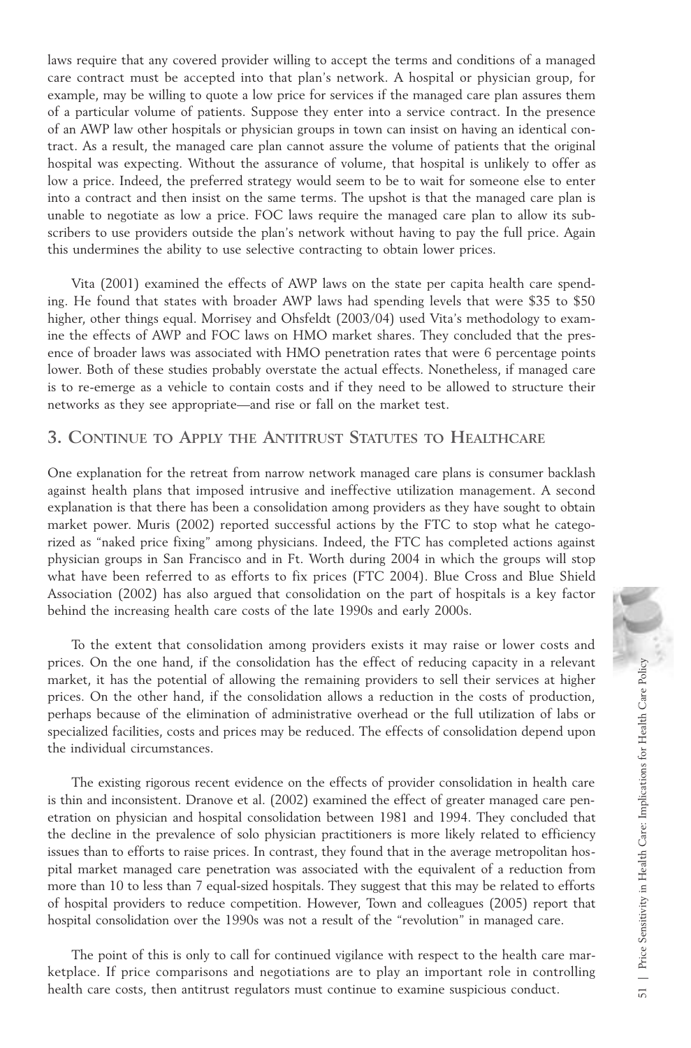laws require that any covered provider willing to accept the terms and conditions of a managed care contract must be accepted into that plan's network. A hospital or physician group, for example, may be willing to quote a low price for services if the managed care plan assures them of a particular volume of patients. Suppose they enter into a service contract. In the presence of an AWP law other hospitals or physician groups in town can insist on having an identical contract. As a result, the managed care plan cannot assure the volume of patients that the original hospital was expecting. Without the assurance of volume, that hospital is unlikely to offer as low a price. Indeed, the preferred strategy would seem to be to wait for someone else to enter into a contract and then insist on the same terms. The upshot is that the managed care plan is unable to negotiate as low a price. FOC laws require the managed care plan to allow its subscribers to use providers outside the plan's network without having to pay the full price. Again this undermines the ability to use selective contracting to obtain lower prices.

Vita (2001) examined the effects of AWP laws on the state per capita health care spending. He found that states with broader AWP laws had spending levels that were $35 to $50 higher, other things equal. Morrisey and Ohsfeldt (2003/04) used Vita's methodology to examine the effects of AWP and FOC laws on HMO market shares. They concluded that the presence of broader laws was associated with HMO penetration rates that were 6 percentage points lower. Both of these studies probably overstate the actual effects. Nonetheless, if managed care is to re-emerge as a vehicle to contain costs and if they need to be allowed to structure their networks as they see appropriate—and rise or fall on the market test.

## 3. Continue to Apply the Antitrust Statutes to Healthcare

One explanation for the retreat from narrow network managed care plans is consumer backlash against health plans that imposed intrusive and ineffective utilization management. A second explanation is that there has been a consolidation among providers as they have sought to obtain market power. Muris (2002) reported successful actions by the FTC to stop what he categorized as "naked price fixing" among physicians. Indeed, the FTC has completed actions against physician groups in San Francisco and in Ft. Worth during 2004 in which the groups will stop what have been referred to as efforts to fix prices (FTC 2004). Blue Cross and Blue Shield Association (2002) has also argued that consolidation on the part of hospitals is a key factor behind the increasing health care costs of the late 1990s and early 2000s.

To the extent that consolidation among providers exists it may raise or lower costs and prices. On the one hand, if the consolidation has the effect of reducing capacity in a relevant market, it has the potential of allowing the remaining providers to sell their services at higher prices. On the other hand, if the consolidation allows a reduction in the costs of production, perhaps because of the elimination of administrative overhead or the full utilization of labs or specialized facilities, costs and prices may be reduced. The effects of consolidation depend upon the individual circumstances.

The existing rigorous recent evidence on the effects of provider consolidation in health care is thin and inconsistent. Dranove et al. (2002) examined the effect of greater managed care penetration on physician and hospital consolidation between 1981 and 1994. They concluded that the decline in the prevalence of solo physician practitioners is more likely related to efficiency issues than to efforts to raise prices. In contrast, they found that in the average metropolitan hospital market managed care penetration was associated with the equivalent of a reduction from more than 10 to less than 7 equal-sized hospitals. They suggest that this may be related to efforts of hospital providers to reduce competition. However, Town and colleagues (2005) report that hospital consolidation over the 1990s was not a result of the "revolution" in managed care.

The point of this is only to call for continued vigilance with respect to the health care marketplace. If price comparisons and negotiations are to play an important role in controlling health care costs, then antitrust regulators must continue to examine suspicious conduct.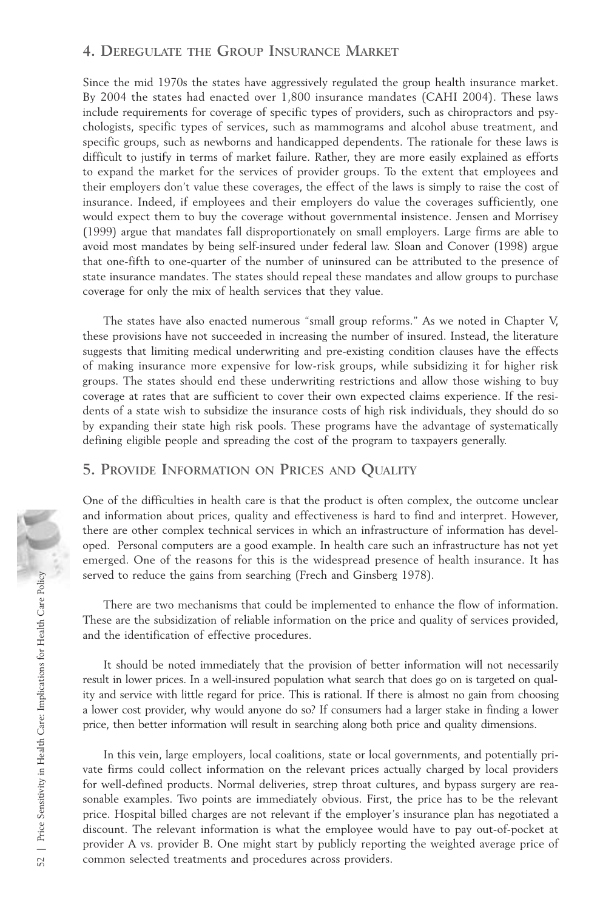## 4. Deregulate the Group Insurance Market

Since the mid 1970s the states have aggressively regulated the group health insurance market. By 2004 the states had enacted over 1,800 insurance mandates (CAHI 2004). These laws include requirements for coverage of specific types of providers, such as chiropractors and psychologists, specific types of services, such as mammograms and alcohol abuse treatment, and specific groups, such as newborns and handicapped dependents. The rationale for these laws is difficult to justify in terms of market failure. Rather, they are more easily explained as efforts to expand the market for the services of provider groups. To the extent that employees and their employers don't value these coverages, the effect of the laws is simply to raise the cost of insurance. Indeed, if employees and their employers do value the coverages sufficiently, one would expect them to buy the coverage without governmental insistence. Jensen and Morrisey (1999) argue that mandates fall disproportionately on small employers. Large firms are able to avoid most mandates by being self-insured under federal law. Sloan and Conover (1998) argue that one-fifth to one-quarter of the number of uninsured can be attributed to the presence of state insurance mandates. The states should repeal these mandates and allow groups to purchase coverage for only the mix of health services that they value.

The states have also enacted numerous "small group reforms." As we noted in Chapter V, these provisions have not succeeded in increasing the number of insured. Instead, the literature suggests that limiting medical underwriting and pre-existing condition clauses have the effects of making insurance more expensive for low-risk groups, while subsidizing it for higher risk groups. The states should end these underwriting restrictions and allow those wishing to buy coverage at rates that are sufficient to cover their own expected claims experience. If the residents of a state wish to subsidize the insurance costs of high risk individuals, they should do so by expanding their state high risk pools. These programs have the advantage of systematically defining eligible people and spreading the cost of the program to taxpayers generally.

## 5. Provide Information on Prices and Quality

One of the difficulties in health care is that the product is often complex, the outcome unclear and information about prices, quality and effectiveness is hard to find and interpret. However, there are other complex technical services in which an infrastructure of information has developed. Personal computers are a good example. In health care such an infrastructure has not yet emerged. One of the reasons for this is the widespread presence of health insurance. It has served to reduce the gains from searching (Frech and Ginsberg 1978).

There are two mechanisms that could be implemented to enhance the flow of information. These are the subsidization of reliable information on the price and quality of services provided, and the identification of effective procedures.

It should be noted immediately that the provision of better information will not necessarily result in lower prices. In a well-insured population what search that does go on is targeted on quality and service with little regard for price. This is rational. If there is almost no gain from choosing a lower cost provider, why would anyone do so? If consumers had a larger stake in finding a lower price, then better information will result in searching along both price and quality dimensions.

In this vein, large employers, local coalitions, state or local governments, and potentially private firms could collect information on the relevant prices actually charged by local providers for well-defined products. Normal deliveries, strep throat cultures, and bypass surgery are reasonable examples. Two points are immediately obvious. First, the price has to be the relevant price. Hospital billed charges are not relevant if the employer's insurance plan has negotiated a discount. The relevant information is what the employee would have to pay out-of-pocket at provider A vs. provider B. One might start by publicly reporting the weighted average price of common selected treatments and procedures across providers.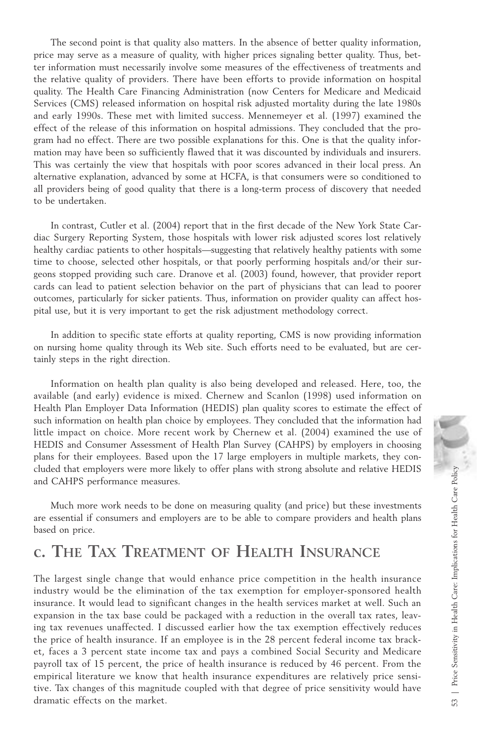The second point is that quality also matters. In the absence of better quality information, price may serve as a measure of quality, with higher prices signaling better quality. Thus, better information must necessarily involve some measures of the effectiveness of treatments and the relative quality of providers. There have been efforts to provide information on hospital quality. The Health Care Financing Administration (now Centers for Medicare and Medicaid Services (CMS) released information on hospital risk adjusted mortality during the late 1980s and early 1990s. These met with limited success. Mennemeyer et al. (1997) examined the effect of the release of this information on hospital admissions. They concluded that the program had no effect. There are two possible explanations for this. One is that the quality information may have been so sufficiently flawed that it was discounted by individuals and insurers. This was certainly the view that hospitals with poor scores advanced in their local press. An alternative explanation, advanced by some at HCFA, is that consumers were so conditioned to all providers being of good quality that there is a long-term process of discovery that needed to be undertaken.

In contrast, Cutler et al. (2004) report that in the first decade of the New York State Cardiac Surgery Reporting System, those hospitals with lower risk adjusted scores lost relatively healthy cardiac patients to other hospitals—suggesting that relatively healthy patients with some time to choose, selected other hospitals, or that poorly performing hospitals and/or their surgeons stopped providing such care. Dranove et al. (2003) found, however, that provider report cards can lead to patient selection behavior on the part of physicians that can lead to poorer outcomes, particularly for sicker patients. Thus, information on provider quality can affect hospital use, but it is very important to get the risk adjustment methodology correct.

In addition to specific state efforts at quality reporting, CMS is now providing information on nursing home quality through its Web site. Such efforts need to be evaluated, but are certainly steps in the right direction.

Information on health plan quality is also being developed and released. Here, too, the available (and early) evidence is mixed. Chernew and Scanlon (1998) used information on Health Plan Employer Data Information (HEDIS) plan quality scores to estimate the effect of such information on health plan choice by employees. They concluded that the information had little impact on choice. More recent work by Chernew et al. (2004) examined the use of HEDIS and Consumer Assessment of Health Plan Survey (CAHPS) by employers in choosing plans for their employees. Based upon the 17 large employers in multiple markets, they concluded that employers were more likely to offer plans with strong absolute and relative HEDIS and CAHPS performance measures.

Much more work needs to be done on measuring quality (and price) but these investments are essential if consumers and employers are to be able to compare providers and health plans based on price.

## C. The Tax Treatment of Health Insurance

The largest single change that would enhance price competition in the health insurance industry would be the elimination of the tax exemption for employer-sponsored health insurance. It would lead to significant changes in the health services market at well. Such an expansion in the tax base could be packaged with a reduction in the overall tax rates, leaving tax revenues unaffected. I discussed earlier how the tax exemption effectively reduces the price of health insurance. If an employee is in the 28 percent federal income tax bracket, faces a 3 percent state income tax and pays a combined Social Security and Medicare payroll tax of 15 percent, the price of health insurance is reduced by 46 percent. From the empirical literature we know that health insurance expenditures are relatively price sensitive. Tax changes of this magnitude coupled with that degree of price sensitivity would have dramatic effects on the market.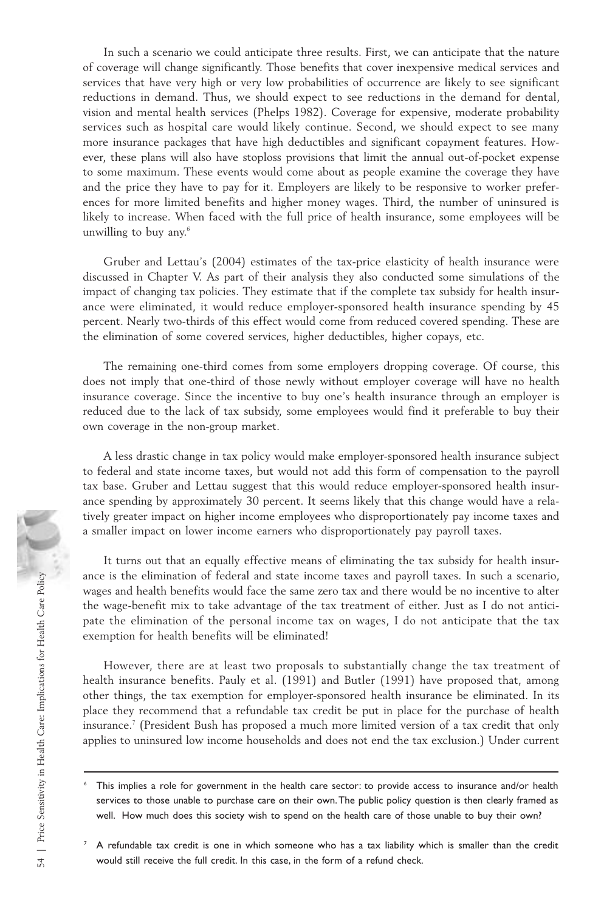In such a scenario we could anticipate three results. First, we can anticipate that the nature of coverage will change significantly. Those benefits that cover inexpensive medical services and services that have very high or very low probabilities of occurrence are likely to see significant reductions in demand. Thus, we should expect to see reductions in the demand for dental, vision and mental health services (Phelps 1982). Coverage for expensive, moderate probability services such as hospital care would likely continue. Second, we should expect to see many more insurance packages that have high deductibles and significant copayment features. However, these plans will also have stoploss provisions that limit the annual out-of-pocket expense to some maximum. These events would come about as people examine the coverage they have and the price they have to pay for it. Employers are likely to be responsive to worker preferences for more limited benefits and higher money wages. Third, the number of uninsured is likely to increase. When faced with the full price of health insurance, some employees will be unwilling to buy any.[6]

Gruber and Lettau's (2004) estimates of the tax-price elasticity of health insurance were discussed in Chapter V. As part of their analysis they also conducted some simulations of the impact of changing tax policies. They estimate that if the complete tax subsidy for health insurance were eliminated, it would reduce employer-sponsored health insurance spending by 45 percent. Nearly two-thirds of this effect would come from reduced covered spending. These are the elimination of some covered services, higher deductibles, higher copays, etc.

The remaining one-third comes from some employers dropping coverage. Of course, this does not imply that one-third of those newly without employer coverage will have no health insurance coverage. Since the incentive to buy one's health insurance through an employer is reduced due to the lack of tax subsidy, some employees would find it preferable to buy their own coverage in the non-group market.

A less drastic change in tax policy would make employer-sponsored health insurance subject to federal and state income taxes, but would not add this form of compensation to the payroll tax base. Gruber and Lettau suggest that this would reduce employer-sponsored health insurance spending by approximately 30 percent. It seems likely that this change would have a relatively greater impact on higher income employees who disproportionately pay income taxes and a smaller impact on lower income earners who disproportionately pay payroll taxes.

It turns out that an equally effective means of eliminating the tax subsidy for health insurance is the elimination of federal and state income taxes and payroll taxes. In such a scenario, wages and health benefits would face the same zero tax and there would be no incentive to alter the wage-benefit mix to take advantage of the tax treatment of either. Just as I do not anticipate the elimination of the personal income tax on wages, I do not anticipate that the tax exemption for health benefits will be eliminated!

However, there are at least two proposals to substantially change the tax treatment of health insurance benefits. Pauly et al. (1991) and Butler (1991) have proposed that, among other things, the tax exemption for employer-sponsored health insurance be eliminated. In its place they recommend that a refundable tax credit be put in place for the purchase of health insurance.[7] (President Bush has proposed a much more limited version of a tax credit that only applies to uninsured low income households and does not end the tax exclusion.) Under current

---

[6] This implies a role for government in the health care sector: to provide access to insurance and/or health services to those unable to purchase care on their own. The public policy question is then clearly framed as well. How much does this society wish to spend on the health care of those unable to buy their own?

[7] A refundable tax credit is one in which someone who has a tax liability which is smaller than the credit would still receive the full credit. In this case, in the form of a refund check.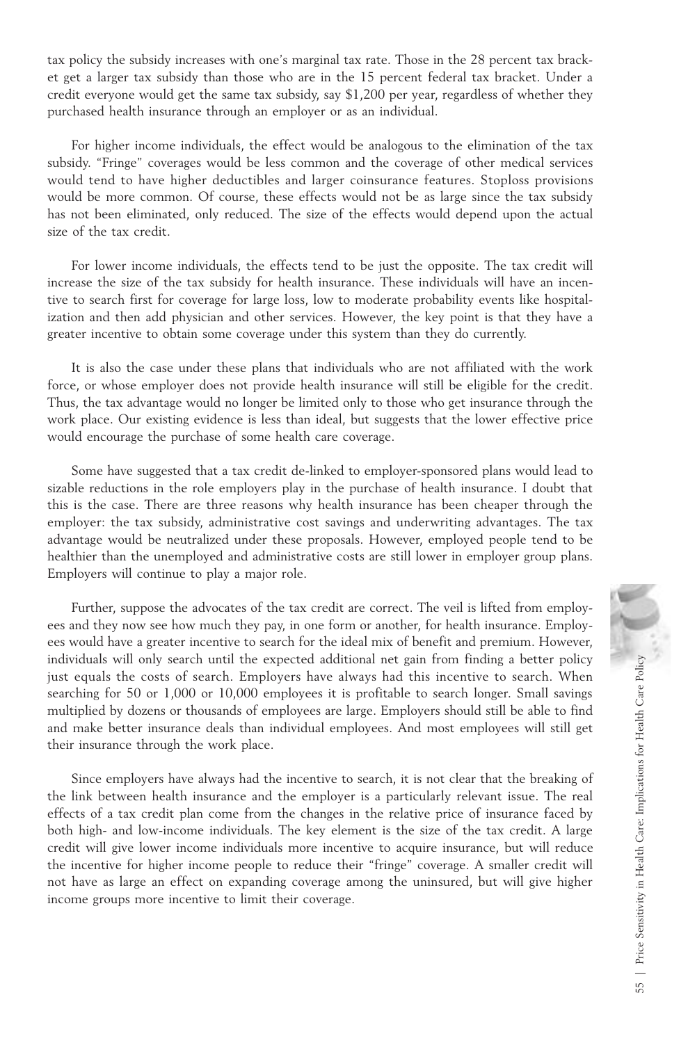tax policy the subsidy increases with one's marginal tax rate. Those in the 28 percent tax bracket get a larger tax subsidy than those who are in the 15 percent federal tax bracket. Under a credit everyone would get the same tax subsidy, say $1,200 per year, regardless of whether they purchased health insurance through an employer or as an individual.

For higher income individuals, the effect would be analogous to the elimination of the tax subsidy. "Fringe" coverages would be less common and the coverage of other medical services would tend to have higher deductibles and larger coinsurance features. Stoploss provisions would be more common. Of course, these effects would not be as large since the tax subsidy has not been eliminated, only reduced. The size of the effects would depend upon the actual size of the tax credit.

For lower income individuals, the effects tend to be just the opposite. The tax credit will increase the size of the tax subsidy for health insurance. These individuals will have an incentive to search first for coverage for large loss, low to moderate probability events like hospitalization and then add physician and other services. However, the key point is that they have a greater incentive to obtain some coverage under this system than they do currently.

It is also the case under these plans that individuals who are not affiliated with the work force, or whose employer does not provide health insurance will still be eligible for the credit. Thus, the tax advantage would no longer be limited only to those who get insurance through the work place. Our existing evidence is less than ideal, but suggests that the lower effective price would encourage the purchase of some health care coverage.

Some have suggested that a tax credit de-linked to employer-sponsored plans would lead to sizable reductions in the role employers play in the purchase of health insurance. I doubt that this is the case. There are three reasons why health insurance has been cheaper through the employer: the tax subsidy, administrative cost savings and underwriting advantages. The tax advantage would be neutralized under these proposals. However, employed people tend to be healthier than the unemployed and administrative costs are still lower in employer group plans. Employers will continue to play a major role.

Further, suppose the advocates of the tax credit are correct. The veil is lifted from employees and they now see how much they pay, in one form or another, for health insurance. Employees would have a greater incentive to search for the ideal mix of benefit and premium. However, individuals will only search until the expected additional net gain from finding a better policy just equals the costs of search. Employers have always had this incentive to search. When searching for 50 or 1,000 or 10,000 employees it is profitable to search longer. Small savings multiplied by dozens or thousands of employees are large. Employers should still be able to find and make better insurance deals than individual employees. And most employees will still get their insurance through the work place.

Since employers have always had the incentive to search, it is not clear that the breaking of the link between health insurance and the employer is a particularly relevant issue. The real effects of a tax credit plan come from the changes in the relative price of insurance faced by both high- and low-income individuals. The key element is the size of the tax credit. A large credit will give lower income individuals more incentive to acquire insurance, but will reduce the incentive for higher income people to reduce their "fringe" coverage. A smaller credit will not have as large an effect on expanding coverage among the uninsured, but will give higher income groups more incentive to limit their coverage.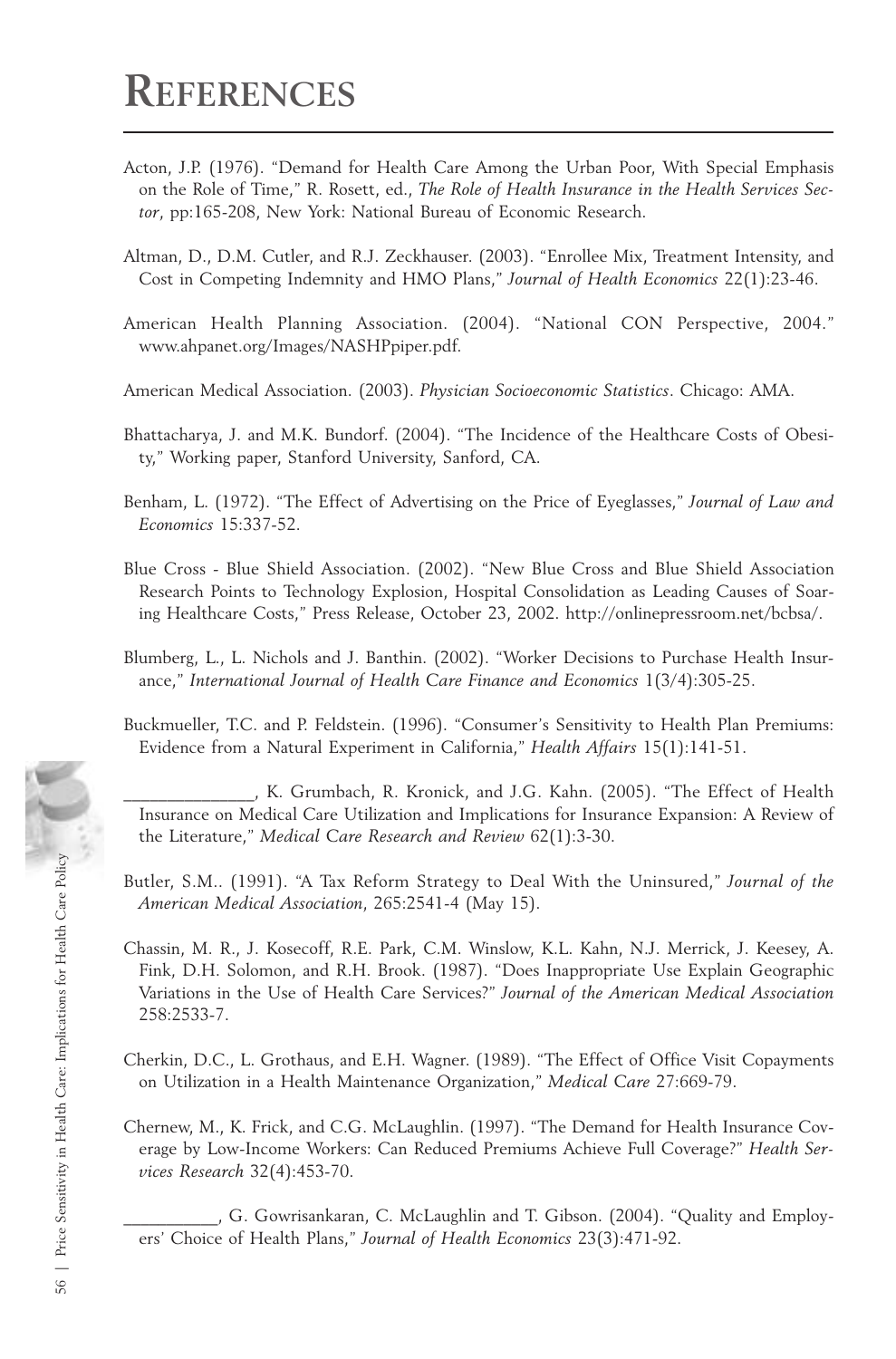# REFERENCES

Acton, J.P. (1976). "Demand for Health Care Among the Urban Poor, With Special Emphasis on the Role of Time," R. Rosett, ed., *The Role of Health Insurance in the Health Services Sector*, pp:165-208, New York: National Bureau of Economic Research.

Altman, D., D.M. Cutler, and R.J. Zeckhauser. (2003). "Enrollee Mix, Treatment Intensity, and Cost in Competing Indemnity and HMO Plans," *Journal of Health Economics* 22(1):23-46.

American Health Planning Association. (2004). "National CON Perspective, 2004." www.ahpanet.org/Images/NASHPpiper.pdf.

American Medical Association. (2003). *Physician Socioeconomic Statistics*. Chicago: AMA.

Bhattacharya, J. and M.K. Bundorf. (2004). "The Incidence of the Healthcare Costs of Obesity," Working paper, Stanford University, Sanford, CA.

Benham, L. (1972). "The Effect of Advertising on the Price of Eyeglasses," *Journal of Law and Economics* 15:337-52.

Blue Cross - Blue Shield Association. (2002). "New Blue Cross and Blue Shield Association Research Points to Technology Explosion, Hospital Consolidation as Leading Causes of Soaring Healthcare Costs," Press Release, October 23, 2002. http://onlinepressroom.net/bcbsa/.

Blumberg, L., L. Nichols and J. Banthin. (2002). "Worker Decisions to Purchase Health Insurance," *International Journal of Health Care Finance and Economics* 1(3/4):305-25.

Buckmueller, T.C. and P. Feldstein. (1996). "Consumer's Sensitivity to Health Plan Premiums: Evidence from a Natural Experiment in California," *Health Affairs* 15(1):141-51.

______________, K. Grumbach, R. Kronick, and J.G. Kahn. (2005). "The Effect of Health Insurance on Medical Care Utilization and Implications for Insurance Expansion: A Review of the Literature," *Medical Care Research and Review* 62(1):3-30.

Butler, S.M.. (1991). "A Tax Reform Strategy to Deal With the Uninsured," *Journal of the American Medical Association*, 265:2541-4 (May 15).

Chassin, M. R., J. Kosecoff, R.E. Park, C.M. Winslow, K.L. Kahn, N.J. Merrick, J. Keesey, A. Fink, D.H. Solomon, and R.H. Brook. (1987). "Does Inappropriate Use Explain Geographic Variations in the Use of Health Care Services?" *Journal of the American Medical Association* 258:2533-7.

Cherkin, D.C., L. Grothaus, and E.H. Wagner. (1989). "The Effect of Office Visit Copayments on Utilization in a Health Maintenance Organization," *Medical Care* 27:669-79.

Chernew, M., K. Frick, and C.G. McLaughlin. (1997). "The Demand for Health Insurance Coverage by Low-Income Workers: Can Reduced Premiums Achieve Full Coverage?" *Health Services Research* 32(4):453-70.

__________, G. Gowrisankaran, C. McLaughlin and T. Gibson. (2004). "Quality and Employers' Choice of Health Plans," *Journal of Health Economics* 23(3):471-92.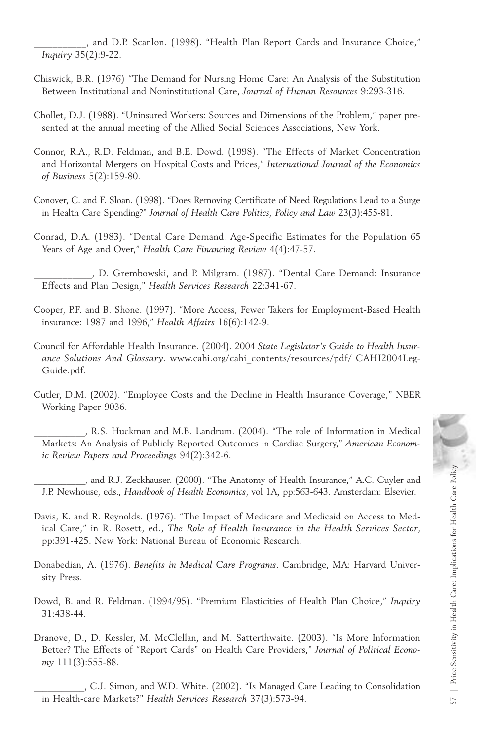__________, and D.P. Scanlon. (1998). "Health Plan Report Cards and Insurance Choice," *Inquiry* 35(2):9-22.

Chiswick, B.R. (1976) "The Demand for Nursing Home Care: An Analysis of the Substitution Between Institutional and Noninstitutional Care, *Journal of Human Resources* 9:293-316.

Chollet, D.J. (1988). "Uninsured Workers: Sources and Dimensions of the Problem," paper presented at the annual meeting of the Allied Social Sciences Associations, New York.

Connor, R.A., R.D. Feldman, and B.E. Dowd. (1998). "The Effects of Market Concentration and Horizontal Mergers on Hospital Costs and Prices," *International Journal of the Economics of Business* 5(2):159-80.

Conover, C. and F. Sloan. (1998). "Does Removing Certificate of Need Regulations Lead to a Surge in Health Care Spending?" *Journal of Health Care Politics, Policy and Law* 23(3):455-81.

Conrad, D.A. (1983). "Dental Care Demand: Age-Specific Estimates for the Population 65 Years of Age and Over," *Health Care Financing Review* 4(4):47-57.

___________, D. Grembowski, and P. Milgram. (1987). "Dental Care Demand: Insurance Effects and Plan Design," *Health Services Research* 22:341-67.

Cooper, P.F. and B. Shone. (1997). "More Access, Fewer Takers for Employment-Based Health insurance: 1987 and 1996," *Health Affairs* 16(6):142-9.

Council for Affordable Health Insurance. (2004). 2004 *State Legislator's Guide to Health Insurance Solutions And Glossary*. www.cahi.org/cahi_contents/resources/pdf/ CAHI2004LegGuide.pdf.

Cutler, D.M. (2002). "Employee Costs and the Decline in Health Insurance Coverage," NBER Working Paper 9036.

__________, R.S. Huckman and M.B. Landrum. (2004). "The role of Information in Medical Markets: An Analysis of Publicly Reported Outcomes in Cardiac Surgery," *American Economic Review Papers and Proceedings* 94(2):342-6.

__________, and R.J. Zeckhauser. (2000). "The Anatomy of Health Insurance," A.C. Cuyler and J.P. Newhouse, eds., *Handbook of Health Economics*, vol 1A, pp:563-643. Amsterdam: Elsevier.

Davis, K. and R. Reynolds. (1976). "The Impact of Medicare and Medicaid on Access to Medical Care," in R. Rosett, ed., *The Role of Health Insurance in the Health Services Sector*, pp:391-425. New York: National Bureau of Economic Research.

Donabedian, A. (1976). *Benefits in Medical Care Programs*. Cambridge, MA: Harvard University Press.

Dowd, B. and R. Feldman. (1994/95). "Premium Elasticities of Health Plan Choice," *Inquiry* 31:438-44.

Dranove, D., D. Kessler, M. McClellan, and M. Satterthwaite. (2003). "Is More Information Better? The Effects of "Report Cards" on Health Care Providers," *Journal of Political Economy* 111(3):555-88.

__________, C.J. Simon, and W.D. White. (2002). "Is Managed Care Leading to Consolidation in Health-care Markets?" *Health Services Research* 37(3):573-94.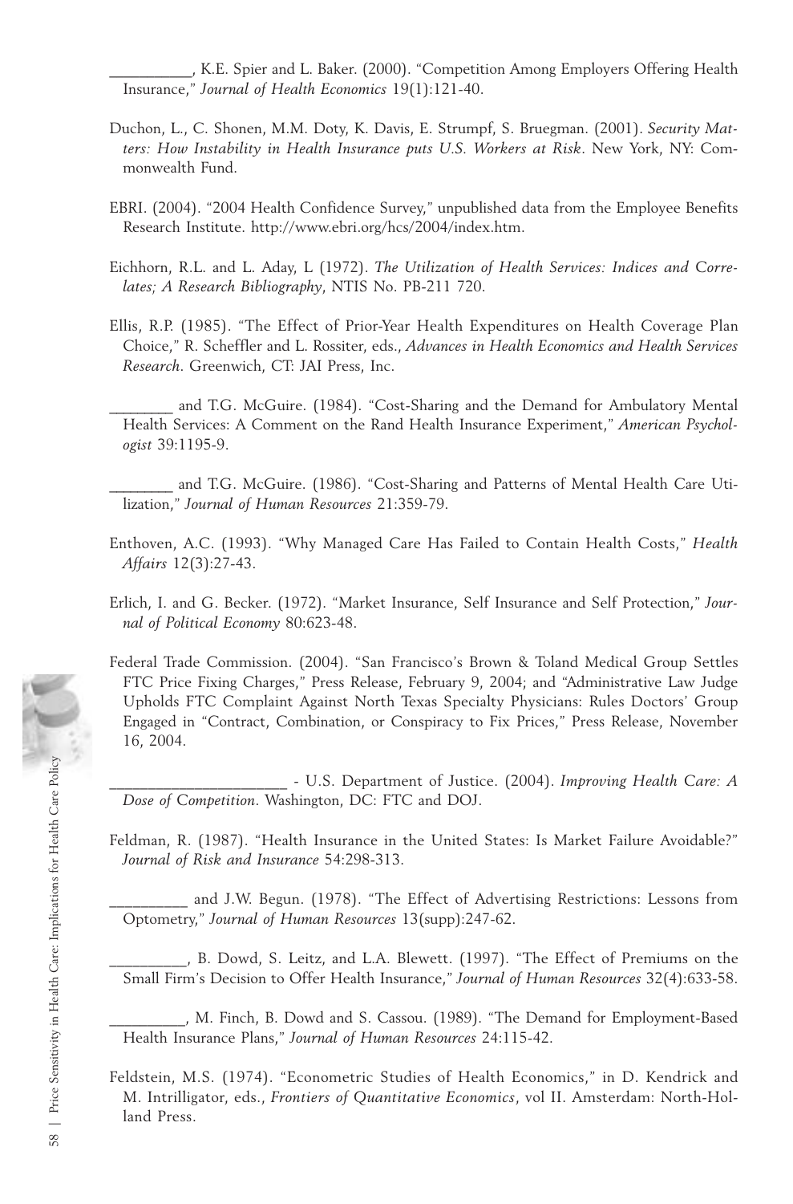__________, K.E. Spier and L. Baker. (2000). "Competition Among Employers Offering Health Insurance," *Journal of Health Economics* 19(1):121-40.

Duchon, L., C. Shonen, M.M. Doty, K. Davis, E. Strumpf, S. Bruegman. (2001). *Security Matters: How Instability in Health Insurance puts U.S. Workers at Risk*. New York, NY: Commonwealth Fund.

EBRI. (2004). "2004 Health Confidence Survey," unpublished data from the Employee Benefits Research Institute. http://www.ebri.org/hcs/2004/index.htm.

Eichhorn, R.L. and L. Aday, L (1972). *The Utilization of Health Services: Indices and Correlates; A Research Bibliography*, NTIS No. PB-211 720.

Ellis, R.P. (1985). "The Effect of Prior-Year Health Expenditures on Health Coverage Plan Choice," R. Scheffler and L. Rossiter, eds., *Advances in Health Economics and Health Services Research*. Greenwich, CT: JAI Press, Inc.

________ and T.G. McGuire. (1984). "Cost-Sharing and the Demand for Ambulatory Mental Health Services: A Comment on the Rand Health Insurance Experiment," *American Psychologist* 39:1195-9.

________ and T.G. McGuire. (1986). "Cost-Sharing and Patterns of Mental Health Care Utilization," *Journal of Human Resources* 21:359-79.

Enthoven, A.C. (1993). "Why Managed Care Has Failed to Contain Health Costs," *Health Affairs* 12(3):27-43.

Erlich, I. and G. Becker. (1972). "Market Insurance, Self Insurance and Self Protection," *Journal of Political Economy* 80:623-48.

Federal Trade Commission. (2004). "San Francisco's Brown & Toland Medical Group Settles FTC Price Fixing Charges," Press Release, February 9, 2004; and "Administrative Law Judge Upholds FTC Complaint Against North Texas Specialty Physicians: Rules Doctors' Group Engaged in "Contract, Combination, or Conspiracy to Fix Prices," Press Release, November 16, 2004.

______________________ - U.S. Department of Justice. (2004). *Improving Health Care: A Dose of Competition*. Washington, DC: FTC and DOJ.

Feldman, R. (1987). "Health Insurance in the United States: Is Market Failure Avoidable?" *Journal of Risk and Insurance* 54:298-313.

_________ and J.W. Begun. (1978). "The Effect of Advertising Restrictions: Lessons from Optometry," *Journal of Human Resources* 13(supp):247-62.

_________, B. Dowd, S. Leitz, and L.A. Blewett. (1997). "The Effect of Premiums on the Small Firm's Decision to Offer Health Insurance," *Journal of Human Resources* 32(4):633-58.

_________, M. Finch, B. Dowd and S. Cassou. (1989). "The Demand for Employment-Based Health Insurance Plans," *Journal of Human Resources* 24:115-42.

Feldstein, M.S. (1974). "Econometric Studies of Health Economics," in D. Kendrick and M. Intrilligator, eds., *Frontiers of Quantitative Economics*, vol II. Amsterdam: North-Holland Press.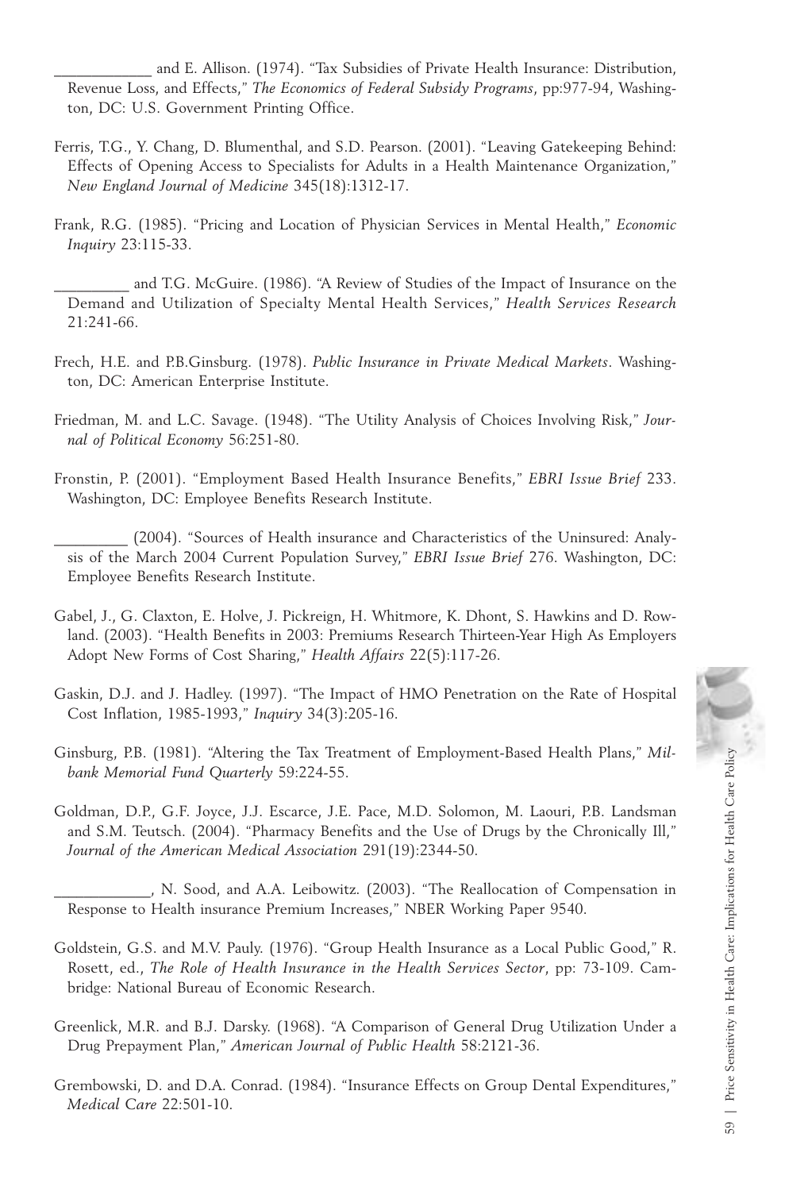____________ and E. Allison. (1974). "Tax Subsidies of Private Health Insurance: Distribution, Revenue Loss, and Effects," *The Economics of Federal Subsidy Programs*, pp:977-94, Washington, DC: U.S. Government Printing Office.

Ferris, T.G., Y. Chang, D. Blumenthal, and S.D. Pearson. (2001). "Leaving Gatekeeping Behind: Effects of Opening Access to Specialists for Adults in a Health Maintenance Organization," *New England Journal of Medicine* 345(18):1312-17.

Frank, R.G. (1985). "Pricing and Location of Physician Services in Mental Health," *Economic Inquiry* 23:115-33.

_________ and T.G. McGuire. (1986). "A Review of Studies of the Impact of Insurance on the Demand and Utilization of Specialty Mental Health Services," *Health Services Research* 21:241-66.

Frech, H.E. and P.B.Ginsburg. (1978). *Public Insurance in Private Medical Markets*. Washington, DC: American Enterprise Institute.

Friedman, M. and L.C. Savage. (1948). "The Utility Analysis of Choices Involving Risk," *Journal of Political Economy* 56:251-80.

Fronstin, P. (2001). "Employment Based Health Insurance Benefits," *EBRI Issue Brief* 233. Washington, DC: Employee Benefits Research Institute.

_________ (2004). "Sources of Health insurance and Characteristics of the Uninsured: Analysis of the March 2004 Current Population Survey," *EBRI Issue Brief* 276. Washington, DC: Employee Benefits Research Institute.

Gabel, J., G. Claxton, E. Holve, J. Pickreign, H. Whitmore, K. Dhont, S. Hawkins and D. Rowland. (2003). "Health Benefits in 2003: Premiums Research Thirteen-Year High As Employers Adopt New Forms of Cost Sharing," *Health Affairs* 22(5):117-26.

Gaskin, D.J. and J. Hadley. (1997). "The Impact of HMO Penetration on the Rate of Hospital Cost Inflation, 1985-1993," *Inquiry* 34(3):205-16.

Ginsburg, P.B. (1981). "Altering the Tax Treatment of Employment-Based Health Plans," *Milbank Memorial Fund Quarterly* 59:224-55.

Goldman, D.P., G.F. Joyce, J.J. Escarce, J.E. Pace, M.D. Solomon, M. Laouri, P.B. Landsman and S.M. Teutsch. (2004). "Pharmacy Benefits and the Use of Drugs by the Chronically Ill," *Journal of the American Medical Association* 291(19):2344-50.

____________, N. Sood, and A.A. Leibowitz. (2003). "The Reallocation of Compensation in Response to Health insurance Premium Increases," NBER Working Paper 9540.

Goldstein, G.S. and M.V. Pauly. (1976). "Group Health Insurance as a Local Public Good," R. Rosett, ed., *The Role of Health Insurance in the Health Services Sector*, pp: 73-109. Cambridge: National Bureau of Economic Research.

Greenlick, M.R. and B.J. Darsky. (1968). "A Comparison of General Drug Utilization Under a Drug Prepayment Plan," *American Journal of Public Health* 58:2121-36.

Grembowski, D. and D.A. Conrad. (1984). "Insurance Effects on Group Dental Expenditures," *Medical Care* 22:501-10.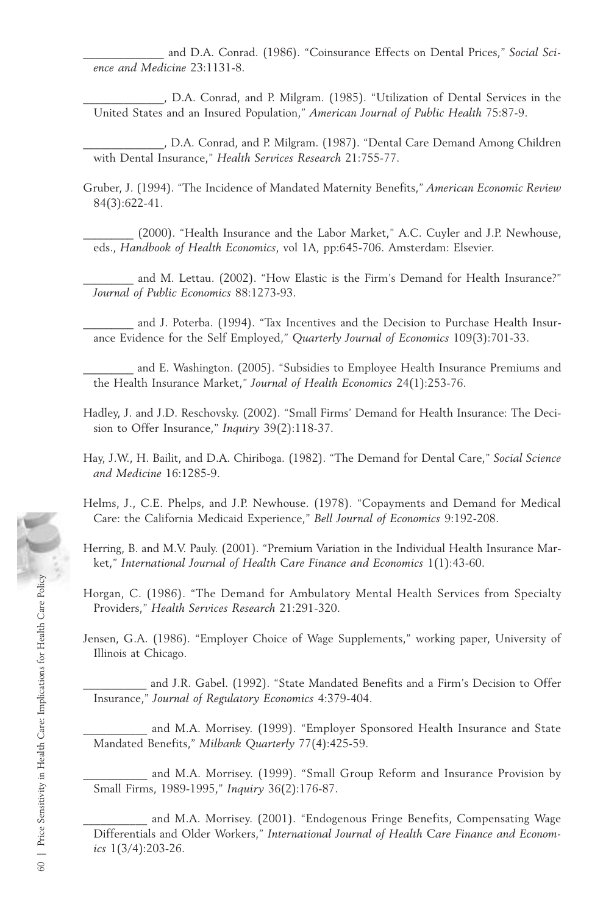_____________ and D.A. Conrad. (1986). "Coinsurance Effects on Dental Prices," *Social Science and Medicine* 23:1131-8.

_____________, D.A. Conrad, and P. Milgram. (1985). "Utilization of Dental Services in the United States and an Insured Population," *American Journal of Public Health* 75:87-9.

_____________, D.A. Conrad, and P. Milgram. (1987). "Dental Care Demand Among Children with Dental Insurance," *Health Services Research* 21:755-77.

Gruber, J. (1994). "The Incidence of Mandated Maternity Benefits," *American Economic Review* 84(3):622-41.

________ (2000). "Health Insurance and the Labor Market," A.C. Cuyler and J.P. Newhouse, eds., *Handbook of Health Economics*, vol 1A, pp:645-706. Amsterdam: Elsevier.

________ and M. Lettau. (2002). "How Elastic is the Firm's Demand for Health Insurance?" *Journal of Public Economics* 88:1273-93.

________ and J. Poterba. (1994). "Tax Incentives and the Decision to Purchase Health Insurance Evidence for the Self Employed," *Quarterly Journal of Economics* 109(3):701-33.

________ and E. Washington. (2005). "Subsidies to Employee Health Insurance Premiums and the Health Insurance Market," *Journal of Health Economics* 24(1):253-76.

Hadley, J. and J.D. Reschovsky. (2002). "Small Firms' Demand for Health Insurance: The Decision to Offer Insurance," *Inquiry* 39(2):118-37.

Hay, J.W., H. Bailit, and D.A. Chiriboga. (1982). "The Demand for Dental Care," *Social Science and Medicine* 16:1285-9.

Helms, J., C.E. Phelps, and J.P. Newhouse. (1978). "Copayments and Demand for Medical Care: the California Medicaid Experience," *Bell Journal of Economics* 9:192-208.

Herring, B. and M.V. Pauly. (2001). "Premium Variation in the Individual Health Insurance Market," *International Journal of Health Care Finance and Economics* 1(1):43-60.

Horgan, C. (1986). "The Demand for Ambulatory Mental Health Services from Specialty Providers," *Health Services Research* 21:291-320.

Jensen, G.A. (1986). "Employer Choice of Wage Supplements," working paper, University of Illinois at Chicago.

__________ and J.R. Gabel. (1992). "State Mandated Benefits and a Firm's Decision to Offer Insurance," *Journal of Regulatory Economics* 4:379-404.

__________ and M.A. Morrisey. (1999). "Employer Sponsored Health Insurance and State Mandated Benefits," *Milbank Quarterly* 77(4):425-59.

__________ and M.A. Morrisey. (1999). "Small Group Reform and Insurance Provision by Small Firms, 1989-1995," *Inquiry* 36(2):176-87.

__________ and M.A. Morrisey. (2001). "Endogenous Fringe Benefits, Compensating Wage Differentials and Older Workers," *International Journal of Health Care Finance and Economics* 1(3/4):203-26.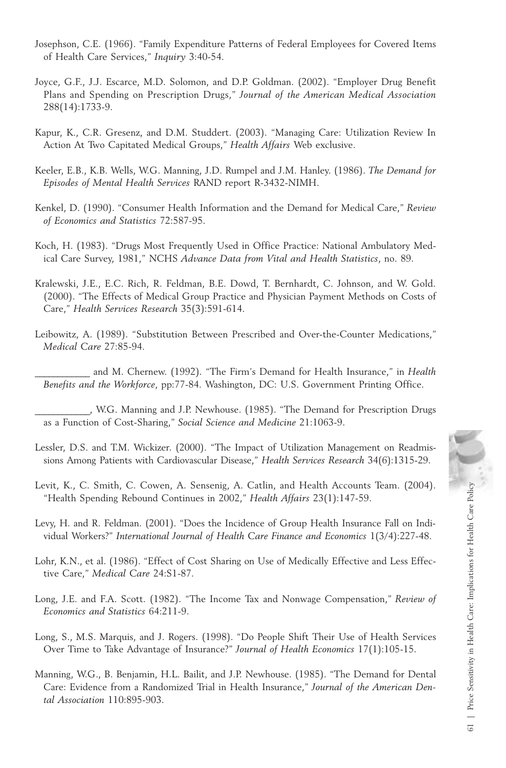Josephson, C.E. (1966). "Family Expenditure Patterns of Federal Employees for Covered Items of Health Care Services," *Inquiry* 3:40-54.

Joyce, G.F., J.J. Escarce, M.D. Solomon, and D.P. Goldman. (2002). "Employer Drug Benefit Plans and Spending on Prescription Drugs," *Journal of the American Medical Association* 288(14):1733-9.

Kapur, K., C.R. Gresenz, and D.M. Studdert. (2003). "Managing Care: Utilization Review In Action At Two Capitated Medical Groups," *Health Affairs* Web exclusive.

Keeler, E.B., K.B. Wells, W.G. Manning, J.D. Rumpel and J.M. Hanley. (1986). *The Demand for Episodes of Mental Health Services* RAND report R-3432-NIMH.

Kenkel, D. (1990). "Consumer Health Information and the Demand for Medical Care," *Review of Economics and Statistics* 72:587-95.

Koch, H. (1983). "Drugs Most Frequently Used in Office Practice: National Ambulatory Medical Care Survey, 1981," NCHS *Advance Data from Vital and Health Statistics*, no. 89.

Kralewski, J.E., E.C. Rich, R. Feldman, B.E. Dowd, T. Bernhardt, C. Johnson, and W. Gold. (2000). "The Effects of Medical Group Practice and Physician Payment Methods on Costs of Care," *Health Services Research* 35(3):591-614.

Leibowitz, A. (1989). "Substitution Between Prescribed and Over-the-Counter Medications," *Medical Care* 27:85-94.

___________ and M. Chernew. (1992). "The Firm's Demand for Health Insurance," in *Health Benefits and the Workforce*, pp:77-84. Washington, DC: U.S. Government Printing Office.

___________, W.G. Manning and J.P. Newhouse. (1985). "The Demand for Prescription Drugs as a Function of Cost-Sharing," *Social Science and Medicine* 21:1063-9.

Lessler, D.S. and T.M. Wickizer. (2000). "The Impact of Utilization Management on Readmissions Among Patients with Cardiovascular Disease," *Health Services Research* 34(6):1315-29.

Levit, K., C. Smith, C. Cowen, A. Sensenig, A. Catlin, and Health Accounts Team. (2004). "Health Spending Rebound Continues in 2002," *Health Affairs* 23(1):147-59.

Levy, H. and R. Feldman. (2001). "Does the Incidence of Group Health Insurance Fall on Individual Workers?" *International Journal of Health Care Finance and Economics* 1(3/4):227-48.

Lohr, K.N., et al. (1986). "Effect of Cost Sharing on Use of Medically Effective and Less Effective Care," *Medical Care* 24:S1-87.

Long, J.E. and F.A. Scott. (1982). "The Income Tax and Nonwage Compensation," *Review of Economics and Statistics* 64:211-9.

Long, S., M.S. Marquis, and J. Rogers. (1998). "Do People Shift Their Use of Health Services Over Time to Take Advantage of Insurance?" *Journal of Health Economics* 17(1):105-15.

Manning, W.G., B. Benjamin, H.L. Bailit, and J.P. Newhouse. (1985). "The Demand for Dental Care: Evidence from a Randomized Trial in Health Insurance," *Journal of the American Dental Association* 110:895-903.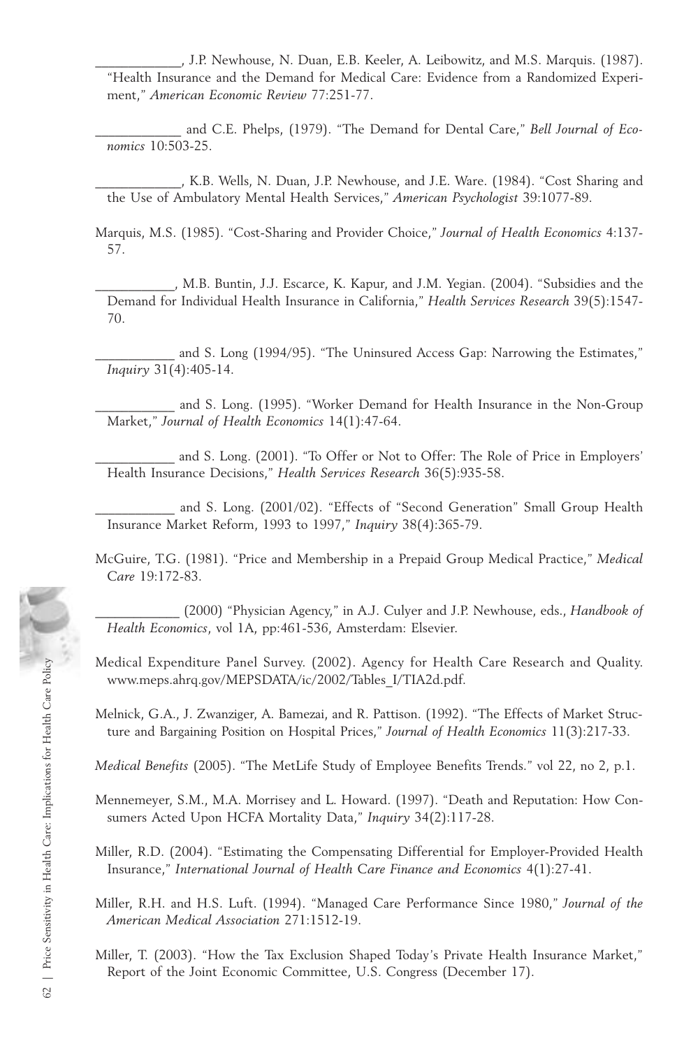\_\_\_\_\_\_\_\_\_\_\_\_, J.P. Newhouse, N. Duan, E.B. Keeler, A. Leibowitz, and M.S. Marquis. (1987). "Health Insurance and the Demand for Medical Care: Evidence from a Randomized Experiment," *American Economic Review* 77:251-77.

\_\_\_\_\_\_\_\_\_\_\_\_ and C.E. Phelps, (1979). "The Demand for Dental Care," *Bell Journal of Economics* 10:503-25.

\_\_\_\_\_\_\_\_\_\_\_\_, K.B. Wells, N. Duan, J.P. Newhouse, and J.E. Ware. (1984). "Cost Sharing and the Use of Ambulatory Mental Health Services," *American Psychologist* 39:1077-89.

Marquis, M.S. (1985). "Cost-Sharing and Provider Choice," *Journal of Health Economics* 4:137-57.

\_\_\_\_\_\_\_\_\_\_\_, M.B. Buntin, J.J. Escarce, K. Kapur, and J.M. Yegian. (2004). "Subsidies and the Demand for Individual Health Insurance in California," *Health Services Research* 39(5):1547-70.

\_\_\_\_\_\_\_\_\_\_\_ and S. Long (1994/95). "The Uninsured Access Gap: Narrowing the Estimates," *Inquiry* 31(4):405-14.

\_\_\_\_\_\_\_\_\_\_\_ and S. Long. (1995). "Worker Demand for Health Insurance in the Non-Group Market," *Journal of Health Economics* 14(1):47-64.

\_\_\_\_\_\_\_\_\_\_\_ and S. Long. (2001). "To Offer or Not to Offer: The Role of Price in Employers' Health Insurance Decisions," *Health Services Research* 36(5):935-58.

\_\_\_\_\_\_\_\_\_\_\_ and S. Long. (2001/02). "Effects of "Second Generation" Small Group Health Insurance Market Reform, 1993 to 1997," *Inquiry* 38(4):365-79.

McGuire, T.G. (1981). "Price and Membership in a Prepaid Group Medical Practice," *Medical Care* 19:172-83.

\_\_\_\_\_\_\_\_\_\_\_\_ (2000) "Physician Agency," in A.J. Culyer and J.P. Newhouse, eds., *Handbook of Health Economics*, vol 1A, pp:461-536, Amsterdam: Elsevier.

Medical Expenditure Panel Survey. (2002). Agency for Health Care Research and Quality. www.meps.ahrq.gov/MEPSDATA/ic/2002/Tables_I/TIA2d.pdf.

Melnick, G.A., J. Zwanziger, A. Bamezai, and R. Pattison. (1992). "The Effects of Market Structure and Bargaining Position on Hospital Prices," *Journal of Health Economics* 11(3):217-33.

*Medical Benefits* (2005). "The MetLife Study of Employee Benefits Trends." vol 22, no 2, p.1.

Mennemeyer, S.M., M.A. Morrisey and L. Howard. (1997). "Death and Reputation: How Consumers Acted Upon HCFA Mortality Data," *Inquiry* 34(2):117-28.

Miller, R.D. (2004). "Estimating the Compensating Differential for Employer-Provided Health Insurance," *International Journal of Health Care Finance and Economics* 4(1):27-41.

Miller, R.H. and H.S. Luft. (1994). "Managed Care Performance Since 1980," *Journal of the American Medical Association* 271:1512-19.

Miller, T. (2003). "How the Tax Exclusion Shaped Today's Private Health Insurance Market," Report of the Joint Economic Committee, U.S. Congress (December 17).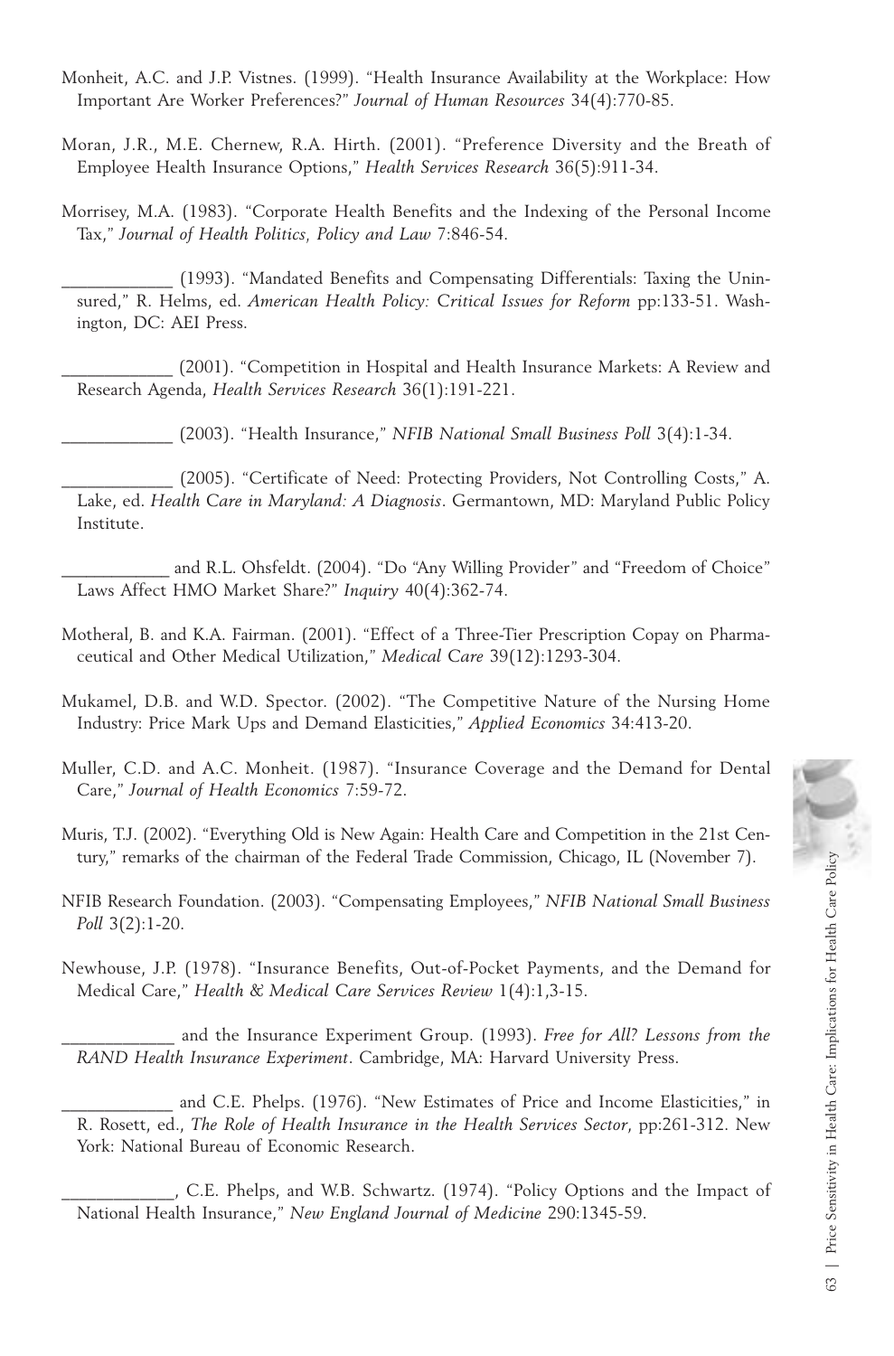Monheit, A.C. and J.P. Vistnes. (1999). "Health Insurance Availability at the Workplace: How Important Are Worker Preferences?" *Journal of Human Resources* 34(4):770-85.

Moran, J.R., M.E. Chernew, R.A. Hirth. (2001). "Preference Diversity and the Breath of Employee Health Insurance Options," *Health Services Research* 36(5):911-34.

Morrisey, M.A. (1983). "Corporate Health Benefits and the Indexing of the Personal Income Tax," *Journal of Health Politics, Policy and Law* 7:846-54.

____________ (1993). "Mandated Benefits and Compensating Differentials: Taxing the Uninsured," R. Helms, ed. *American Health Policy: Critical Issues for Reform* pp:133-51. Washington, DC: AEI Press.

____________ (2001). "Competition in Hospital and Health Insurance Markets: A Review and Research Agenda, *Health Services Research* 36(1):191-221.

____________ (2003). "Health Insurance," *NFIB National Small Business Poll* 3(4):1-34.

____________ (2005). "Certificate of Need: Protecting Providers, Not Controlling Costs," A. Lake, ed. *Health Care in Maryland: A Diagnosis*. Germantown, MD: Maryland Public Policy Institute.

____________ and R.L. Ohsfeldt. (2004). "Do "Any Willing Provider" and "Freedom of Choice" Laws Affect HMO Market Share?" *Inquiry* 40(4):362-74.

Motheral, B. and K.A. Fairman. (2001). "Effect of a Three-Tier Prescription Copay on Pharmaceutical and Other Medical Utilization," *Medical Care* 39(12):1293-304.

Mukamel, D.B. and W.D. Spector. (2002). "The Competitive Nature of the Nursing Home Industry: Price Mark Ups and Demand Elasticities," *Applied Economics* 34:413-20.

Muller, C.D. and A.C. Monheit. (1987). "Insurance Coverage and the Demand for Dental Care," *Journal of Health Economics* 7:59-72.

Muris, T.J. (2002). "Everything Old is New Again: Health Care and Competition in the 21st Century," remarks of the chairman of the Federal Trade Commission, Chicago, IL (November 7).

NFIB Research Foundation. (2003). "Compensating Employees," *NFIB National Small Business Poll* 3(2):1-20.

Newhouse, J.P. (1978). "Insurance Benefits, Out-of-Pocket Payments, and the Demand for Medical Care," *Health & Medical Care Services Review* 1(4):1,3-15.

____________ and the Insurance Experiment Group. (1993). *Free for All? Lessons from the RAND Health Insurance Experiment*. Cambridge, MA: Harvard University Press.

____________ and C.E. Phelps. (1976). "New Estimates of Price and Income Elasticities," in R. Rosett, ed., *The Role of Health Insurance in the Health Services Sector*, pp:261-312. New York: National Bureau of Economic Research.

____________, C.E. Phelps, and W.B. Schwartz. (1974). "Policy Options and the Impact of National Health Insurance," *New England Journal of Medicine* 290:1345-59.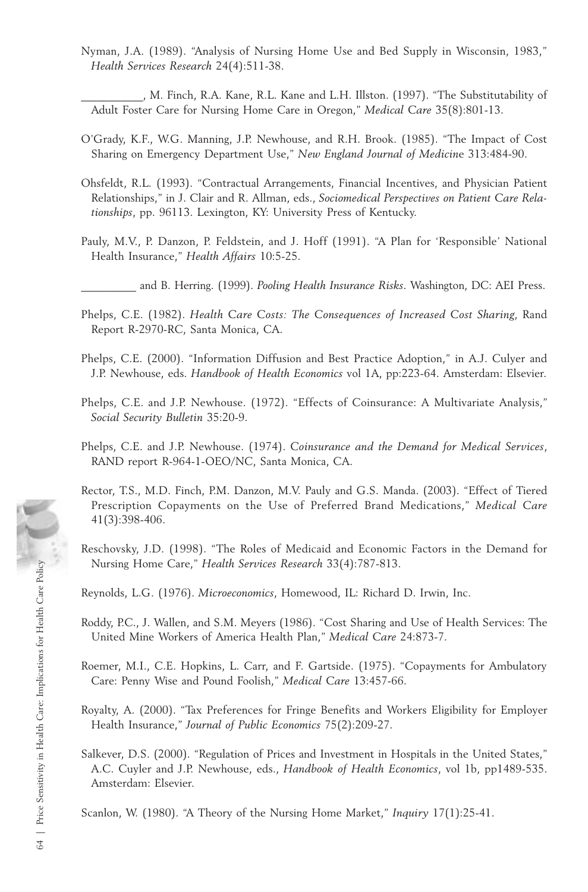Nyman, J.A. (1989). "Analysis of Nursing Home Use and Bed Supply in Wisconsin, 1983," *Health Services Research* 24(4):511-38.

__________, M. Finch, R.A. Kane, R.L. Kane and L.H. Illston. (1997). "The Substitutability of Adult Foster Care for Nursing Home Care in Oregon," *Medical Care* 35(8):801-13.

O'Grady, K.F., W.G. Manning, J.P. Newhouse, and R.H. Brook. (1985). "The Impact of Cost Sharing on Emergency Department Use," *New England Journal of Medicine* 313:484-90.

Ohsfeldt, R.L. (1993). "Contractual Arrangements, Financial Incentives, and Physician Patient Relationships," in J. Clair and R. Allman, eds., *Sociomedical Perspectives on Patient Care Relationships*, pp. 96113. Lexington, KY: University Press of Kentucky.

Pauly, M.V., P. Danzon, P. Feldstein, and J. Hoff (1991). "A Plan for 'Responsible' National Health Insurance," *Health Affairs* 10:5-25.

_________ and B. Herring. (1999). *Pooling Health Insurance Risks*. Washington, DC: AEI Press.

Phelps, C.E. (1982). *Health Care Costs: The Consequences of Increased Cost Sharing*, Rand Report R-2970-RC, Santa Monica, CA.

Phelps, C.E. (2000). "Information Diffusion and Best Practice Adoption," in A.J. Culyer and J.P. Newhouse, eds. *Handbook of Health Economics* vol 1A, pp:223-64. Amsterdam: Elsevier.

Phelps, C.E. and J.P. Newhouse. (1972). "Effects of Coinsurance: A Multivariate Analysis," *Social Security Bulletin* 35:20-9.

Phelps, C.E. and J.P. Newhouse. (1974). *Coinsurance and the Demand for Medical Services*, RAND report R-964-1-OEO/NC, Santa Monica, CA.

Rector, T.S., M.D. Finch, P.M. Danzon, M.V. Pauly and G.S. Manda. (2003). "Effect of Tiered Prescription Copayments on the Use of Preferred Brand Medications," *Medical Care* 41(3):398-406.

Reschovsky, J.D. (1998). "The Roles of Medicaid and Economic Factors in the Demand for Nursing Home Care," *Health Services Research* 33(4):787-813.

Reynolds, L.G. (1976). *Microeconomics*, Homewood, IL: Richard D. Irwin, Inc.

Roddy, P.C., J. Wallen, and S.M. Meyers (1986). "Cost Sharing and Use of Health Services: The United Mine Workers of America Health Plan," *Medical Care* 24:873-7.

Roemer, M.I., C.E. Hopkins, L. Carr, and F. Gartside. (1975). "Copayments for Ambulatory Care: Penny Wise and Pound Foolish," *Medical Care* 13:457-66.

Royalty, A. (2000). "Tax Preferences for Fringe Benefits and Workers Eligibility for Employer Health Insurance," *Journal of Public Economics* 75(2):209-27.

Salkever, D.S. (2000). "Regulation of Prices and Investment in Hospitals in the United States," A.C. Cuyler and J.P. Newhouse, eds., *Handbook of Health Economics*, vol 1b, pp1489-535. Amsterdam: Elsevier.

Scanlon, W. (1980). "A Theory of the Nursing Home Market," *Inquiry* 17(1):25-41.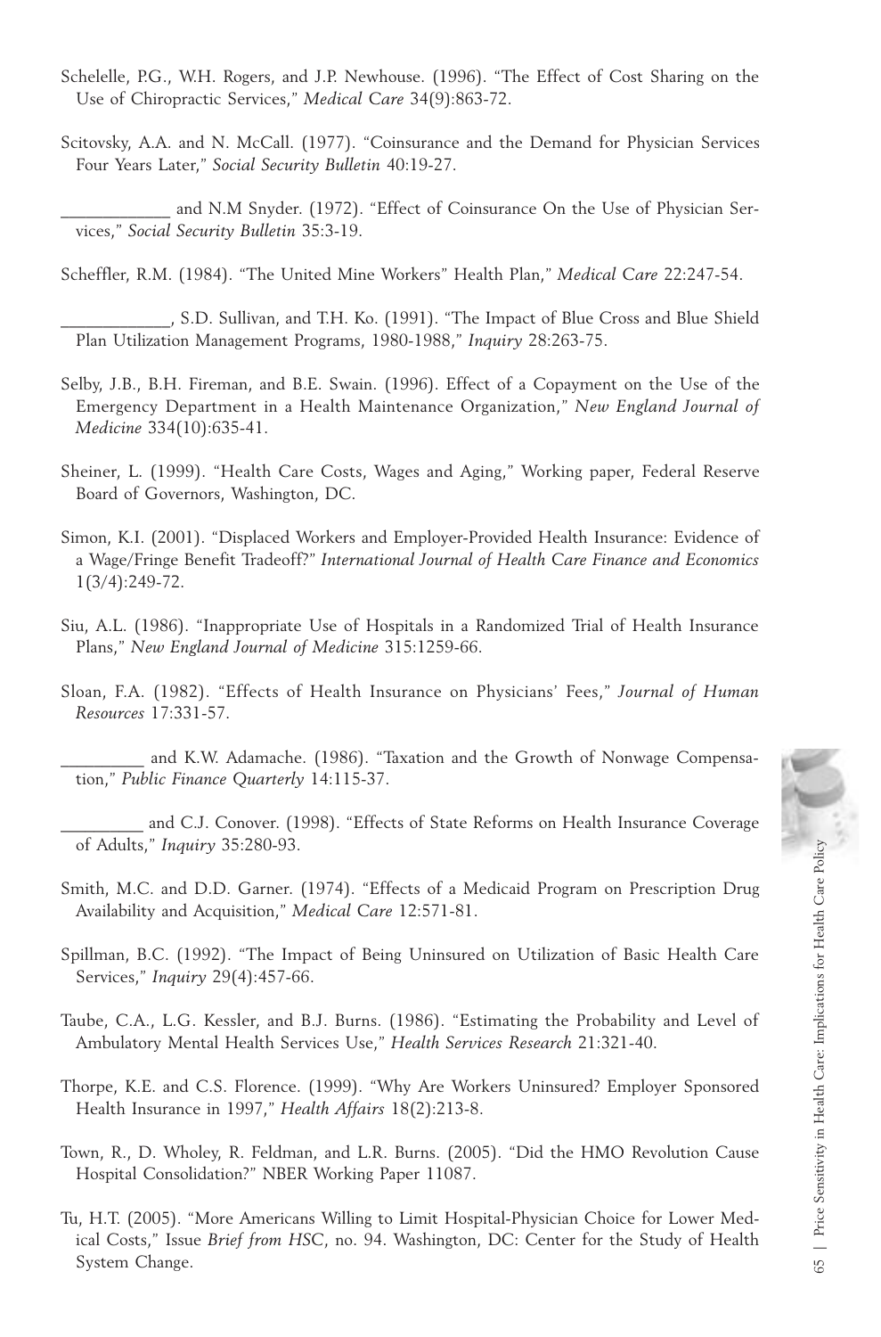Schelelle, P.G., W.H. Rogers, and J.P. Newhouse. (1996). "The Effect of Cost Sharing on the Use of Chiropractic Services," *Medical Care* 34(9):863-72.

Scitovsky, A.A. and N. McCall. (1977). "Coinsurance and the Demand for Physician Services Four Years Later," *Social Security Bulletin* 40:19-27.

____________ and N.M Snyder. (1972). "Effect of Coinsurance On the Use of Physician Services," *Social Security Bulletin* 35:3-19.

Scheffler, R.M. (1984). "The United Mine Workers" Health Plan," *Medical Care* 22:247-54.

____________, S.D. Sullivan, and T.H. Ko. (1991). "The Impact of Blue Cross and Blue Shield Plan Utilization Management Programs, 1980-1988," *Inquiry* 28:263-75.

Selby, J.B., B.H. Fireman, and B.E. Swain. (1996). Effect of a Copayment on the Use of the Emergency Department in a Health Maintenance Organization," *New England Journal of Medicine* 334(10):635-41.

Sheiner, L. (1999). "Health Care Costs, Wages and Aging," Working paper, Federal Reserve Board of Governors, Washington, DC.

Simon, K.I. (2001). "Displaced Workers and Employer-Provided Health Insurance: Evidence of a Wage/Fringe Benefit Tradeoff?" *International Journal of Health Care Finance and Economics* 1(3/4):249-72.

Siu, A.L. (1986). "Inappropriate Use of Hospitals in a Randomized Trial of Health Insurance Plans," *New England Journal of Medicine* 315:1259-66.

Sloan, F.A. (1982). "Effects of Health Insurance on Physicians' Fees," *Journal of Human Resources* 17:331-57.

_________ and K.W. Adamache. (1986). "Taxation and the Growth of Nonwage Compensation," *Public Finance Quarterly* 14:115-37.

_________ and C.J. Conover. (1998). "Effects of State Reforms on Health Insurance Coverage of Adults," *Inquiry* 35:280-93.

Smith, M.C. and D.D. Garner. (1974). "Effects of a Medicaid Program on Prescription Drug Availability and Acquisition," *Medical Care* 12:571-81.

Spillman, B.C. (1992). "The Impact of Being Uninsured on Utilization of Basic Health Care Services," *Inquiry* 29(4):457-66.

Taube, C.A., L.G. Kessler, and B.J. Burns. (1986). "Estimating the Probability and Level of Ambulatory Mental Health Services Use," *Health Services Research* 21:321-40.

Thorpe, K.E. and C.S. Florence. (1999). "Why Are Workers Uninsured? Employer Sponsored Health Insurance in 1997," *Health Affairs* 18(2):213-8.

Town, R., D. Wholey, R. Feldman, and L.R. Burns. (2005). "Did the HMO Revolution Cause Hospital Consolidation?" NBER Working Paper 11087.

Tu, H.T. (2005). "More Americans Willing to Limit Hospital-Physician Choice for Lower Medical Costs," Issue *Brief from HSC*, no. 94. Washington, DC: Center for the Study of Health System Change.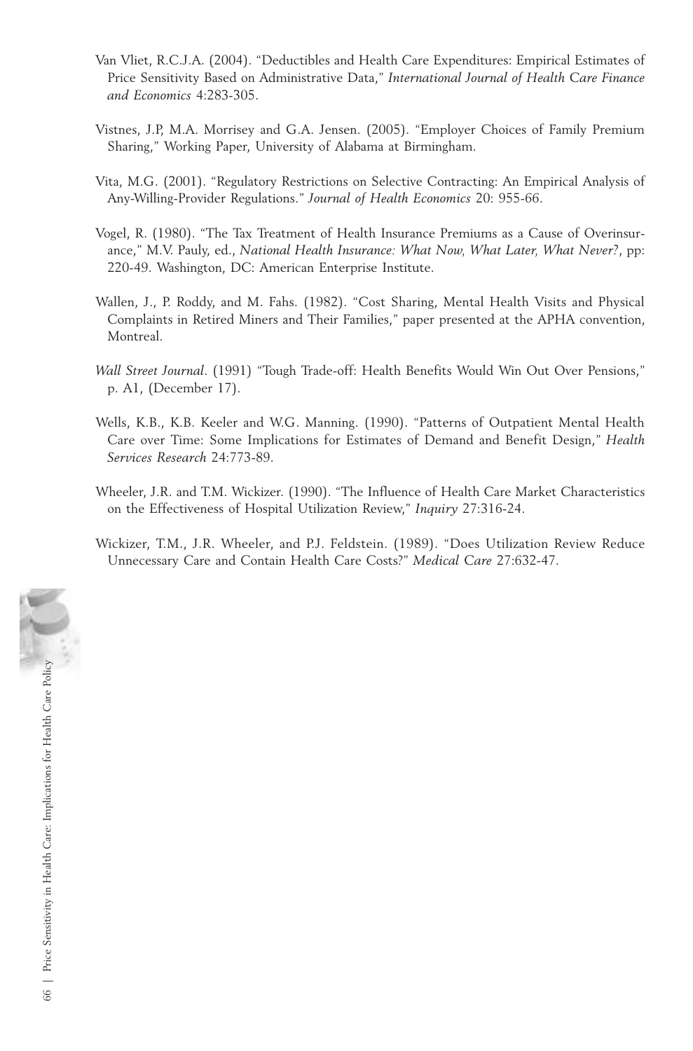Van Vliet, R.C.J.A. (2004). "Deductibles and Health Care Expenditures: Empirical Estimates of Price Sensitivity Based on Administrative Data," *International Journal of Health Care Finance and Economics* 4:283-305.

Vistnes, J.P, M.A. Morrisey and G.A. Jensen. (2005). "Employer Choices of Family Premium Sharing," Working Paper, University of Alabama at Birmingham.

Vita, M.G. (2001). "Regulatory Restrictions on Selective Contracting: An Empirical Analysis of Any-Willing-Provider Regulations." *Journal of Health Economics* 20: 955-66.

Vogel, R. (1980). "The Tax Treatment of Health Insurance Premiums as a Cause of Overinsurance," M.V. Pauly, ed., *National Health Insurance: What Now, What Later, What Never?*, pp: 220-49. Washington, DC: American Enterprise Institute.

Wallen, J., P. Roddy, and M. Fahs. (1982). "Cost Sharing, Mental Health Visits and Physical Complaints in Retired Miners and Their Families," paper presented at the APHA convention, Montreal.

*Wall Street Journal*. (1991) "Tough Trade-off: Health Benefits Would Win Out Over Pensions," p. A1, (December 17).

Wells, K.B., K.B. Keeler and W.G. Manning. (1990). "Patterns of Outpatient Mental Health Care over Time: Some Implications for Estimates of Demand and Benefit Design," *Health Services Research* 24:773-89.

Wheeler, J.R. and T.M. Wickizer. (1990). "The Influence of Health Care Market Characteristics on the Effectiveness of Hospital Utilization Review," *Inquiry* 27:316-24.

Wickizer, T.M., J.R. Wheeler, and P.J. Feldstein. (1989). "Does Utilization Review Reduce Unnecessary Care and Contain Health Care Costs?" *Medical Care* 27:632-47.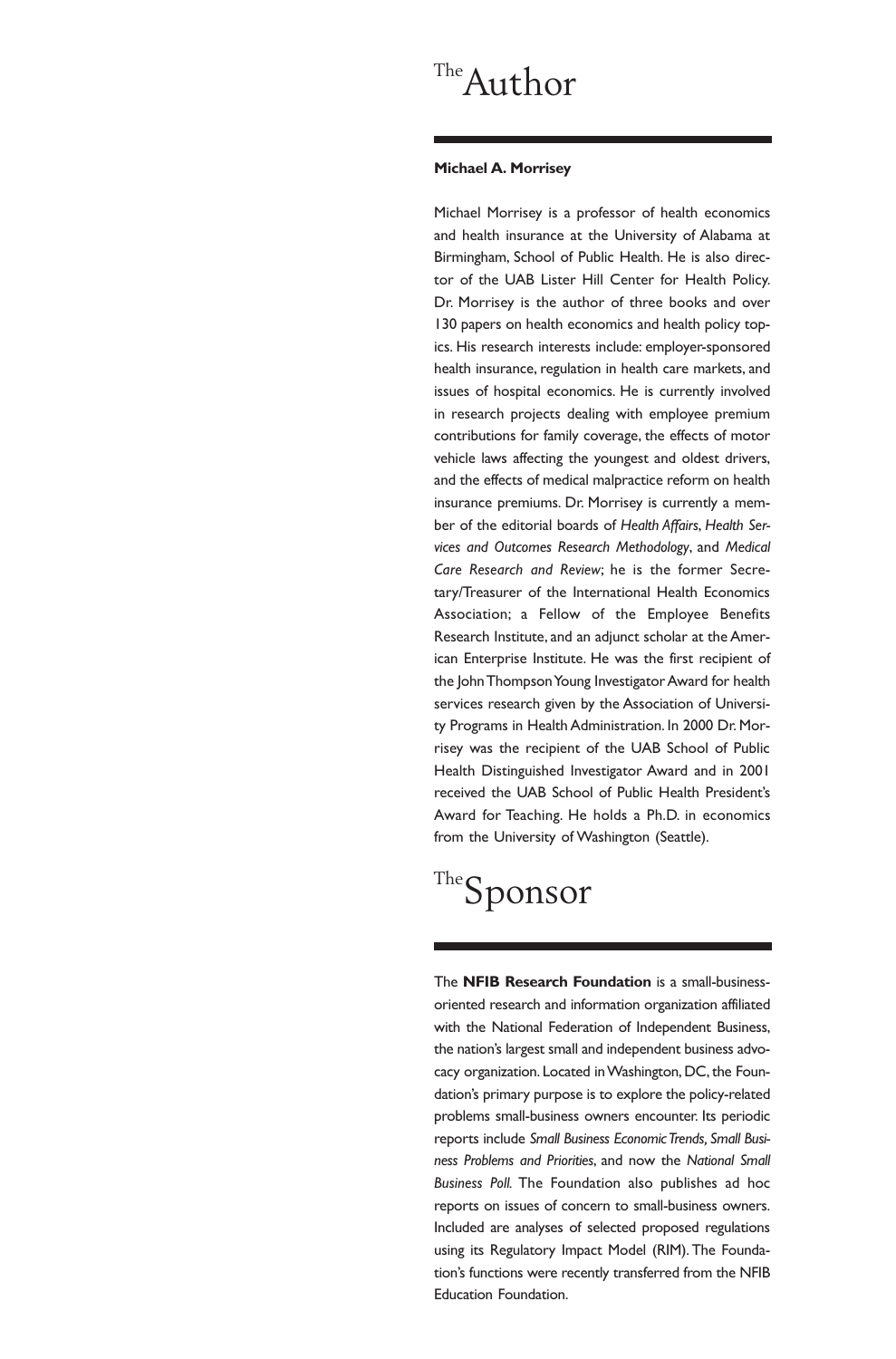# The Author

**Michael A. Morrisey**

Michael Morrisey is a professor of health economics and health insurance at the University of Alabama at Birmingham, School of Public Health. He is also director of the UAB Lister Hill Center for Health Policy. Dr. Morrisey is the author of three books and over 130 papers on health economics and health policy topics. His research interests include: employer-sponsored health insurance, regulation in health care markets, and issues of hospital economics. He is currently involved in research projects dealing with employee premium contributions for family coverage, the effects of motor vehicle laws affecting the youngest and oldest drivers, and the effects of medical malpractice reform on health insurance premiums. Dr. Morrisey is currently a member of the editorial boards of *Health Affairs*, *Health Services and Outcomes Research Methodology*, and *Medical Care Research and Review*; he is the former Secretary/Treasurer of the International Health Economics Association; a Fellow of the Employee Benefits Research Institute, and an adjunct scholar at the American Enterprise Institute. He was the first recipient of the John Thompson Young Investigator Award for health services research given by the Association of University Programs in Health Administration. In 2000 Dr. Morrisey was the recipient of the UAB School of Public Health Distinguished Investigator Award and in 2001 received the UAB School of Public Health President's Award for Teaching. He holds a Ph.D. in economics from the University of Washington (Seattle).

# The Sponsor

The **NFIB Research Foundation** is a small-business-oriented research and information organization affiliated with the National Federation of Independent Business, the nation's largest small and independent business advocacy organization. Located in Washington, DC, the Foundation's primary purpose is to explore the policy-related problems small-business owners encounter. Its periodic reports include *Small Business Economic Trends, Small Business Problems and Priorities*, and now the *National Small Business Poll*. The Foundation also publishes ad hoc reports on issues of concern to small-business owners. Included are analyses of selected proposed regulations using its Regulatory Impact Model (RIM). The Foundation's functions were recently transferred from the NFIB Education Foundation.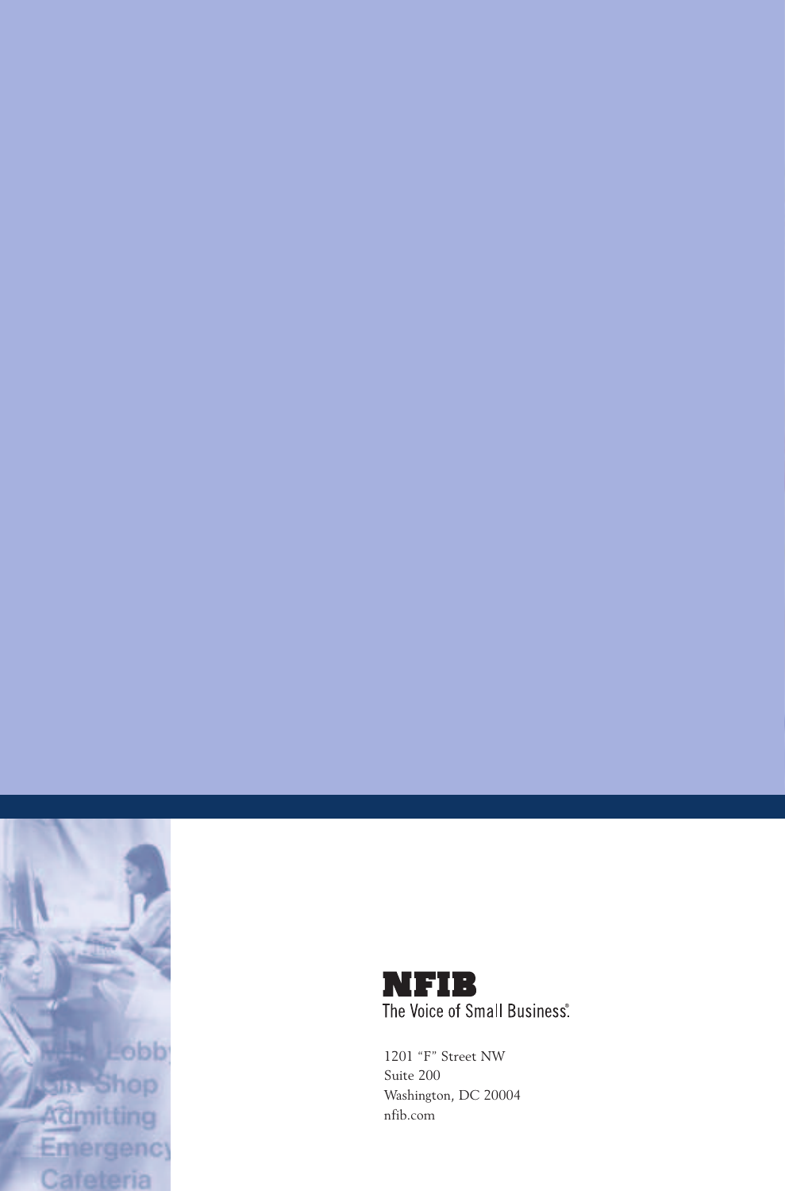NFIB
The Voice of Small Business®

1201 "F" Street NW
Suite 200
Washington, DC 20004
nfib.com